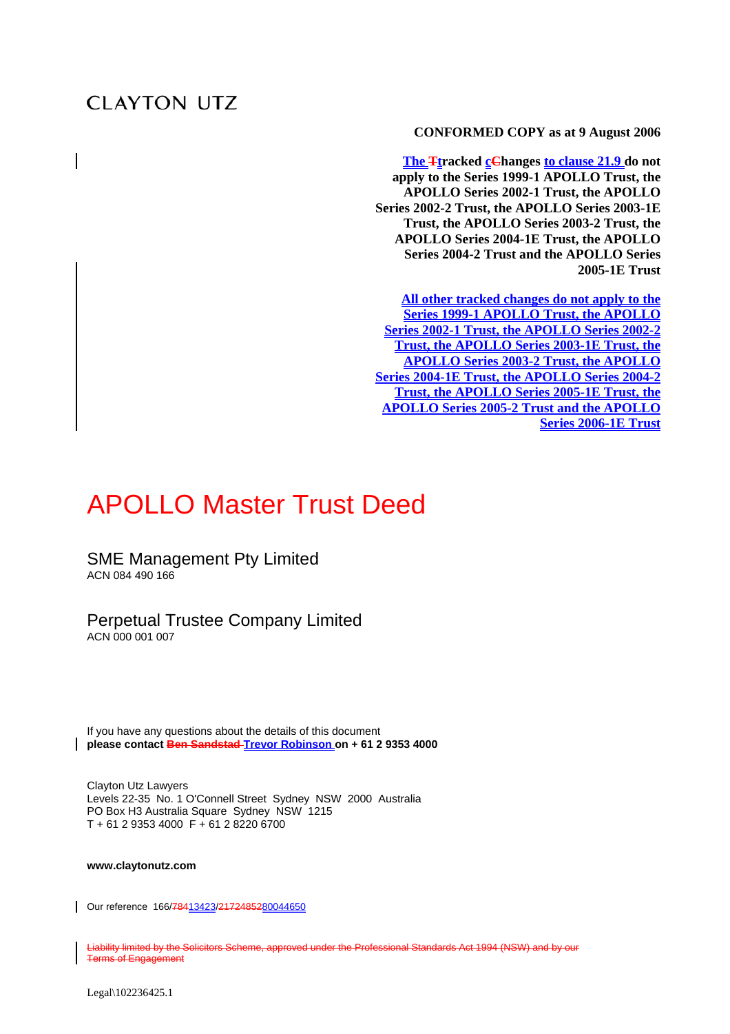CLAYTON UTZ

**CONFORMED COPY as at 9 August 2006**

**The Ttracked cChanges to clause 21.9 do not apply to the Series 1999-1 APOLLO Trust, the APOLLO Series 2002-1 Trust, the APOLLO Series 2002-2 Trust, the APOLLO Series 2003-1E Trust, the APOLLO Series 2003-2 Trust, the APOLLO Series 2004-1E Trust, the APOLLO Series 2004-2 Trust and the APOLLO Series 2005-1E Trust**

**All other tracked changes do not apply to the Series 1999-1 APOLLO Trust, the APOLLO Series 2002-1 Trust, the APOLLO Series 2002-2 Trust, the APOLLO Series 2003-1E Trust, the APOLLO Series 2003-2 Trust, the APOLLO Series 2004-1E Trust, the APOLLO Series 2004-2 Trust, the APOLLO Series 2005-1E Trust, the APOLLO Series 2005-2 Trust and the APOLLO Series 2006-1E Trust**

# APOLLO Master Trust Deed

## SME Management Pty Limited

ACN 084 490 166

## Perpetual Trustee Company Limited

ACN 000 001 007

If you have any questions about the details of this document
**please contact Ben Sandstad Trevor Robinson on + 61 2 9353 4000**

Clayton Utz Lawyers
Levels 22-35 No. 1 O'Connell Street Sydney NSW 2000 Australia
PO Box H3 Australia Square Sydney NSW 1215
T + 61 2 9353 4000 F + 61 2 8220 6700

**www.claytonutz.com**

Our reference 166/7841342​3/217248528004​4650

Liability limited by the Solicitors Scheme, approved under the Professional Standards Act 1994 (NSW) and by our Terms of Engagement

Legal\102236425.1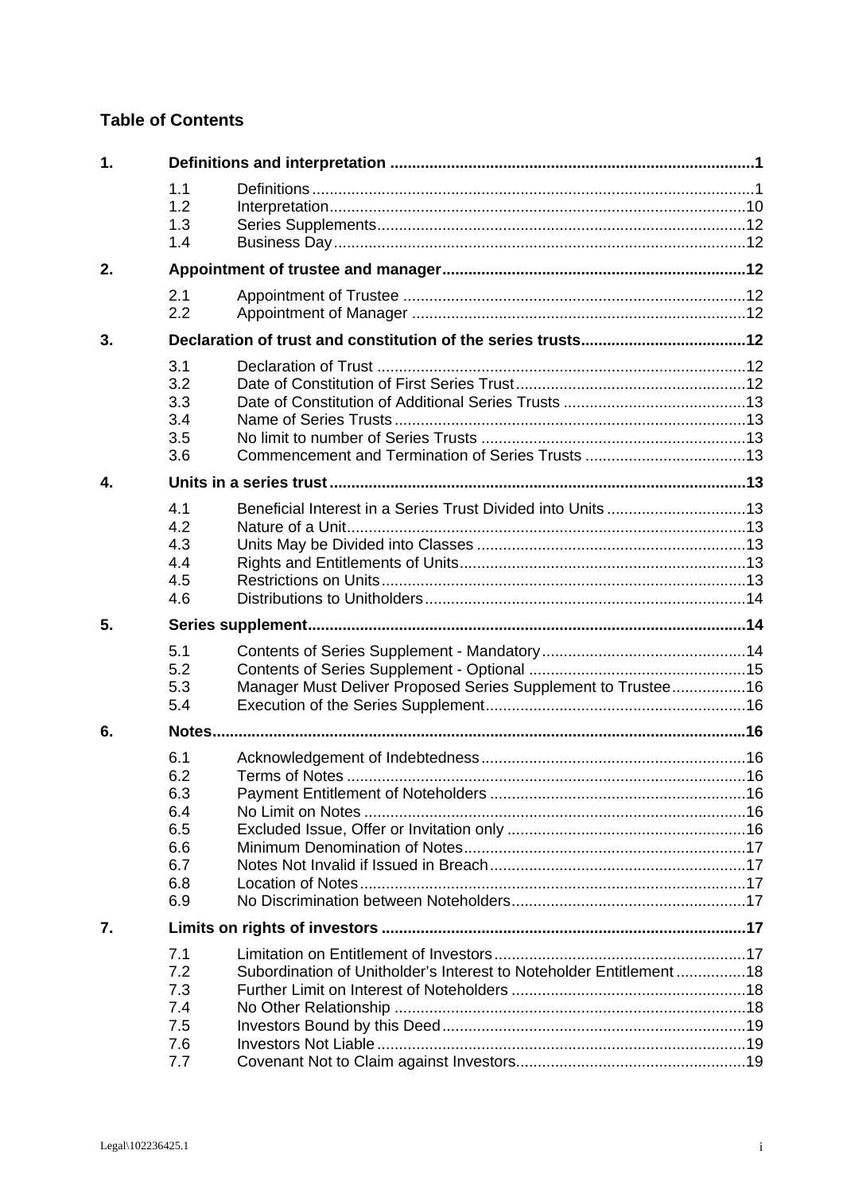## Table of Contents

**1. Definitions and interpretation ..... 1**

- 1.1 Definitions ..... 1
- 1.2 Interpretation ..... 10
- 1.3 Series Supplements ..... 12
- 1.4 Business Day ..... 12

**2. Appointment of trustee and manager ..... 12**

- 2.1 Appointment of Trustee ..... 12
- 2.2 Appointment of Manager ..... 12

**3. Declaration of trust and constitution of the series trusts ..... 12**

- 3.1 Declaration of Trust ..... 12
- 3.2 Date of Constitution of First Series Trust ..... 12
- 3.3 Date of Constitution of Additional Series Trusts ..... 13
- 3.4 Name of Series Trusts ..... 13
- 3.5 No limit to number of Series Trusts ..... 13
- 3.6 Commencement and Termination of Series Trusts ..... 13

**4. Units in a series trust ..... 13**

- 4.1 Beneficial Interest in a Series Trust Divided into Units ..... 13
- 4.2 Nature of a Unit ..... 13
- 4.3 Units May be Divided into Classes ..... 13
- 4.4 Rights and Entitlements of Units ..... 13
- 4.5 Restrictions on Units ..... 13
- 4.6 Distributions to Unitholders ..... 14

**5. Series supplement ..... 14**

- 5.1 Contents of Series Supplement - Mandatory ..... 14
- 5.2 Contents of Series Supplement - Optional ..... 15
- 5.3 Manager Must Deliver Proposed Series Supplement to Trustee ..... 16
- 5.4 Execution of the Series Supplement ..... 16

**6. Notes ..... 16**

- 6.1 Acknowledgement of Indebtedness ..... 16
- 6.2 Terms of Notes ..... 16
- 6.3 Payment Entitlement of Noteholders ..... 16
- 6.4 No Limit on Notes ..... 16
- 6.5 Excluded Issue, Offer or Invitation only ..... 16
- 6.6 Minimum Denomination of Notes ..... 17
- 6.7 Notes Not Invalid if Issued in Breach ..... 17
- 6.8 Location of Notes ..... 17
- 6.9 No Discrimination between Noteholders ..... 17

**7. Limits on rights of investors ..... 17**

- 7.1 Limitation on Entitlement of Investors ..... 17
- 7.2 Subordination of Unitholder's Interest to Noteholder Entitlement ..... 18
- 7.3 Further Limit on Interest of Noteholders ..... 18
- 7.4 No Other Relationship ..... 18
- 7.5 Investors Bound by this Deed ..... 19
- 7.6 Investors Not Liable ..... 19
- 7.7 Covenant Not to Claim against Investors ..... 19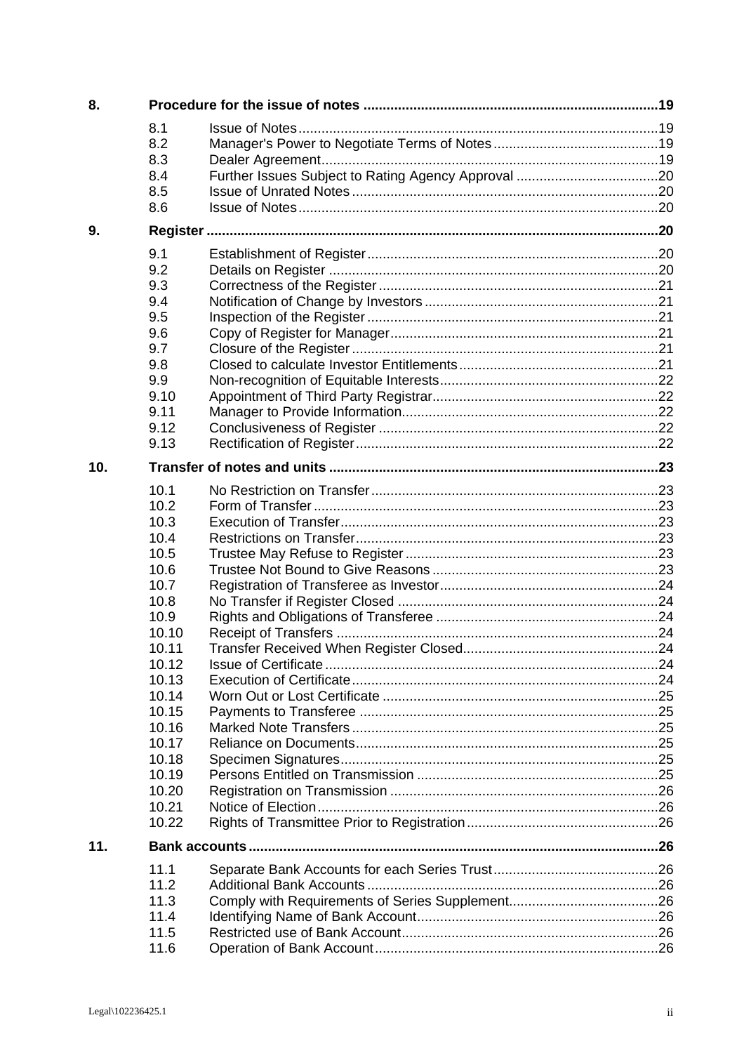| | | | |
|---|---|---|---|
| **8.** | **Procedure for the issue of notes** | | **19** |
| | 8.1 | Issue of Notes | 19 |
| | 8.2 | Manager's Power to Negotiate Terms of Notes | 19 |
| | 8.3 | Dealer Agreement | 19 |
| | 8.4 | Further Issues Subject to Rating Agency Approval | 20 |
| | 8.5 | Issue of Unrated Notes | 20 |
| | 8.6 | Issue of Notes | 20 |
| **9.** | **Register** | | **20** |
| | 9.1 | Establishment of Register | 20 |
| | 9.2 | Details on Register | 20 |
| | 9.3 | Correctness of the Register | 21 |
| | 9.4 | Notification of Change by Investors | 21 |
| | 9.5 | Inspection of the Register | 21 |
| | 9.6 | Copy of Register for Manager | 21 |
| | 9.7 | Closure of the Register | 21 |
| | 9.8 | Closed to calculate Investor Entitlements | 21 |
| | 9.9 | Non-recognition of Equitable Interests | 22 |
| | 9.10 | Appointment of Third Party Registrar | 22 |
| | 9.11 | Manager to Provide Information | 22 |
| | 9.12 | Conclusiveness of Register | 22 |
| | 9.13 | Rectification of Register | 22 |
| **10.** | **Transfer of notes and units** | | **23** |
| | 10.1 | No Restriction on Transfer | 23 |
| | 10.2 | Form of Transfer | 23 |
| | 10.3 | Execution of Transfer | 23 |
| | 10.4 | Restrictions on Transfer | 23 |
| | 10.5 | Trustee May Refuse to Register | 23 |
| | 10.6 | Trustee Not Bound to Give Reasons | 23 |
| | 10.7 | Registration of Transferee as Investor | 24 |
| | 10.8 | No Transfer if Register Closed | 24 |
| | 10.9 | Rights and Obligations of Transferee | 24 |
| | 10.10 | Receipt of Transfers | 24 |
| | 10.11 | Transfer Received When Register Closed | 24 |
| | 10.12 | Issue of Certificate | 24 |
| | 10.13 | Execution of Certificate | 24 |
| | 10.14 | Worn Out or Lost Certificate | 25 |
| | 10.15 | Payments to Transferee | 25 |
| | 10.16 | Marked Note Transfers | 25 |
| | 10.17 | Reliance on Documents | 25 |
| | 10.18 | Specimen Signatures | 25 |
| | 10.19 | Persons Entitled on Transmission | 25 |
| | 10.20 | Registration on Transmission | 26 |
| | 10.21 | Notice of Election | 26 |
| | 10.22 | Rights of Transmittee Prior to Registration | 26 |
| **11.** | **Bank accounts** | | **26** |
| | 11.1 | Separate Bank Accounts for each Series Trust | 26 |
| | 11.2 | Additional Bank Accounts | 26 |
| | 11.3 | Comply with Requirements of Series Supplement | 26 |
| | 11.4 | Identifying Name of Bank Account | 26 |
| | 11.5 | Restricted use of Bank Account | 26 |
| | 11.6 | Operation of Bank Account | 26 |

Legal\102236425.1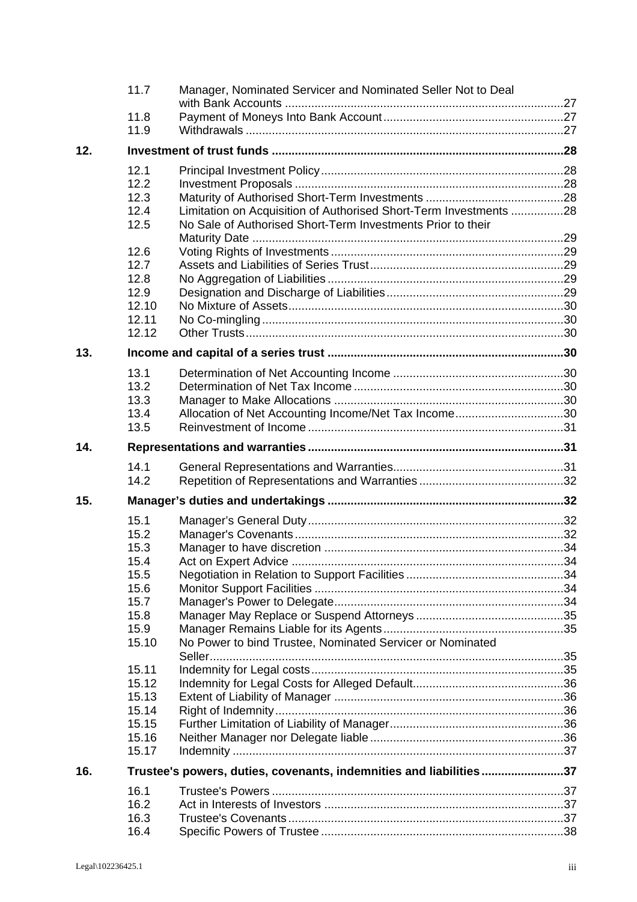| | | |
|---|---|---|
| 11.7 | Manager, Nominated Servicer and Nominated Seller Not to Deal with Bank Accounts | 27 |
| 11.8 | Payment of Moneys Into Bank Account | 27 |
| 11.9 | Withdrawals | 27 |

**12. Investment of trust funds ... 28**

| | | |
|---|---|---|
| 12.1 | Principal Investment Policy | 28 |
| 12.2 | Investment Proposals | 28 |
| 12.3 | Maturity of Authorised Short-Term Investments | 28 |
| 12.4 | Limitation on Acquisition of Authorised Short-Term Investments | 28 |
| 12.5 | No Sale of Authorised Short-Term Investments Prior to their Maturity Date | 29 |
| 12.6 | Voting Rights of Investments | 29 |
| 12.7 | Assets and Liabilities of Series Trust | 29 |
| 12.8 | No Aggregation of Liabilities | 29 |
| 12.9 | Designation and Discharge of Liabilities | 29 |
| 12.10 | No Mixture of Assets | 30 |
| 12.11 | No Co-mingling | 30 |
| 12.12 | Other Trusts | 30 |

**13. Income and capital of a series trust ... 30**

| | | |
|---|---|---|
| 13.1 | Determination of Net Accounting Income | 30 |
| 13.2 | Determination of Net Tax Income | 30 |
| 13.3 | Manager to Make Allocations | 30 |
| 13.4 | Allocation of Net Accounting Income/Net Tax Income | 30 |
| 13.5 | Reinvestment of Income | 31 |

**14. Representations and warranties ... 31**

| | | |
|---|---|---|
| 14.1 | General Representations and Warranties | 31 |
| 14.2 | Repetition of Representations and Warranties | 32 |

**15. Manager's duties and undertakings ... 32**

| | | |
|---|---|---|
| 15.1 | Manager's General Duty | 32 |
| 15.2 | Manager's Covenants | 32 |
| 15.3 | Manager to have discretion | 34 |
| 15.4 | Act on Expert Advice | 34 |
| 15.5 | Negotiation in Relation to Support Facilities | 34 |
| 15.6 | Monitor Support Facilities | 34 |
| 15.7 | Manager's Power to Delegate | 34 |
| 15.8 | Manager May Replace or Suspend Attorneys | 35 |
| 15.9 | Manager Remains Liable for its Agents | 35 |
| 15.10 | No Power to bind Trustee, Nominated Servicer or Nominated Seller | 35 |
| 15.11 | Indemnity for Legal costs | 35 |
| 15.12 | Indemnity for Legal Costs for Alleged Default | 36 |
| 15.13 | Extent of Liability of Manager | 36 |
| 15.14 | Right of Indemnity | 36 |
| 15.15 | Further Limitation of Liability of Manager | 36 |
| 15.16 | Neither Manager nor Delegate liable | 36 |
| 15.17 | Indemnity | 37 |

**16. Trustee's powers, duties, covenants, indemnities and liabilities ... 37**

| | | |
|---|---|---|
| 16.1 | Trustee's Powers | 37 |
| 16.2 | Act in Interests of Investors | 37 |
| 16.3 | Trustee's Covenants | 37 |
| 16.4 | Specific Powers of Trustee | 38 |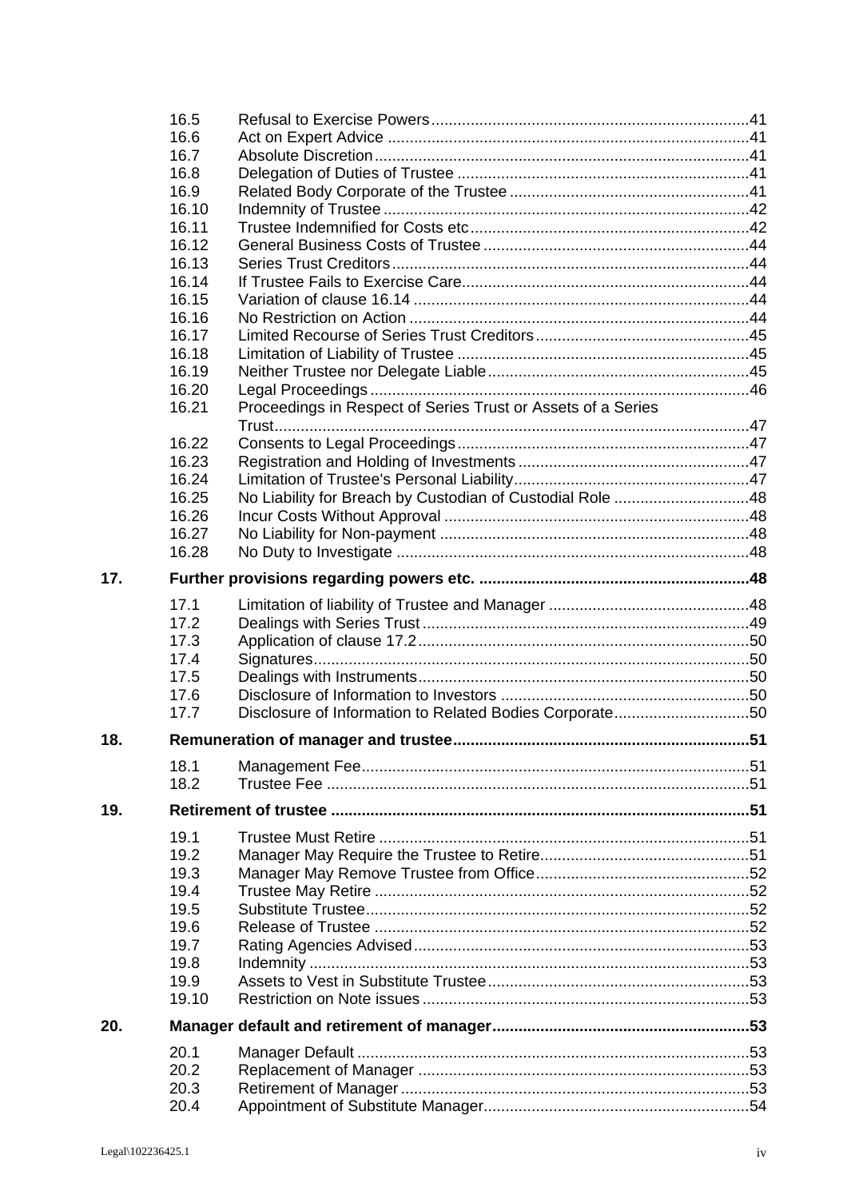| | | | |
|---|---|---|---|
| | 16.5 | Refusal to Exercise Powers | 41 |
| | 16.6 | Act on Expert Advice | 41 |
| | 16.7 | Absolute Discretion | 41 |
| | 16.8 | Delegation of Duties of Trustee | 41 |
| | 16.9 | Related Body Corporate of the Trustee | 41 |
| | 16.10 | Indemnity of Trustee | 42 |
| | 16.11 | Trustee Indemnified for Costs etc | 42 |
| | 16.12 | General Business Costs of Trustee | 44 |
| | 16.13 | Series Trust Creditors | 44 |
| | 16.14 | If Trustee Fails to Exercise Care | 44 |
| | 16.15 | Variation of clause 16.14 | 44 |
| | 16.16 | No Restriction on Action | 44 |
| | 16.17 | Limited Recourse of Series Trust Creditors | 45 |
| | 16.18 | Limitation of Liability of Trustee | 45 |
| | 16.19 | Neither Trustee nor Delegate Liable | 45 |
| | 16.20 | Legal Proceedings | 46 |
| | 16.21 | Proceedings in Respect of Series Trust or Assets of a Series Trust | 47 |
| | 16.22 | Consents to Legal Proceedings | 47 |
| | 16.23 | Registration and Holding of Investments | 47 |
| | 16.24 | Limitation of Trustee's Personal Liability | 47 |
| | 16.25 | No Liability for Breach by Custodian of Custodial Role | 48 |
| | 16.26 | Incur Costs Without Approval | 48 |
| | 16.27 | No Liability for Non-payment | 48 |
| | 16.28 | No Duty to Investigate | 48 |
| **17.** | **Further provisions regarding powers etc.** | | **48** |
| | 17.1 | Limitation of liability of Trustee and Manager | 48 |
| | 17.2 | Dealings with Series Trust | 49 |
| | 17.3 | Application of clause 17.2 | 50 |
| | 17.4 | Signatures | 50 |
| | 17.5 | Dealings with Instruments | 50 |
| | 17.6 | Disclosure of Information to Investors | 50 |
| | 17.7 | Disclosure of Information to Related Bodies Corporate | 50 |
| **18.** | **Remuneration of manager and trustee** | | **51** |
| | 18.1 | Management Fee | 51 |
| | 18.2 | Trustee Fee | 51 |
| **19.** | **Retirement of trustee** | | **51** |
| | 19.1 | Trustee Must Retire | 51 |
| | 19.2 | Manager May Require the Trustee to Retire | 51 |
| | 19.3 | Manager May Remove Trustee from Office | 52 |
| | 19.4 | Trustee May Retire | 52 |
| | 19.5 | Substitute Trustee | 52 |
| | 19.6 | Release of Trustee | 52 |
| | 19.7 | Rating Agencies Advised | 53 |
| | 19.8 | Indemnity | 53 |
| | 19.9 | Assets to Vest in Substitute Trustee | 53 |
| | 19.10 | Restriction on Note issues | 53 |
| **20.** | **Manager default and retirement of manager** | | **53** |
| | 20.1 | Manager Default | 53 |
| | 20.2 | Replacement of Manager | 53 |
| | 20.3 | Retirement of Manager | 53 |
| | 20.4 | Appointment of Substitute Manager | 54 |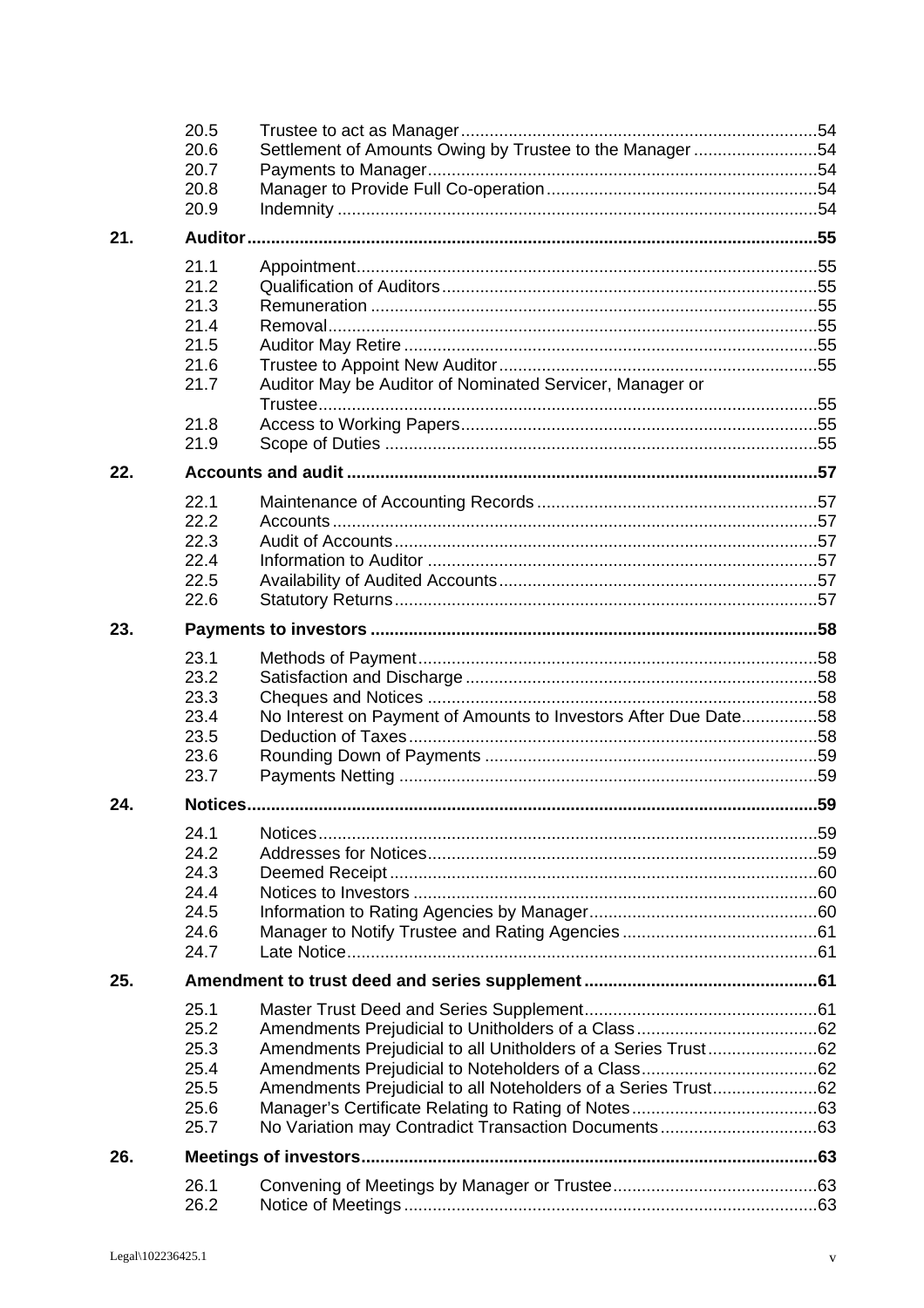| | | | |
|---|---|---|---|
| | 20.5 | Trustee to act as Manager | 54 |
| | 20.6 | Settlement of Amounts Owing by Trustee to the Manager | 54 |
| | 20.7 | Payments to Manager | 54 |
| | 20.8 | Manager to Provide Full Co-operation | 54 |
| | 20.9 | Indemnity | 54 |
| **21.** | **Auditor** | | **55** |
| | 21.1 | Appointment | 55 |
| | 21.2 | Qualification of Auditors | 55 |
| | 21.3 | Remuneration | 55 |
| | 21.4 | Removal | 55 |
| | 21.5 | Auditor May Retire | 55 |
| | 21.6 | Trustee to Appoint New Auditor | 55 |
| | 21.7 | Auditor May be Auditor of Nominated Servicer, Manager or Trustee | 55 |
| | 21.8 | Access to Working Papers | 55 |
| | 21.9 | Scope of Duties | 55 |
| **22.** | **Accounts and audit** | | **57** |
| | 22.1 | Maintenance of Accounting Records | 57 |
| | 22.2 | Accounts | 57 |
| | 22.3 | Audit of Accounts | 57 |
| | 22.4 | Information to Auditor | 57 |
| | 22.5 | Availability of Audited Accounts | 57 |
| | 22.6 | Statutory Returns | 57 |
| **23.** | **Payments to investors** | | **58** |
| | 23.1 | Methods of Payment | 58 |
| | 23.2 | Satisfaction and Discharge | 58 |
| | 23.3 | Cheques and Notices | 58 |
| | 23.4 | No Interest on Payment of Amounts to Investors After Due Date | 58 |
| | 23.5 | Deduction of Taxes | 58 |
| | 23.6 | Rounding Down of Payments | 59 |
| | 23.7 | Payments Netting | 59 |
| **24.** | **Notices** | | **59** |
| | 24.1 | Notices | 59 |
| | 24.2 | Addresses for Notices | 59 |
| | 24.3 | Deemed Receipt | 60 |
| | 24.4 | Notices to Investors | 60 |
| | 24.5 | Information to Rating Agencies by Manager | 60 |
| | 24.6 | Manager to Notify Trustee and Rating Agencies | 61 |
| | 24.7 | Late Notice | 61 |
| **25.** | **Amendment to trust deed and series supplement** | | **61** |
| | 25.1 | Master Trust Deed and Series Supplement | 61 |
| | 25.2 | Amendments Prejudicial to Unitholders of a Class | 62 |
| | 25.3 | Amendments Prejudicial to all Unitholders of a Series Trust | 62 |
| | 25.4 | Amendments Prejudicial to Noteholders of a Class | 62 |
| | 25.5 | Amendments Prejudicial to all Noteholders of a Series Trust | 62 |
| | 25.6 | Manager's Certificate Relating to Rating of Notes | 63 |
| | 25.7 | No Variation may Contradict Transaction Documents | 63 |
| **26.** | **Meetings of investors** | | **63** |
| | 26.1 | Convening of Meetings by Manager or Trustee | 63 |
| | 26.2 | Notice of Meetings | 63 |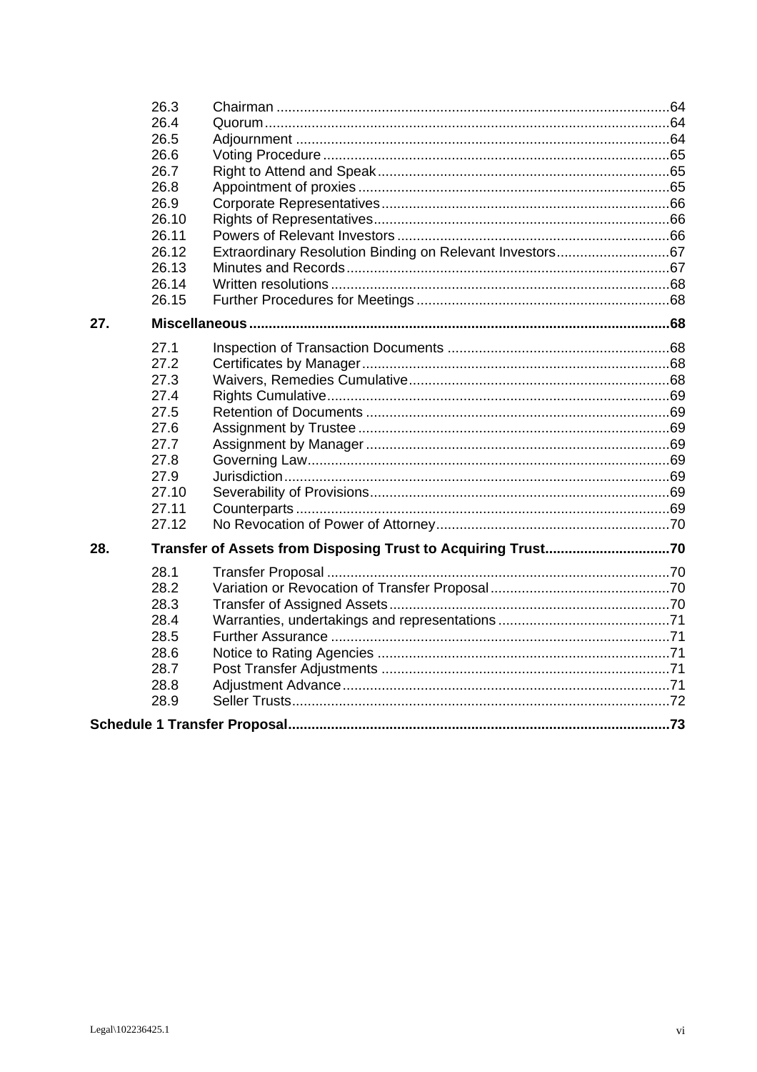| | | |
|---|---|---|
| 26.3 | Chairman | 64 |
| 26.4 | Quorum | 64 |
| 26.5 | Adjournment | 64 |
| 26.6 | Voting Procedure | 65 |
| 26.7 | Right to Attend and Speak | 65 |
| 26.8 | Appointment of proxies | 65 |
| 26.9 | Corporate Representatives | 66 |
| 26.10 | Rights of Representatives | 66 |
| 26.11 | Powers of Relevant Investors | 66 |
| 26.12 | Extraordinary Resolution Binding on Relevant Investors | 67 |
| 26.13 | Minutes and Records | 67 |
| 26.14 | Written resolutions | 68 |
| 26.15 | Further Procedures for Meetings | 68 |

**27. Miscellaneous ........ 68**

| | | |
|---|---|---|
| 27.1 | Inspection of Transaction Documents | 68 |
| 27.2 | Certificates by Manager | 68 |
| 27.3 | Waivers, Remedies Cumulative | 68 |
| 27.4 | Rights Cumulative | 69 |
| 27.5 | Retention of Documents | 69 |
| 27.6 | Assignment by Trustee | 69 |
| 27.7 | Assignment by Manager | 69 |
| 27.8 | Governing Law | 69 |
| 27.9 | Jurisdiction | 69 |
| 27.10 | Severability of Provisions | 69 |
| 27.11 | Counterparts | 69 |
| 27.12 | No Revocation of Power of Attorney | 70 |

**28. Transfer of Assets from Disposing Trust to Acquiring Trust ........ 70**

| | | |
|---|---|---|
| 28.1 | Transfer Proposal | 70 |
| 28.2 | Variation or Revocation of Transfer Proposal | 70 |
| 28.3 | Transfer of Assigned Assets | 70 |
| 28.4 | Warranties, undertakings and representations | 71 |
| 28.5 | Further Assurance | 71 |
| 28.6 | Notice to Rating Agencies | 71 |
| 28.7 | Post Transfer Adjustments | 71 |
| 28.8 | Adjustment Advance | 71 |
| 28.9 | Seller Trusts | 72 |

**Schedule 1 Transfer Proposal ........ 73**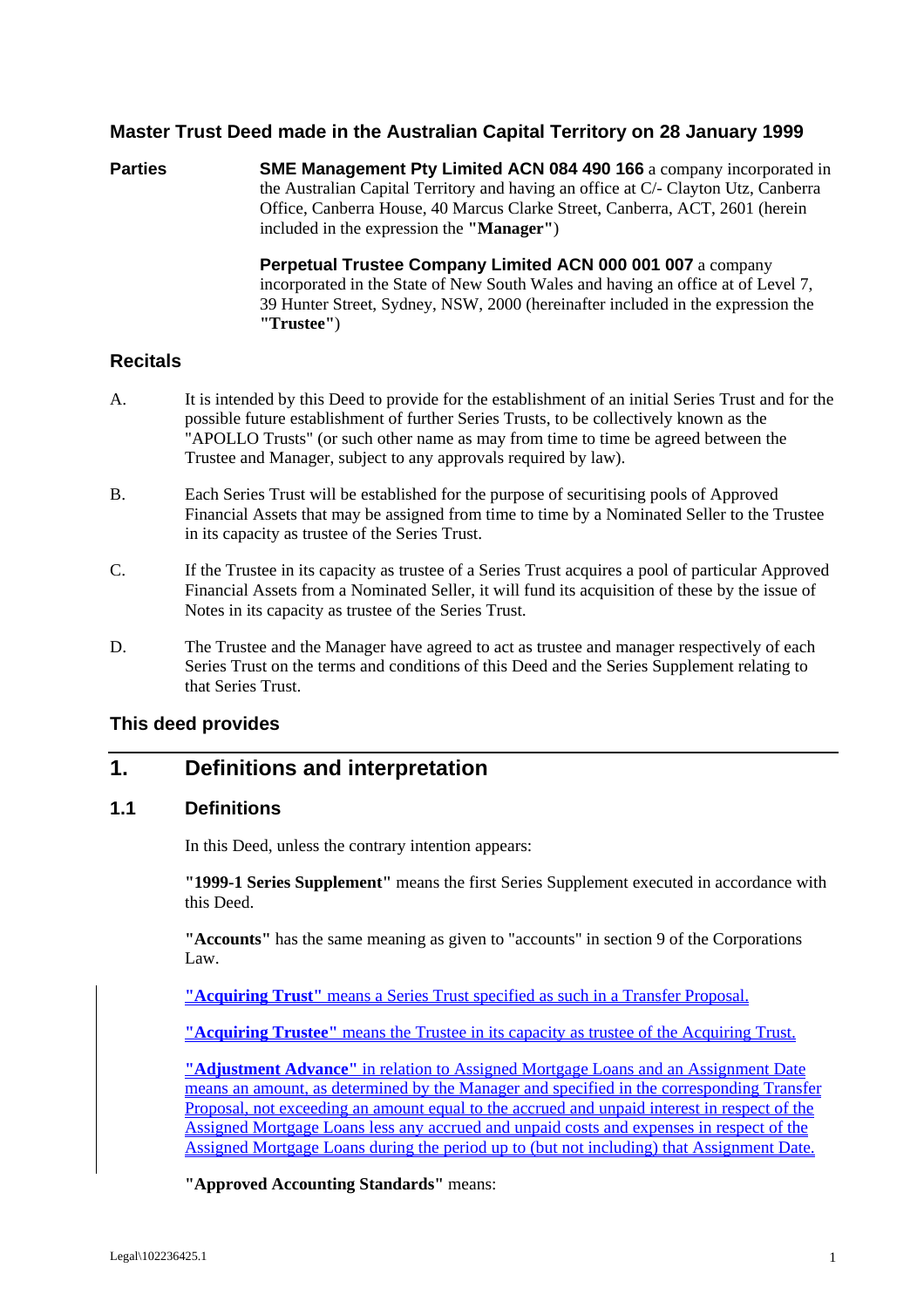## Master Trust Deed made in the Australian Capital Territory on 28 January 1999

**Parties**

**SME Management Pty Limited ACN 084 490 166** a company incorporated in the Australian Capital Territory and having an office at C/- Clayton Utz, Canberra Office, Canberra House, 40 Marcus Clarke Street, Canberra, ACT, 2601 (herein included in the expression the **"Manager"**)

**Perpetual Trustee Company Limited ACN 000 001 007** a company incorporated in the State of New South Wales and having an office at of Level 7, 39 Hunter Street, Sydney, NSW, 2000 (hereinafter included in the expression the **"Trustee"**)

## Recitals

A. It is intended by this Deed to provide for the establishment of an initial Series Trust and for the possible future establishment of further Series Trusts, to be collectively known as the "APOLLO Trusts" (or such other name as may from time to time be agreed between the Trustee and Manager, subject to any approvals required by law).

B. Each Series Trust will be established for the purpose of securitising pools of Approved Financial Assets that may be assigned from time to time by a Nominated Seller to the Trustee in its capacity as trustee of the Series Trust.

C. If the Trustee in its capacity as trustee of a Series Trust acquires a pool of particular Approved Financial Assets from a Nominated Seller, it will fund its acquisition of these by the issue of Notes in its capacity as trustee of the Series Trust.

D. The Trustee and the Manager have agreed to act as trustee and manager respectively of each Series Trust on the terms and conditions of this Deed and the Series Supplement relating to that Series Trust.

## This deed provides

# 1. Definitions and interpretation

## 1.1 Definitions

In this Deed, unless the contrary intention appears:

**"1999-1 Series Supplement"** means the first Series Supplement executed in accordance with this Deed.

**"Accounts"** has the same meaning as given to "accounts" in section 9 of the Corporations Law.

**"Acquiring Trust"** means a Series Trust specified as such in a Transfer Proposal.

**"Acquiring Trustee"** means the Trustee in its capacity as trustee of the Acquiring Trust.

**"Adjustment Advance"** in relation to Assigned Mortgage Loans and an Assignment Date means an amount, as determined by the Manager and specified in the corresponding Transfer Proposal, not exceeding an amount equal to the accrued and unpaid interest in respect of the Assigned Mortgage Loans less any accrued and unpaid costs and expenses in respect of the Assigned Mortgage Loans during the period up to (but not including) that Assignment Date.

**"Approved Accounting Standards"** means: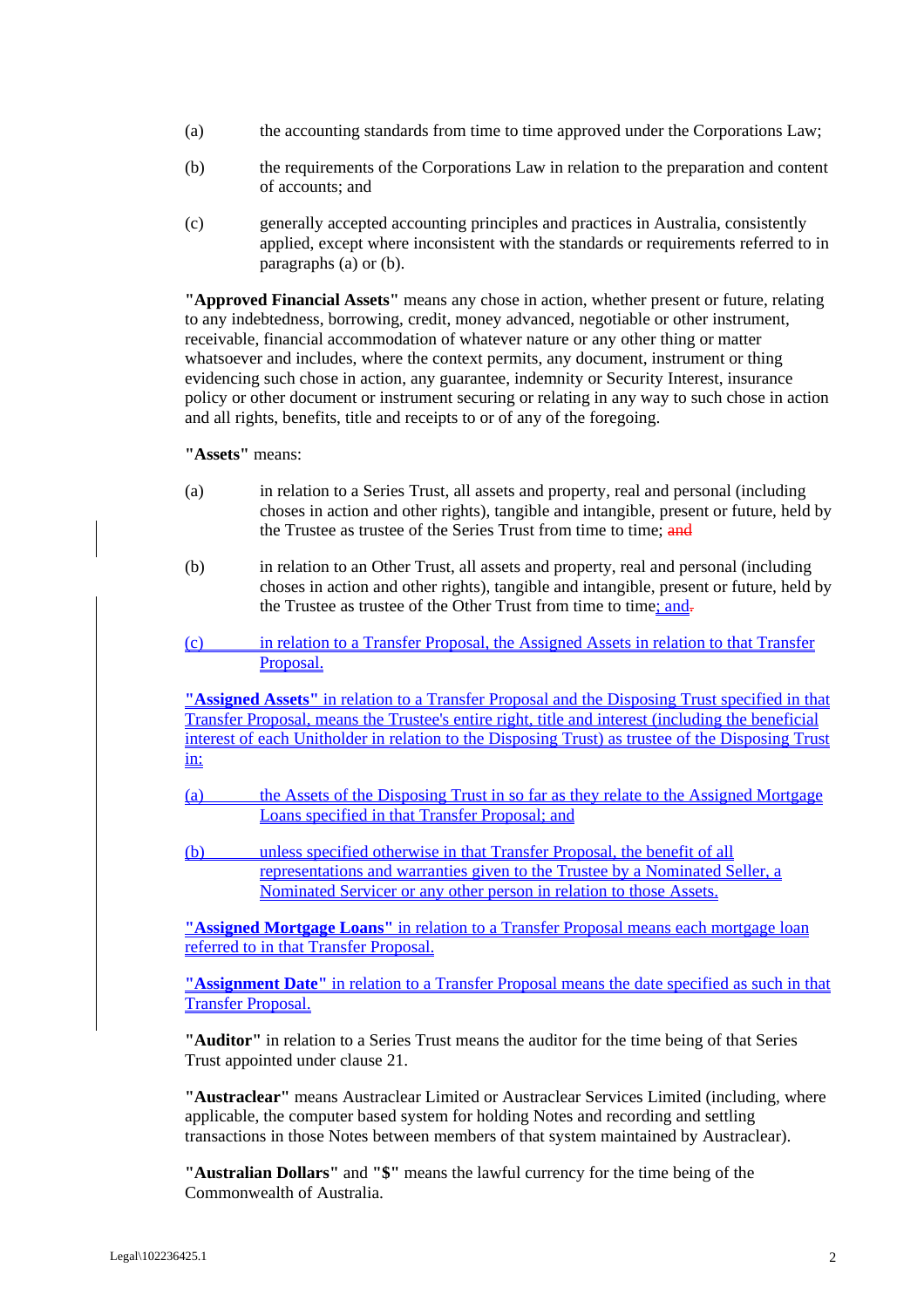(a) the accounting standards from time to time approved under the Corporations Law;

(b) the requirements of the Corporations Law in relation to the preparation and content of accounts; and

(c) generally accepted accounting principles and practices in Australia, consistently applied, except where inconsistent with the standards or requirements referred to in paragraphs (a) or (b).

**"Approved Financial Assets"** means any chose in action, whether present or future, relating to any indebtedness, borrowing, credit, money advanced, negotiable or other instrument, receivable, financial accommodation of whatever nature or any other thing or matter whatsoever and includes, where the context permits, any document, instrument or thing evidencing such chose in action, any guarantee, indemnity or Security Interest, insurance policy or other document or instrument securing or relating in any way to such chose in action and all rights, benefits, title and receipts to or of any of the foregoing.

**"Assets"** means:

(a) in relation to a Series Trust, all assets and property, real and personal (including choses in action and other rights), tangible and intangible, present or future, held by the Trustee as trustee of the Series Trust from time to time; ~~and~~

(b) in relation to an Other Trust, all assets and property, real and personal (including choses in action and other rights), tangible and intangible, present or future, held by the Trustee as trustee of the Other Trust from time to time; and~~.~~

(c) in relation to a Transfer Proposal, the Assigned Assets in relation to that Transfer Proposal.

**"Assigned Assets"** in relation to a Transfer Proposal and the Disposing Trust specified in that Transfer Proposal, means the Trustee's entire right, title and interest (including the beneficial interest of each Unitholder in relation to the Disposing Trust) as trustee of the Disposing Trust in:

(a) the Assets of the Disposing Trust in so far as they relate to the Assigned Mortgage Loans specified in that Transfer Proposal; and

(b) unless specified otherwise in that Transfer Proposal, the benefit of all representations and warranties given to the Trustee by a Nominated Seller, a Nominated Servicer or any other person in relation to those Assets.

**"Assigned Mortgage Loans"** in relation to a Transfer Proposal means each mortgage loan referred to in that Transfer Proposal.

**"Assignment Date"** in relation to a Transfer Proposal means the date specified as such in that Transfer Proposal.

**"Auditor"** in relation to a Series Trust means the auditor for the time being of that Series Trust appointed under clause 21.

**"Austraclear"** means Austraclear Limited or Austraclear Services Limited (including, where applicable, the computer based system for holding Notes and recording and settling transactions in those Notes between members of that system maintained by Austraclear).

**"Australian Dollars"** and **"$"** means the lawful currency for the time being of the Commonwealth of Australia.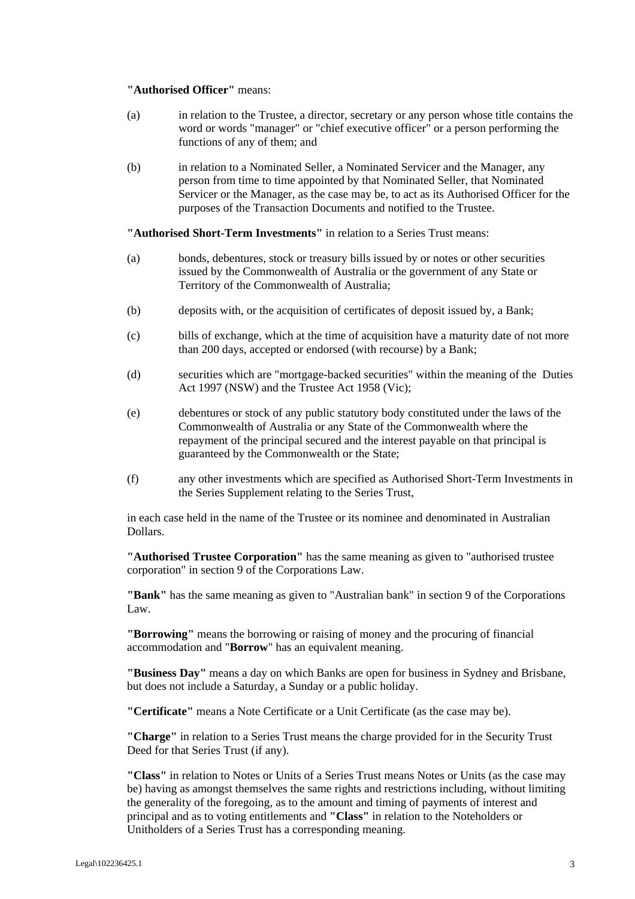**"Authorised Officer"** means:

(a) in relation to the Trustee, a director, secretary or any person whose title contains the word or words "manager" or "chief executive officer" or a person performing the functions of any of them; and

(b) in relation to a Nominated Seller, a Nominated Servicer and the Manager, any person from time to time appointed by that Nominated Seller, that Nominated Servicer or the Manager, as the case may be, to act as its Authorised Officer for the purposes of the Transaction Documents and notified to the Trustee.

**"Authorised Short-Term Investments"** in relation to a Series Trust means:

(a) bonds, debentures, stock or treasury bills issued by or notes or other securities issued by the Commonwealth of Australia or the government of any State or Territory of the Commonwealth of Australia;

(b) deposits with, or the acquisition of certificates of deposit issued by, a Bank;

(c) bills of exchange, which at the time of acquisition have a maturity date of not more than 200 days, accepted or endorsed (with recourse) by a Bank;

(d) securities which are "mortgage-backed securities" within the meaning of the Duties Act 1997 (NSW) and the Trustee Act 1958 (Vic);

(e) debentures or stock of any public statutory body constituted under the laws of the Commonwealth of Australia or any State of the Commonwealth where the repayment of the principal secured and the interest payable on that principal is guaranteed by the Commonwealth or the State;

(f) any other investments which are specified as Authorised Short-Term Investments in the Series Supplement relating to the Series Trust,

in each case held in the name of the Trustee or its nominee and denominated in Australian Dollars.

**"Authorised Trustee Corporation"** has the same meaning as given to "authorised trustee corporation" in section 9 of the Corporations Law.

**"Bank"** has the same meaning as given to "Australian bank" in section 9 of the Corporations Law.

**"Borrowing"** means the borrowing or raising of money and the procuring of financial accommodation and "**Borrow**" has an equivalent meaning.

**"Business Day"** means a day on which Banks are open for business in Sydney and Brisbane, but does not include a Saturday, a Sunday or a public holiday.

**"Certificate"** means a Note Certificate or a Unit Certificate (as the case may be).

**"Charge"** in relation to a Series Trust means the charge provided for in the Security Trust Deed for that Series Trust (if any).

**"Class"** in relation to Notes or Units of a Series Trust means Notes or Units (as the case may be) having as amongst themselves the same rights and restrictions including, without limiting the generality of the foregoing, as to the amount and timing of payments of interest and principal and as to voting entitlements and **"Class"** in relation to the Noteholders or Unitholders of a Series Trust has a corresponding meaning.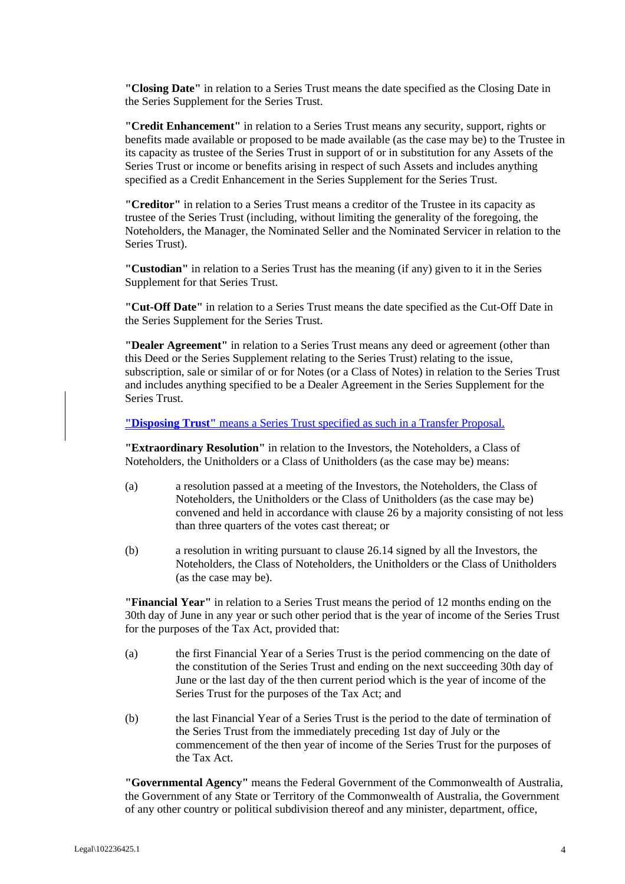**"Closing Date"** in relation to a Series Trust means the date specified as the Closing Date in the Series Supplement for the Series Trust.

**"Credit Enhancement"** in relation to a Series Trust means any security, support, rights or benefits made available or proposed to be made available (as the case may be) to the Trustee in its capacity as trustee of the Series Trust in support of or in substitution for any Assets of the Series Trust or income or benefits arising in respect of such Assets and includes anything specified as a Credit Enhancement in the Series Supplement for the Series Trust.

**"Creditor"** in relation to a Series Trust means a creditor of the Trustee in its capacity as trustee of the Series Trust (including, without limiting the generality of the foregoing, the Noteholders, the Manager, the Nominated Seller and the Nominated Servicer in relation to the Series Trust).

**"Custodian"** in relation to a Series Trust has the meaning (if any) given to it in the Series Supplement for that Series Trust.

**"Cut-Off Date"** in relation to a Series Trust means the date specified as the Cut-Off Date in the Series Supplement for the Series Trust.

**"Dealer Agreement"** in relation to a Series Trust means any deed or agreement (other than this Deed or the Series Supplement relating to the Series Trust) relating to the issue, subscription, sale or similar of or for Notes (or a Class of Notes) in relation to the Series Trust and includes anything specified to be a Dealer Agreement in the Series Supplement for the Series Trust.

**"Disposing Trust"** means a Series Trust specified as such in a Transfer Proposal.

**"Extraordinary Resolution"** in relation to the Investors, the Noteholders, a Class of Noteholders, the Unitholders or a Class of Unitholders (as the case may be) means:

(a) a resolution passed at a meeting of the Investors, the Noteholders, the Class of Noteholders, the Unitholders or the Class of Unitholders (as the case may be) convened and held in accordance with clause 26 by a majority consisting of not less than three quarters of the votes cast thereat; or

(b) a resolution in writing pursuant to clause 26.14 signed by all the Investors, the Noteholders, the Class of Noteholders, the Unitholders or the Class of Unitholders (as the case may be).

**"Financial Year"** in relation to a Series Trust means the period of 12 months ending on the 30th day of June in any year or such other period that is the year of income of the Series Trust for the purposes of the Tax Act, provided that:

(a) the first Financial Year of a Series Trust is the period commencing on the date of the constitution of the Series Trust and ending on the next succeeding 30th day of June or the last day of the then current period which is the year of income of the Series Trust for the purposes of the Tax Act; and

(b) the last Financial Year of a Series Trust is the period to the date of termination of the Series Trust from the immediately preceding 1st day of July or the commencement of the then year of income of the Series Trust for the purposes of the Tax Act.

**"Governmental Agency"** means the Federal Government of the Commonwealth of Australia, the Government of any State or Territory of the Commonwealth of Australia, the Government of any other country or political subdivision thereof and any minister, department, office,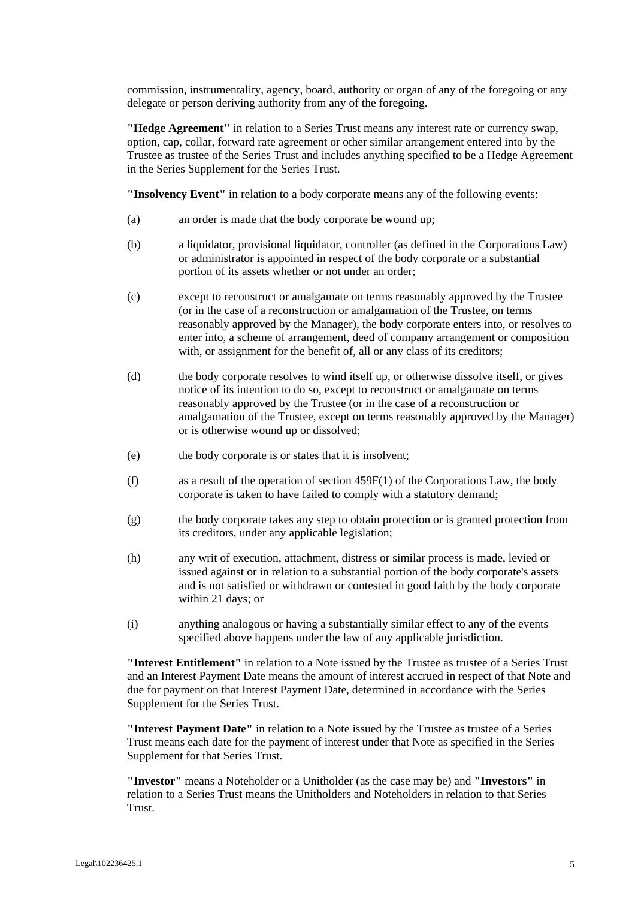commission, instrumentality, agency, board, authority or organ of any of the foregoing or any delegate or person deriving authority from any of the foregoing.

**"Hedge Agreement"** in relation to a Series Trust means any interest rate or currency swap, option, cap, collar, forward rate agreement or other similar arrangement entered into by the Trustee as trustee of the Series Trust and includes anything specified to be a Hedge Agreement in the Series Supplement for the Series Trust.

**"Insolvency Event"** in relation to a body corporate means any of the following events:

(a) an order is made that the body corporate be wound up;

(b) a liquidator, provisional liquidator, controller (as defined in the Corporations Law) or administrator is appointed in respect of the body corporate or a substantial portion of its assets whether or not under an order;

(c) except to reconstruct or amalgamate on terms reasonably approved by the Trustee (or in the case of a reconstruction or amalgamation of the Trustee, on terms reasonably approved by the Manager), the body corporate enters into, or resolves to enter into, a scheme of arrangement, deed of company arrangement or composition with, or assignment for the benefit of, all or any class of its creditors;

(d) the body corporate resolves to wind itself up, or otherwise dissolve itself, or gives notice of its intention to do so, except to reconstruct or amalgamate on terms reasonably approved by the Trustee (or in the case of a reconstruction or amalgamation of the Trustee, except on terms reasonably approved by the Manager) or is otherwise wound up or dissolved;

(e) the body corporate is or states that it is insolvent;

(f) as a result of the operation of section 459F(1) of the Corporations Law, the body corporate is taken to have failed to comply with a statutory demand;

(g) the body corporate takes any step to obtain protection or is granted protection from its creditors, under any applicable legislation;

(h) any writ of execution, attachment, distress or similar process is made, levied or issued against or in relation to a substantial portion of the body corporate's assets and is not satisfied or withdrawn or contested in good faith by the body corporate within 21 days; or

(i) anything analogous or having a substantially similar effect to any of the events specified above happens under the law of any applicable jurisdiction.

**"Interest Entitlement"** in relation to a Note issued by the Trustee as trustee of a Series Trust and an Interest Payment Date means the amount of interest accrued in respect of that Note and due for payment on that Interest Payment Date, determined in accordance with the Series Supplement for the Series Trust.

**"Interest Payment Date"** in relation to a Note issued by the Trustee as trustee of a Series Trust means each date for the payment of interest under that Note as specified in the Series Supplement for that Series Trust.

**"Investor"** means a Noteholder or a Unitholder (as the case may be) and **"Investors"** in relation to a Series Trust means the Unitholders and Noteholders in relation to that Series Trust.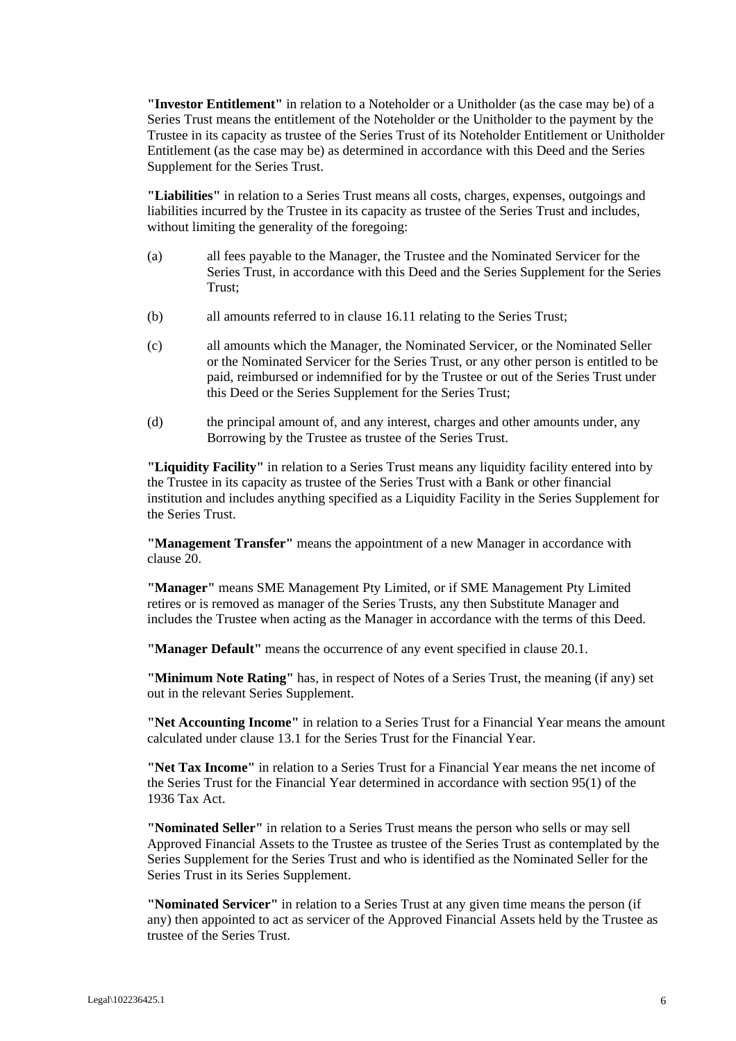**"Investor Entitlement"** in relation to a Noteholder or a Unitholder (as the case may be) of a Series Trust means the entitlement of the Noteholder or the Unitholder to the payment by the Trustee in its capacity as trustee of the Series Trust of its Noteholder Entitlement or Unitholder Entitlement (as the case may be) as determined in accordance with this Deed and the Series Supplement for the Series Trust.

**"Liabilities"** in relation to a Series Trust means all costs, charges, expenses, outgoings and liabilities incurred by the Trustee in its capacity as trustee of the Series Trust and includes, without limiting the generality of the foregoing:

(a) all fees payable to the Manager, the Trustee and the Nominated Servicer for the Series Trust, in accordance with this Deed and the Series Supplement for the Series Trust;

(b) all amounts referred to in clause 16.11 relating to the Series Trust;

(c) all amounts which the Manager, the Nominated Servicer, or the Nominated Seller or the Nominated Servicer for the Series Trust, or any other person is entitled to be paid, reimbursed or indemnified for by the Trustee or out of the Series Trust under this Deed or the Series Supplement for the Series Trust;

(d) the principal amount of, and any interest, charges and other amounts under, any Borrowing by the Trustee as trustee of the Series Trust.

**"Liquidity Facility"** in relation to a Series Trust means any liquidity facility entered into by the Trustee in its capacity as trustee of the Series Trust with a Bank or other financial institution and includes anything specified as a Liquidity Facility in the Series Supplement for the Series Trust.

**"Management Transfer"** means the appointment of a new Manager in accordance with clause 20.

**"Manager"** means SME Management Pty Limited, or if SME Management Pty Limited retires or is removed as manager of the Series Trusts, any then Substitute Manager and includes the Trustee when acting as the Manager in accordance with the terms of this Deed.

**"Manager Default"** means the occurrence of any event specified in clause 20.1.

**"Minimum Note Rating"** has, in respect of Notes of a Series Trust, the meaning (if any) set out in the relevant Series Supplement.

**"Net Accounting Income"** in relation to a Series Trust for a Financial Year means the amount calculated under clause 13.1 for the Series Trust for the Financial Year.

**"Net Tax Income"** in relation to a Series Trust for a Financial Year means the net income of the Series Trust for the Financial Year determined in accordance with section 95(1) of the 1936 Tax Act.

**"Nominated Seller"** in relation to a Series Trust means the person who sells or may sell Approved Financial Assets to the Trustee as trustee of the Series Trust as contemplated by the Series Supplement for the Series Trust and who is identified as the Nominated Seller for the Series Trust in its Series Supplement.

**"Nominated Servicer"** in relation to a Series Trust at any given time means the person (if any) then appointed to act as servicer of the Approved Financial Assets held by the Trustee as trustee of the Series Trust.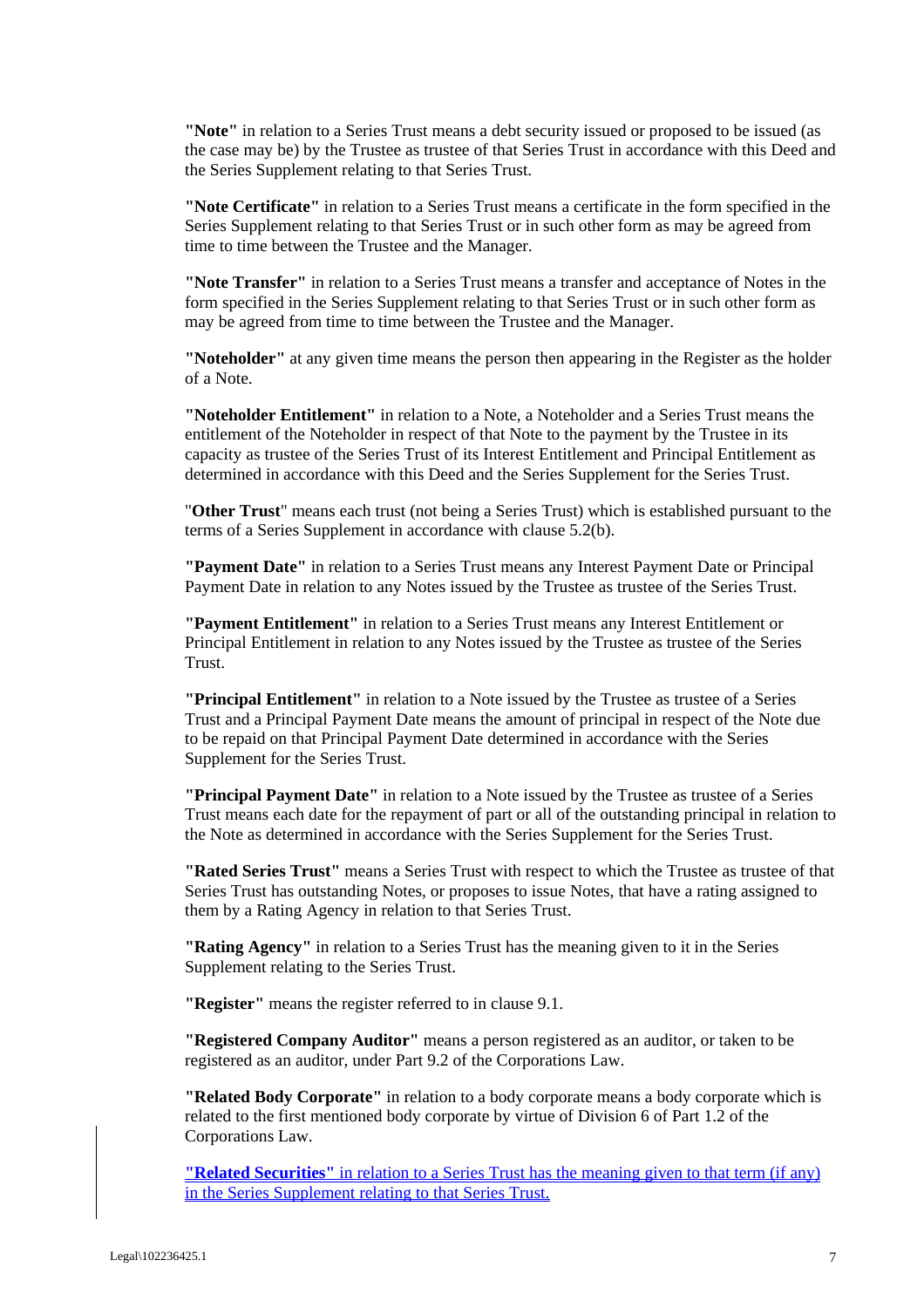**"Note"** in relation to a Series Trust means a debt security issued or proposed to be issued (as the case may be) by the Trustee as trustee of that Series Trust in accordance with this Deed and the Series Supplement relating to that Series Trust.

**"Note Certificate"** in relation to a Series Trust means a certificate in the form specified in the Series Supplement relating to that Series Trust or in such other form as may be agreed from time to time between the Trustee and the Manager.

**"Note Transfer"** in relation to a Series Trust means a transfer and acceptance of Notes in the form specified in the Series Supplement relating to that Series Trust or in such other form as may be agreed from time to time between the Trustee and the Manager.

**"Noteholder"** at any given time means the person then appearing in the Register as the holder of a Note.

**"Noteholder Entitlement"** in relation to a Note, a Noteholder and a Series Trust means the entitlement of the Noteholder in respect of that Note to the payment by the Trustee in its capacity as trustee of the Series Trust of its Interest Entitlement and Principal Entitlement as determined in accordance with this Deed and the Series Supplement for the Series Trust.

"**Other Trust**" means each trust (not being a Series Trust) which is established pursuant to the terms of a Series Supplement in accordance with clause 5.2(b).

**"Payment Date"** in relation to a Series Trust means any Interest Payment Date or Principal Payment Date in relation to any Notes issued by the Trustee as trustee of the Series Trust.

**"Payment Entitlement"** in relation to a Series Trust means any Interest Entitlement or Principal Entitlement in relation to any Notes issued by the Trustee as trustee of the Series Trust.

**"Principal Entitlement"** in relation to a Note issued by the Trustee as trustee of a Series Trust and a Principal Payment Date means the amount of principal in respect of the Note due to be repaid on that Principal Payment Date determined in accordance with the Series Supplement for the Series Trust.

**"Principal Payment Date"** in relation to a Note issued by the Trustee as trustee of a Series Trust means each date for the repayment of part or all of the outstanding principal in relation to the Note as determined in accordance with the Series Supplement for the Series Trust.

**"Rated Series Trust"** means a Series Trust with respect to which the Trustee as trustee of that Series Trust has outstanding Notes, or proposes to issue Notes, that have a rating assigned to them by a Rating Agency in relation to that Series Trust.

**"Rating Agency"** in relation to a Series Trust has the meaning given to it in the Series Supplement relating to the Series Trust.

**"Register"** means the register referred to in clause 9.1.

**"Registered Company Auditor"** means a person registered as an auditor, or taken to be registered as an auditor, under Part 9.2 of the Corporations Law.

**"Related Body Corporate"** in relation to a body corporate means a body corporate which is related to the first mentioned body corporate by virtue of Division 6 of Part 1.2 of the Corporations Law.

**"Related Securities"** in relation to a Series Trust has the meaning given to that term (if any) in the Series Supplement relating to that Series Trust.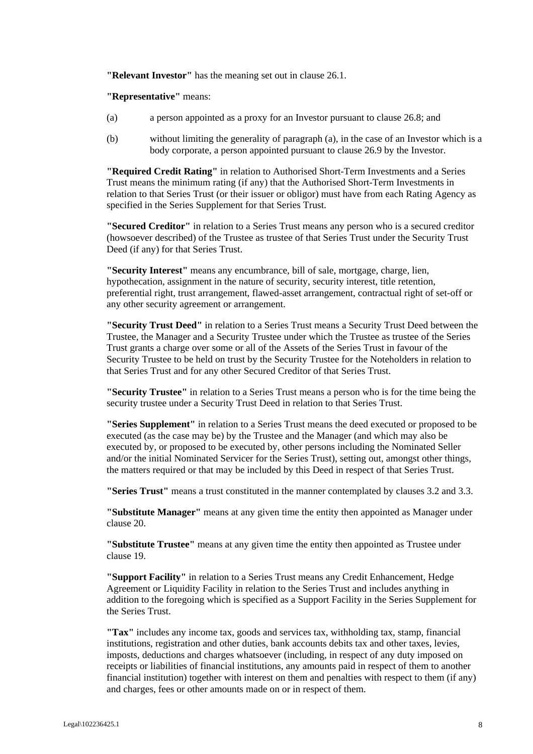**"Relevant Investor"** has the meaning set out in clause 26.1.

**"Representative"** means:

(a) a person appointed as a proxy for an Investor pursuant to clause 26.8; and

(b) without limiting the generality of paragraph (a), in the case of an Investor which is a body corporate, a person appointed pursuant to clause 26.9 by the Investor.

**"Required Credit Rating"** in relation to Authorised Short-Term Investments and a Series Trust means the minimum rating (if any) that the Authorised Short-Term Investments in relation to that Series Trust (or their issuer or obligor) must have from each Rating Agency as specified in the Series Supplement for that Series Trust.

**"Secured Creditor"** in relation to a Series Trust means any person who is a secured creditor (howsoever described) of the Trustee as trustee of that Series Trust under the Security Trust Deed (if any) for that Series Trust.

**"Security Interest"** means any encumbrance, bill of sale, mortgage, charge, lien, hypothecation, assignment in the nature of security, security interest, title retention, preferential right, trust arrangement, flawed-asset arrangement, contractual right of set-off or any other security agreement or arrangement.

**"Security Trust Deed"** in relation to a Series Trust means a Security Trust Deed between the Trustee, the Manager and a Security Trustee under which the Trustee as trustee of the Series Trust grants a charge over some or all of the Assets of the Series Trust in favour of the Security Trustee to be held on trust by the Security Trustee for the Noteholders in relation to that Series Trust and for any other Secured Creditor of that Series Trust.

**"Security Trustee"** in relation to a Series Trust means a person who is for the time being the security trustee under a Security Trust Deed in relation to that Series Trust.

**"Series Supplement"** in relation to a Series Trust means the deed executed or proposed to be executed (as the case may be) by the Trustee and the Manager (and which may also be executed by, or proposed to be executed by, other persons including the Nominated Seller and/or the initial Nominated Servicer for the Series Trust), setting out, amongst other things, the matters required or that may be included by this Deed in respect of that Series Trust.

**"Series Trust"** means a trust constituted in the manner contemplated by clauses 3.2 and 3.3.

**"Substitute Manager"** means at any given time the entity then appointed as Manager under clause 20.

**"Substitute Trustee"** means at any given time the entity then appointed as Trustee under clause 19.

**"Support Facility"** in relation to a Series Trust means any Credit Enhancement, Hedge Agreement or Liquidity Facility in relation to the Series Trust and includes anything in addition to the foregoing which is specified as a Support Facility in the Series Supplement for the Series Trust.

**"Tax"** includes any income tax, goods and services tax, withholding tax, stamp, financial institutions, registration and other duties, bank accounts debits tax and other taxes, levies, imposts, deductions and charges whatsoever (including, in respect of any duty imposed on receipts or liabilities of financial institutions, any amounts paid in respect of them to another financial institution) together with interest on them and penalties with respect to them (if any) and charges, fees or other amounts made on or in respect of them.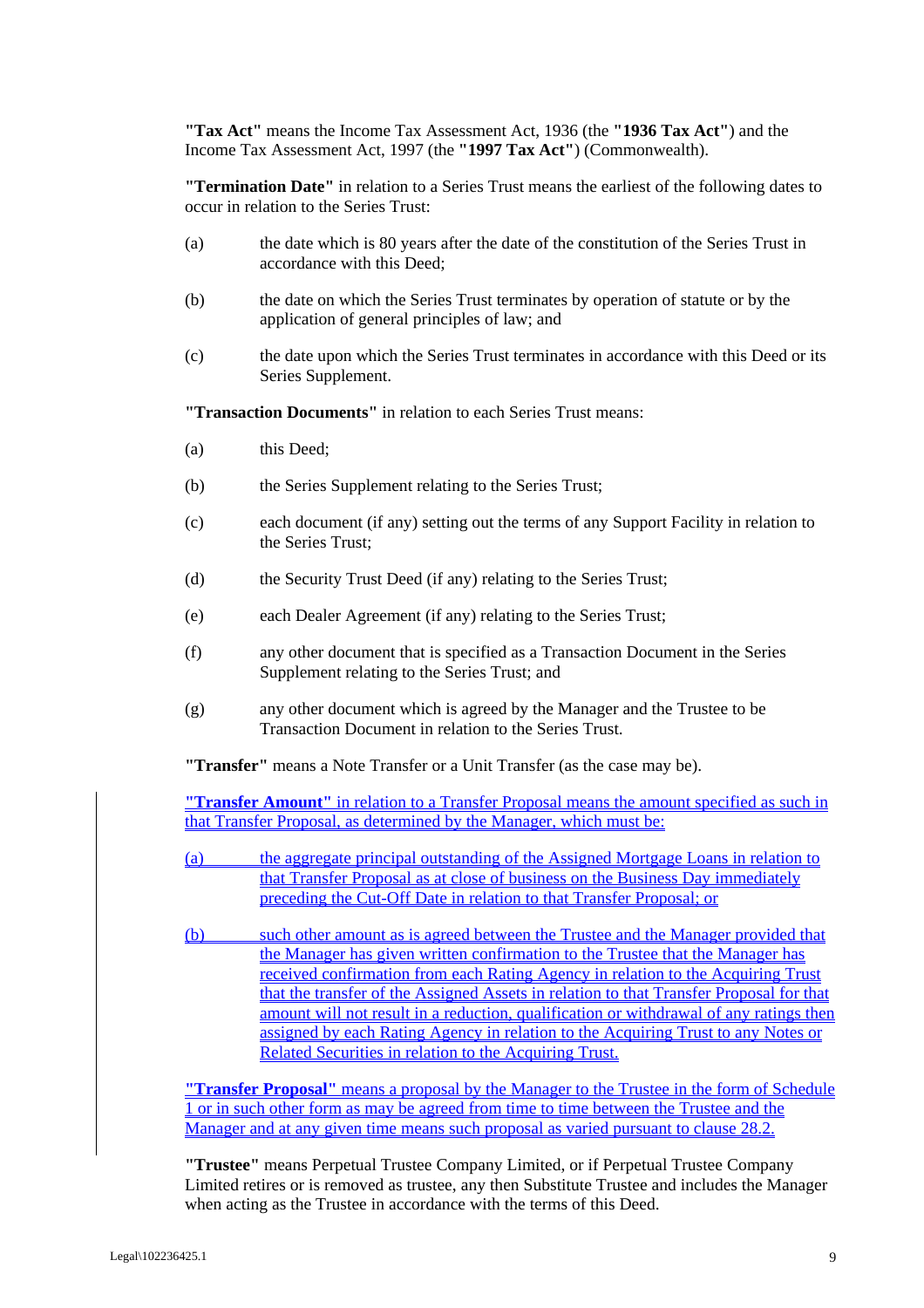**"Tax Act"** means the Income Tax Assessment Act, 1936 (the **"1936 Tax Act"**) and the Income Tax Assessment Act, 1997 (the **"1997 Tax Act"**) (Commonwealth).

**"Termination Date"** in relation to a Series Trust means the earliest of the following dates to occur in relation to the Series Trust:

(a) the date which is 80 years after the date of the constitution of the Series Trust in accordance with this Deed;

(b) the date on which the Series Trust terminates by operation of statute or by the application of general principles of law; and

(c) the date upon which the Series Trust terminates in accordance with this Deed or its Series Supplement.

**"Transaction Documents"** in relation to each Series Trust means:

(a) this Deed;

(b) the Series Supplement relating to the Series Trust;

(c) each document (if any) setting out the terms of any Support Facility in relation to the Series Trust;

(d) the Security Trust Deed (if any) relating to the Series Trust;

(e) each Dealer Agreement (if any) relating to the Series Trust;

(f) any other document that is specified as a Transaction Document in the Series Supplement relating to the Series Trust; and

(g) any other document which is agreed by the Manager and the Trustee to be Transaction Document in relation to the Series Trust.

**"Transfer"** means a Note Transfer or a Unit Transfer (as the case may be).

**"Transfer Amount"** in relation to a Transfer Proposal means the amount specified as such in that Transfer Proposal, as determined by the Manager, which must be:

(a) the aggregate principal outstanding of the Assigned Mortgage Loans in relation to that Transfer Proposal as at close of business on the Business Day immediately preceding the Cut-Off Date in relation to that Transfer Proposal; or

(b) such other amount as is agreed between the Trustee and the Manager provided that the Manager has given written confirmation to the Trustee that the Manager has received confirmation from each Rating Agency in relation to the Acquiring Trust that the transfer of the Assigned Assets in relation to that Transfer Proposal for that amount will not result in a reduction, qualification or withdrawal of any ratings then assigned by each Rating Agency in relation to the Acquiring Trust to any Notes or Related Securities in relation to the Acquiring Trust.

**"Transfer Proposal"** means a proposal by the Manager to the Trustee in the form of Schedule 1 or in such other form as may be agreed from time to time between the Trustee and the Manager and at any given time means such proposal as varied pursuant to clause 28.2.

**"Trustee"** means Perpetual Trustee Company Limited, or if Perpetual Trustee Company Limited retires or is removed as trustee, any then Substitute Trustee and includes the Manager when acting as the Trustee in accordance with the terms of this Deed.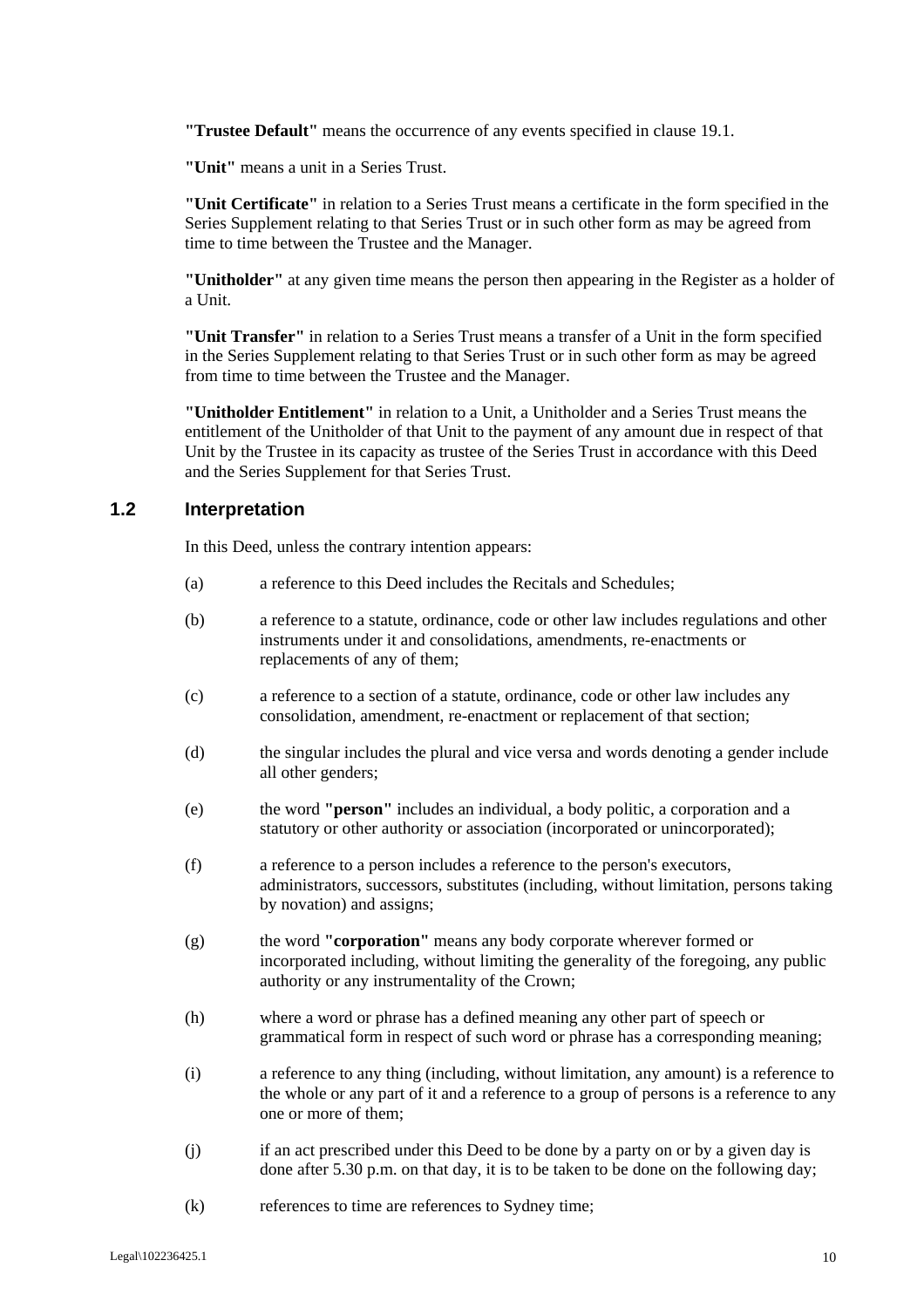**"Trustee Default"** means the occurrence of any events specified in clause 19.1.

**"Unit"** means a unit in a Series Trust.

**"Unit Certificate"** in relation to a Series Trust means a certificate in the form specified in the Series Supplement relating to that Series Trust or in such other form as may be agreed from time to time between the Trustee and the Manager.

**"Unitholder"** at any given time means the person then appearing in the Register as a holder of a Unit.

**"Unit Transfer"** in relation to a Series Trust means a transfer of a Unit in the form specified in the Series Supplement relating to that Series Trust or in such other form as may be agreed from time to time between the Trustee and the Manager.

**"Unitholder Entitlement"** in relation to a Unit, a Unitholder and a Series Trust means the entitlement of the Unitholder of that Unit to the payment of any amount due in respect of that Unit by the Trustee in its capacity as trustee of the Series Trust in accordance with this Deed and the Series Supplement for that Series Trust.

## 1.2 Interpretation

In this Deed, unless the contrary intention appears:

(a) a reference to this Deed includes the Recitals and Schedules;

(b) a reference to a statute, ordinance, code or other law includes regulations and other instruments under it and consolidations, amendments, re-enactments or replacements of any of them;

(c) a reference to a section of a statute, ordinance, code or other law includes any consolidation, amendment, re-enactment or replacement of that section;

(d) the singular includes the plural and vice versa and words denoting a gender include all other genders;

(e) the word **"person"** includes an individual, a body politic, a corporation and a statutory or other authority or association (incorporated or unincorporated);

(f) a reference to a person includes a reference to the person's executors, administrators, successors, substitutes (including, without limitation, persons taking by novation) and assigns;

(g) the word **"corporation"** means any body corporate wherever formed or incorporated including, without limiting the generality of the foregoing, any public authority or any instrumentality of the Crown;

(h) where a word or phrase has a defined meaning any other part of speech or grammatical form in respect of such word or phrase has a corresponding meaning;

(i) a reference to any thing (including, without limitation, any amount) is a reference to the whole or any part of it and a reference to a group of persons is a reference to any one or more of them;

(j) if an act prescribed under this Deed to be done by a party on or by a given day is done after 5.30 p.m. on that day, it is to be taken to be done on the following day;

(k) references to time are references to Sydney time;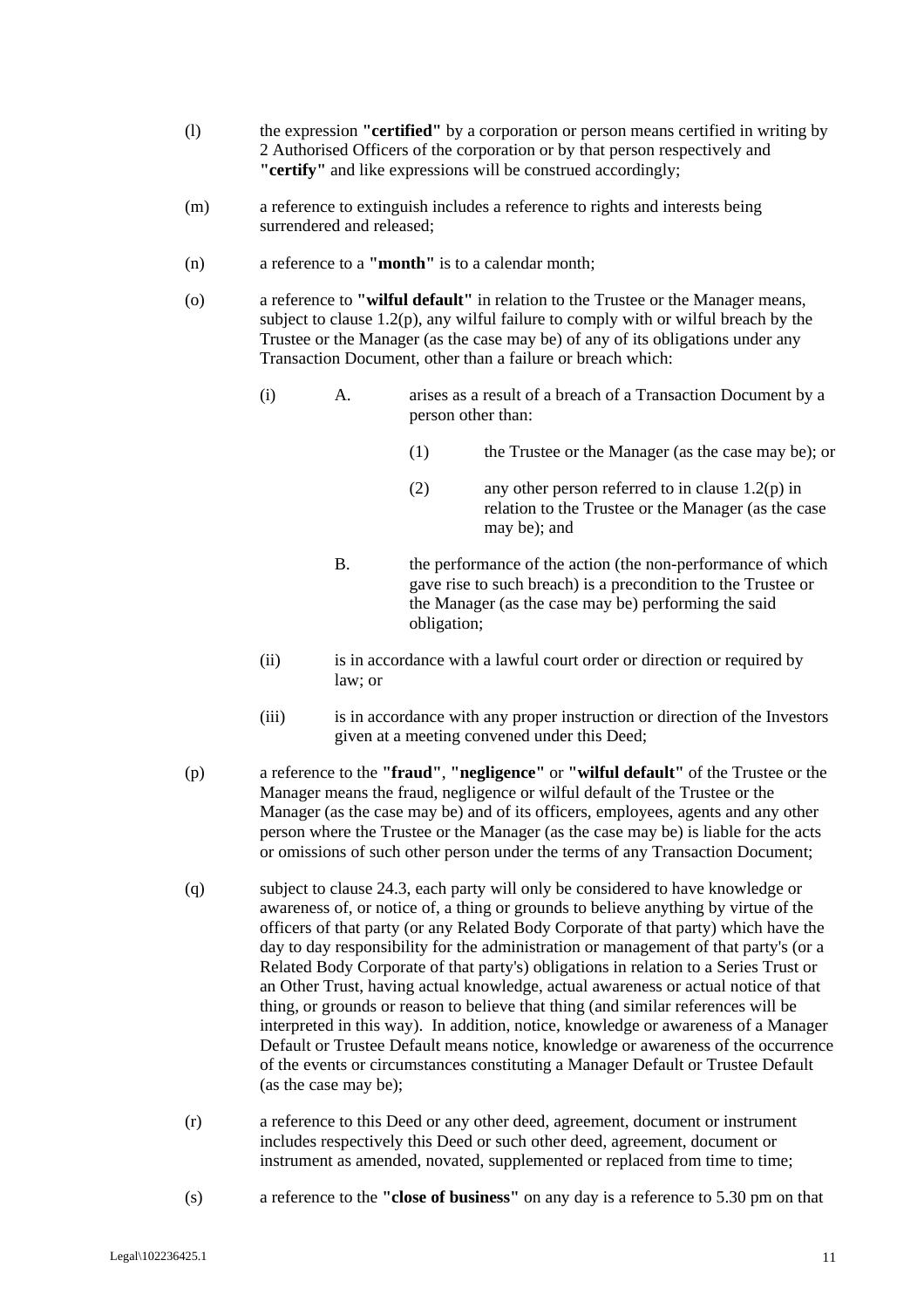(l) the expression **"certified"** by a corporation or person means certified in writing by 2 Authorised Officers of the corporation or by that person respectively and **"certify"** and like expressions will be construed accordingly;

(m) a reference to extinguish includes a reference to rights and interests being surrendered and released;

(n) a reference to a **"month"** is to a calendar month;

(o) a reference to **"wilful default"** in relation to the Trustee or the Manager means, subject to clause 1.2(p), any wilful failure to comply with or wilful breach by the Trustee or the Manager (as the case may be) of any of its obligations under any Transaction Document, other than a failure or breach which:

   (i) A. arises as a result of a breach of a Transaction Document by a person other than:

      (1) the Trustee or the Manager (as the case may be); or

      (2) any other person referred to in clause 1.2(p) in relation to the Trustee or the Manager (as the case may be); and

   B. the performance of the action (the non-performance of which gave rise to such breach) is a precondition to the Trustee or the Manager (as the case may be) performing the said obligation;

   (ii) is in accordance with a lawful court order or direction or required by law; or

   (iii) is in accordance with any proper instruction or direction of the Investors given at a meeting convened under this Deed;

(p) a reference to the **"fraud"**, **"negligence"** or **"wilful default"** of the Trustee or the Manager means the fraud, negligence or wilful default of the Trustee or the Manager (as the case may be) and of its officers, employees, agents and any other person where the Trustee or the Manager (as the case may be) is liable for the acts or omissions of such other person under the terms of any Transaction Document;

(q) subject to clause 24.3, each party will only be considered to have knowledge or awareness of, or notice of, a thing or grounds to believe anything by virtue of the officers of that party (or any Related Body Corporate of that party) which have the day to day responsibility for the administration or management of that party's (or a Related Body Corporate of that party's) obligations in relation to a Series Trust or an Other Trust, having actual knowledge, actual awareness or actual notice of that thing, or grounds or reason to believe that thing (and similar references will be interpreted in this way). In addition, notice, knowledge or awareness of a Manager Default or Trustee Default means notice, knowledge or awareness of the occurrence of the events or circumstances constituting a Manager Default or Trustee Default (as the case may be);

(r) a reference to this Deed or any other deed, agreement, document or instrument includes respectively this Deed or such other deed, agreement, document or instrument as amended, novated, supplemented or replaced from time to time;

(s) a reference to the **"close of business"** on any day is a reference to 5.30 pm on that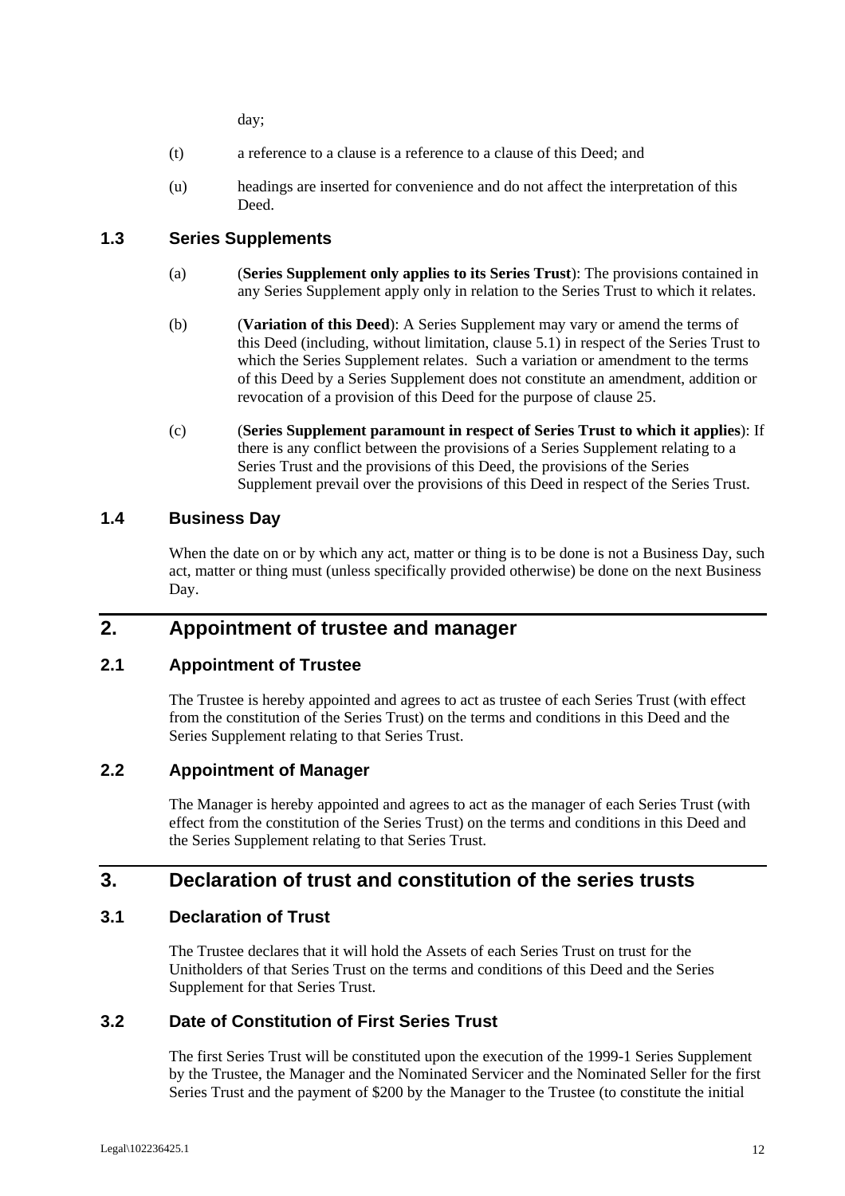day;

(t) a reference to a clause is a reference to a clause of this Deed; and

(u) headings are inserted for convenience and do not affect the interpretation of this Deed.

### 1.3 Series Supplements

(a) (**Series Supplement only applies to its Series Trust**): The provisions contained in any Series Supplement apply only in relation to the Series Trust to which it relates.

(b) (**Variation of this Deed**): A Series Supplement may vary or amend the terms of this Deed (including, without limitation, clause 5.1) in respect of the Series Trust to which the Series Supplement relates. Such a variation or amendment to the terms of this Deed by a Series Supplement does not constitute an amendment, addition or revocation of a provision of this Deed for the purpose of clause 25.

(c) (**Series Supplement paramount in respect of Series Trust to which it applies**): If there is any conflict between the provisions of a Series Supplement relating to a Series Trust and the provisions of this Deed, the provisions of the Series Supplement prevail over the provisions of this Deed in respect of the Series Trust.

### 1.4 Business Day

When the date on or by which any act, matter or thing is to be done is not a Business Day, such act, matter or thing must (unless specifically provided otherwise) be done on the next Business Day.

## 2. Appointment of trustee and manager

### 2.1 Appointment of Trustee

The Trustee is hereby appointed and agrees to act as trustee of each Series Trust (with effect from the constitution of the Series Trust) on the terms and conditions in this Deed and the Series Supplement relating to that Series Trust.

### 2.2 Appointment of Manager

The Manager is hereby appointed and agrees to act as the manager of each Series Trust (with effect from the constitution of the Series Trust) on the terms and conditions in this Deed and the Series Supplement relating to that Series Trust.

## 3. Declaration of trust and constitution of the series trusts

### 3.1 Declaration of Trust

The Trustee declares that it will hold the Assets of each Series Trust on trust for the Unitholders of that Series Trust on the terms and conditions of this Deed and the Series Supplement for that Series Trust.

### 3.2 Date of Constitution of First Series Trust

The first Series Trust will be constituted upon the execution of the 1999-1 Series Supplement by the Trustee, the Manager and the Nominated Servicer and the Nominated Seller for the first Series Trust and the payment of $200 by the Manager to the Trustee (to constitute the initial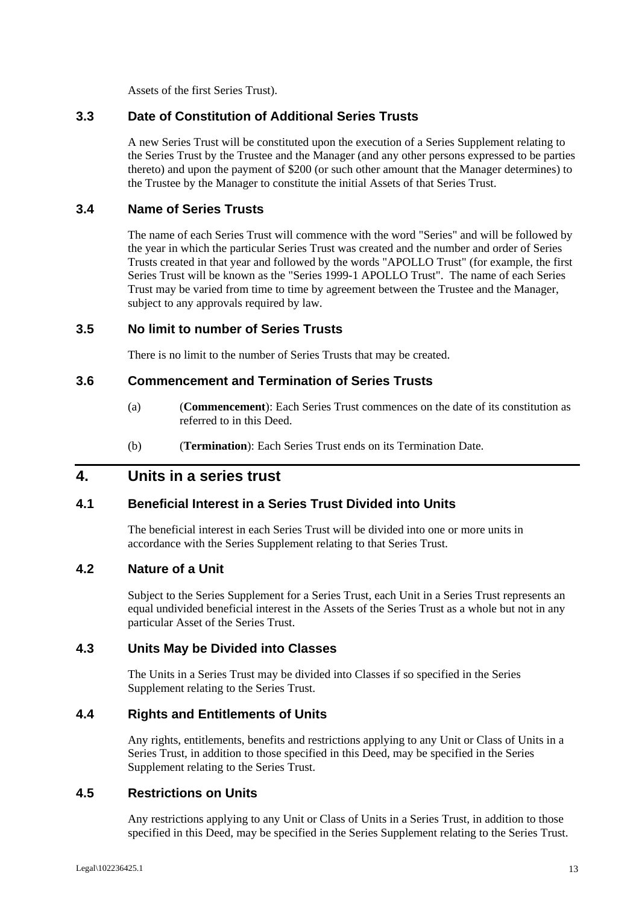Assets of the first Series Trust).

### 3.3 Date of Constitution of Additional Series Trusts

A new Series Trust will be constituted upon the execution of a Series Supplement relating to the Series Trust by the Trustee and the Manager (and any other persons expressed to be parties thereto) and upon the payment of $200 (or such other amount that the Manager determines) to the Trustee by the Manager to constitute the initial Assets of that Series Trust.

### 3.4 Name of Series Trusts

The name of each Series Trust will commence with the word "Series" and will be followed by the year in which the particular Series Trust was created and the number and order of Series Trusts created in that year and followed by the words "APOLLO Trust" (for example, the first Series Trust will be known as the "Series 1999-1 APOLLO Trust". The name of each Series Trust may be varied from time to time by agreement between the Trustee and the Manager, subject to any approvals required by law.

### 3.5 No limit to number of Series Trusts

There is no limit to the number of Series Trusts that may be created.

### 3.6 Commencement and Termination of Series Trusts

(a) (**Commencement**): Each Series Trust commences on the date of its constitution as referred to in this Deed.

(b) (**Termination**): Each Series Trust ends on its Termination Date.

## 4. Units in a series trust

### 4.1 Beneficial Interest in a Series Trust Divided into Units

The beneficial interest in each Series Trust will be divided into one or more units in accordance with the Series Supplement relating to that Series Trust.

### 4.2 Nature of a Unit

Subject to the Series Supplement for a Series Trust, each Unit in a Series Trust represents an equal undivided beneficial interest in the Assets of the Series Trust as a whole but not in any particular Asset of the Series Trust.

### 4.3 Units May be Divided into Classes

The Units in a Series Trust may be divided into Classes if so specified in the Series Supplement relating to the Series Trust.

### 4.4 Rights and Entitlements of Units

Any rights, entitlements, benefits and restrictions applying to any Unit or Class of Units in a Series Trust, in addition to those specified in this Deed, may be specified in the Series Supplement relating to the Series Trust.

### 4.5 Restrictions on Units

Any restrictions applying to any Unit or Class of Units in a Series Trust, in addition to those specified in this Deed, may be specified in the Series Supplement relating to the Series Trust.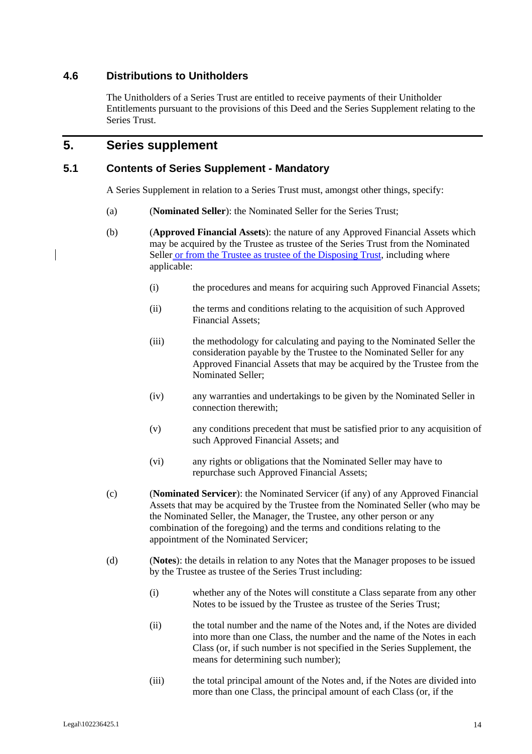### 4.6 Distributions to Unitholders

The Unitholders of a Series Trust are entitled to receive payments of their Unitholder Entitlements pursuant to the provisions of this Deed and the Series Supplement relating to the Series Trust.

## 5. Series supplement

### 5.1 Contents of Series Supplement - Mandatory

A Series Supplement in relation to a Series Trust must, amongst other things, specify:

(a) (**Nominated Seller**): the Nominated Seller for the Series Trust;

(b) (**Approved Financial Assets**): the nature of any Approved Financial Assets which may be acquired by the Trustee as trustee of the Series Trust from the Nominated Seller or from the Trustee as trustee of the Disposing Trust, including where applicable:

   (i) the procedures and means for acquiring such Approved Financial Assets;

   (ii) the terms and conditions relating to the acquisition of such Approved Financial Assets;

   (iii) the methodology for calculating and paying to the Nominated Seller the consideration payable by the Trustee to the Nominated Seller for any Approved Financial Assets that may be acquired by the Trustee from the Nominated Seller;

   (iv) any warranties and undertakings to be given by the Nominated Seller in connection therewith;

   (v) any conditions precedent that must be satisfied prior to any acquisition of such Approved Financial Assets; and

   (vi) any rights or obligations that the Nominated Seller may have to repurchase such Approved Financial Assets;

(c) (**Nominated Servicer**): the Nominated Servicer (if any) of any Approved Financial Assets that may be acquired by the Trustee from the Nominated Seller (who may be the Nominated Seller, the Manager, the Trustee, any other person or any combination of the foregoing) and the terms and conditions relating to the appointment of the Nominated Servicer;

(d) (**Notes**): the details in relation to any Notes that the Manager proposes to be issued by the Trustee as trustee of the Series Trust including:

   (i) whether any of the Notes will constitute a Class separate from any other Notes to be issued by the Trustee as trustee of the Series Trust;

   (ii) the total number and the name of the Notes and, if the Notes are divided into more than one Class, the number and the name of the Notes in each Class (or, if such number is not specified in the Series Supplement, the means for determining such number);

   (iii) the total principal amount of the Notes and, if the Notes are divided into more than one Class, the principal amount of each Class (or, if the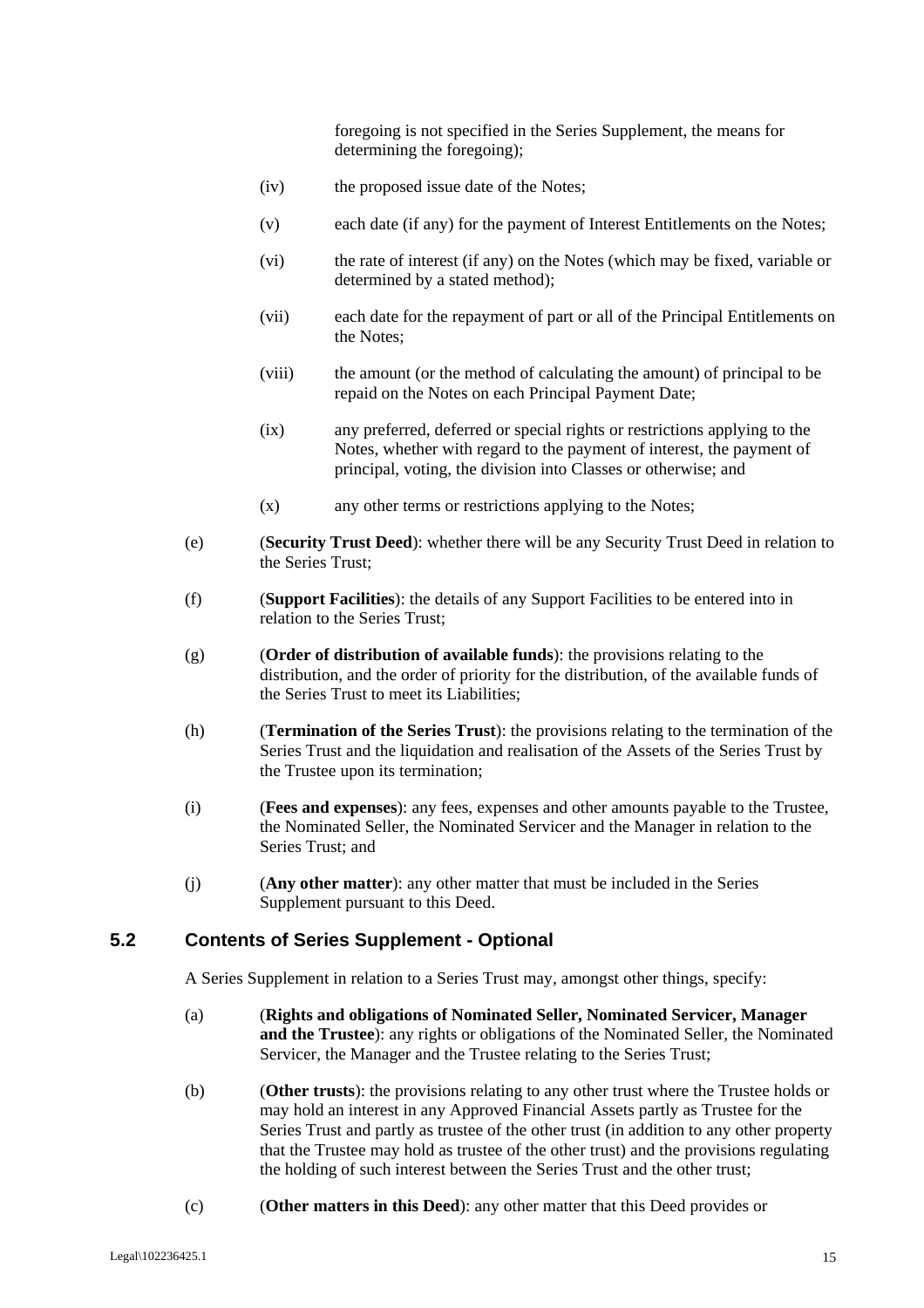foregoing is not specified in the Series Supplement, the means for determining the foregoing);

(iv) the proposed issue date of the Notes;

(v) each date (if any) for the payment of Interest Entitlements on the Notes;

(vi) the rate of interest (if any) on the Notes (which may be fixed, variable or determined by a stated method);

(vii) each date for the repayment of part or all of the Principal Entitlements on the Notes;

(viii) the amount (or the method of calculating the amount) of principal to be repaid on the Notes on each Principal Payment Date;

(ix) any preferred, deferred or special rights or restrictions applying to the Notes, whether with regard to the payment of interest, the payment of principal, voting, the division into Classes or otherwise; and

(x) any other terms or restrictions applying to the Notes;

(e) (**Security Trust Deed**): whether there will be any Security Trust Deed in relation to the Series Trust;

(f) (**Support Facilities**): the details of any Support Facilities to be entered into in relation to the Series Trust;

(g) (**Order of distribution of available funds**): the provisions relating to the distribution, and the order of priority for the distribution, of the available funds of the Series Trust to meet its Liabilities;

(h) (**Termination of the Series Trust**): the provisions relating to the termination of the Series Trust and the liquidation and realisation of the Assets of the Series Trust by the Trustee upon its termination;

(i) (**Fees and expenses**): any fees, expenses and other amounts payable to the Trustee, the Nominated Seller, the Nominated Servicer and the Manager in relation to the Series Trust; and

(j) (**Any other matter**): any other matter that must be included in the Series Supplement pursuant to this Deed.

## 5.2 Contents of Series Supplement - Optional

A Series Supplement in relation to a Series Trust may, amongst other things, specify:

(a) (**Rights and obligations of Nominated Seller, Nominated Servicer, Manager and the Trustee**): any rights or obligations of the Nominated Seller, the Nominated Servicer, the Manager and the Trustee relating to the Series Trust;

(b) (**Other trusts**): the provisions relating to any other trust where the Trustee holds or may hold an interest in any Approved Financial Assets partly as Trustee for the Series Trust and partly as trustee of the other trust (in addition to any other property that the Trustee may hold as trustee of the other trust) and the provisions regulating the holding of such interest between the Series Trust and the other trust;

(c) (**Other matters in this Deed**): any other matter that this Deed provides or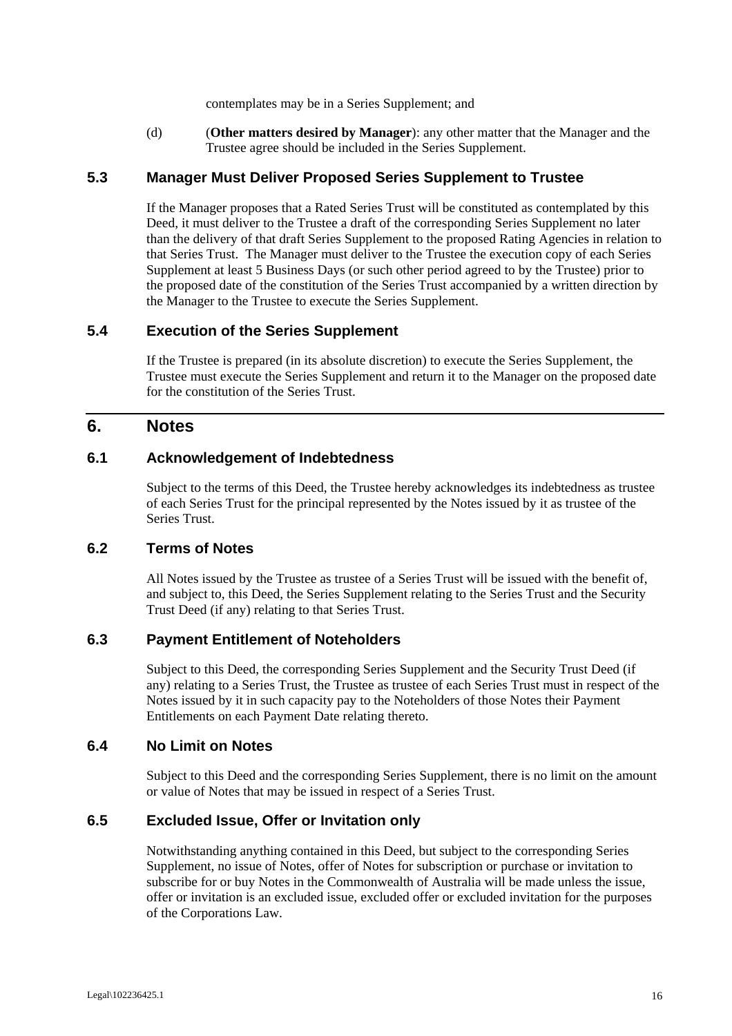contemplates may be in a Series Supplement; and

(d) (**Other matters desired by Manager**): any other matter that the Manager and the Trustee agree should be included in the Series Supplement.

### 5.3 Manager Must Deliver Proposed Series Supplement to Trustee

If the Manager proposes that a Rated Series Trust will be constituted as contemplated by this Deed, it must deliver to the Trustee a draft of the corresponding Series Supplement no later than the delivery of that draft Series Supplement to the proposed Rating Agencies in relation to that Series Trust. The Manager must deliver to the Trustee the execution copy of each Series Supplement at least 5 Business Days (or such other period agreed to by the Trustee) prior to the proposed date of the constitution of the Series Trust accompanied by a written direction by the Manager to the Trustee to execute the Series Supplement.

### 5.4 Execution of the Series Supplement

If the Trustee is prepared (in its absolute discretion) to execute the Series Supplement, the Trustee must execute the Series Supplement and return it to the Manager on the proposed date for the constitution of the Series Trust.

## 6. Notes

### 6.1 Acknowledgement of Indebtedness

Subject to the terms of this Deed, the Trustee hereby acknowledges its indebtedness as trustee of each Series Trust for the principal represented by the Notes issued by it as trustee of the Series Trust.

### 6.2 Terms of Notes

All Notes issued by the Trustee as trustee of a Series Trust will be issued with the benefit of, and subject to, this Deed, the Series Supplement relating to the Series Trust and the Security Trust Deed (if any) relating to that Series Trust.

### 6.3 Payment Entitlement of Noteholders

Subject to this Deed, the corresponding Series Supplement and the Security Trust Deed (if any) relating to a Series Trust, the Trustee as trustee of each Series Trust must in respect of the Notes issued by it in such capacity pay to the Noteholders of those Notes their Payment Entitlements on each Payment Date relating thereto.

### 6.4 No Limit on Notes

Subject to this Deed and the corresponding Series Supplement, there is no limit on the amount or value of Notes that may be issued in respect of a Series Trust.

### 6.5 Excluded Issue, Offer or Invitation only

Notwithstanding anything contained in this Deed, but subject to the corresponding Series Supplement, no issue of Notes, offer of Notes for subscription or purchase or invitation to subscribe for or buy Notes in the Commonwealth of Australia will be made unless the issue, offer or invitation is an excluded issue, excluded offer or excluded invitation for the purposes of the Corporations Law.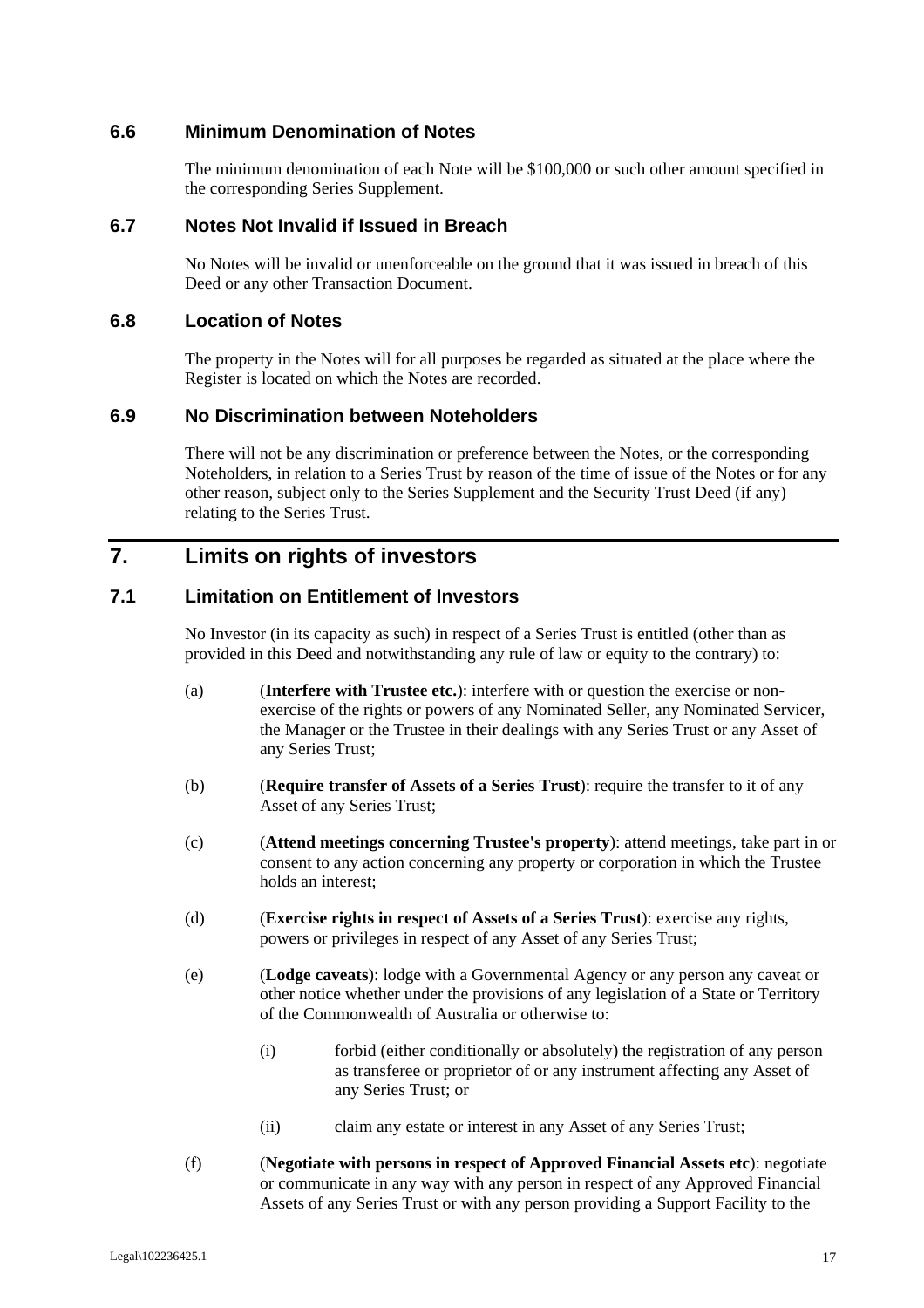### 6.6 Minimum Denomination of Notes

The minimum denomination of each Note will be $100,000 or such other amount specified in the corresponding Series Supplement.

### 6.7 Notes Not Invalid if Issued in Breach

No Notes will be invalid or unenforceable on the ground that it was issued in breach of this Deed or any other Transaction Document.

### 6.8 Location of Notes

The property in the Notes will for all purposes be regarded as situated at the place where the Register is located on which the Notes are recorded.

### 6.9 No Discrimination between Noteholders

There will not be any discrimination or preference between the Notes, or the corresponding Noteholders, in relation to a Series Trust by reason of the time of issue of the Notes or for any other reason, subject only to the Series Supplement and the Security Trust Deed (if any) relating to the Series Trust.

## 7. Limits on rights of investors

### 7.1 Limitation on Entitlement of Investors

No Investor (in its capacity as such) in respect of a Series Trust is entitled (other than as provided in this Deed and notwithstanding any rule of law or equity to the contrary) to:

(a) (**Interfere with Trustee etc.**): interfere with or question the exercise or non-exercise of the rights or powers of any Nominated Seller, any Nominated Servicer, the Manager or the Trustee in their dealings with any Series Trust or any Asset of any Series Trust;

(b) (**Require transfer of Assets of a Series Trust**): require the transfer to it of any Asset of any Series Trust;

(c) (**Attend meetings concerning Trustee's property**): attend meetings, take part in or consent to any action concerning any property or corporation in which the Trustee holds an interest;

(d) (**Exercise rights in respect of Assets of a Series Trust**): exercise any rights, powers or privileges in respect of any Asset of any Series Trust;

(e) (**Lodge caveats**): lodge with a Governmental Agency or any person any caveat or other notice whether under the provisions of any legislation of a State or Territory of the Commonwealth of Australia or otherwise to:

   (i) forbid (either conditionally or absolutely) the registration of any person as transferee or proprietor of or any instrument affecting any Asset of any Series Trust; or

   (ii) claim any estate or interest in any Asset of any Series Trust;

(f) (**Negotiate with persons in respect of Approved Financial Assets etc**): negotiate or communicate in any way with any person in respect of any Approved Financial Assets of any Series Trust or with any person providing a Support Facility to the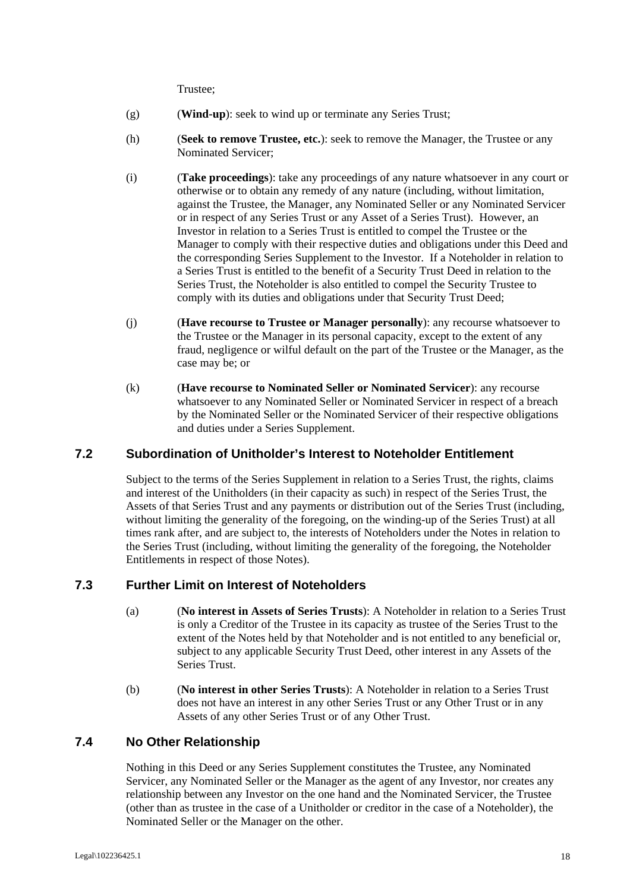Trustee;

(g) (**Wind-up**): seek to wind up or terminate any Series Trust;

(h) (**Seek to remove Trustee, etc.**): seek to remove the Manager, the Trustee or any Nominated Servicer;

(i) (**Take proceedings**): take any proceedings of any nature whatsoever in any court or otherwise or to obtain any remedy of any nature (including, without limitation, against the Trustee, the Manager, any Nominated Seller or any Nominated Servicer or in respect of any Series Trust or any Asset of a Series Trust). However, an Investor in relation to a Series Trust is entitled to compel the Trustee or the Manager to comply with their respective duties and obligations under this Deed and the corresponding Series Supplement to the Investor. If a Noteholder in relation to a Series Trust is entitled to the benefit of a Security Trust Deed in relation to the Series Trust, the Noteholder is also entitled to compel the Security Trustee to comply with its duties and obligations under that Security Trust Deed;

(j) (**Have recourse to Trustee or Manager personally**): any recourse whatsoever to the Trustee or the Manager in its personal capacity, except to the extent of any fraud, negligence or wilful default on the part of the Trustee or the Manager, as the case may be; or

(k) (**Have recourse to Nominated Seller or Nominated Servicer**): any recourse whatsoever to any Nominated Seller or Nominated Servicer in respect of a breach by the Nominated Seller or the Nominated Servicer of their respective obligations and duties under a Series Supplement.

## 7.2 Subordination of Unitholder's Interest to Noteholder Entitlement

Subject to the terms of the Series Supplement in relation to a Series Trust, the rights, claims and interest of the Unitholders (in their capacity as such) in respect of the Series Trust, the Assets of that Series Trust and any payments or distribution out of the Series Trust (including, without limiting the generality of the foregoing, on the winding-up of the Series Trust) at all times rank after, and are subject to, the interests of Noteholders under the Notes in relation to the Series Trust (including, without limiting the generality of the foregoing, the Noteholder Entitlements in respect of those Notes).

## 7.3 Further Limit on Interest of Noteholders

(a) (**No interest in Assets of Series Trusts**): A Noteholder in relation to a Series Trust is only a Creditor of the Trustee in its capacity as trustee of the Series Trust to the extent of the Notes held by that Noteholder and is not entitled to any beneficial or, subject to any applicable Security Trust Deed, other interest in any Assets of the Series Trust.

(b) (**No interest in other Series Trusts**): A Noteholder in relation to a Series Trust does not have an interest in any other Series Trust or any Other Trust or in any Assets of any other Series Trust or of any Other Trust.

## 7.4 No Other Relationship

Nothing in this Deed or any Series Supplement constitutes the Trustee, any Nominated Servicer, any Nominated Seller or the Manager as the agent of any Investor, nor creates any relationship between any Investor on the one hand and the Nominated Servicer, the Trustee (other than as trustee in the case of a Unitholder or creditor in the case of a Noteholder), the Nominated Seller or the Manager on the other.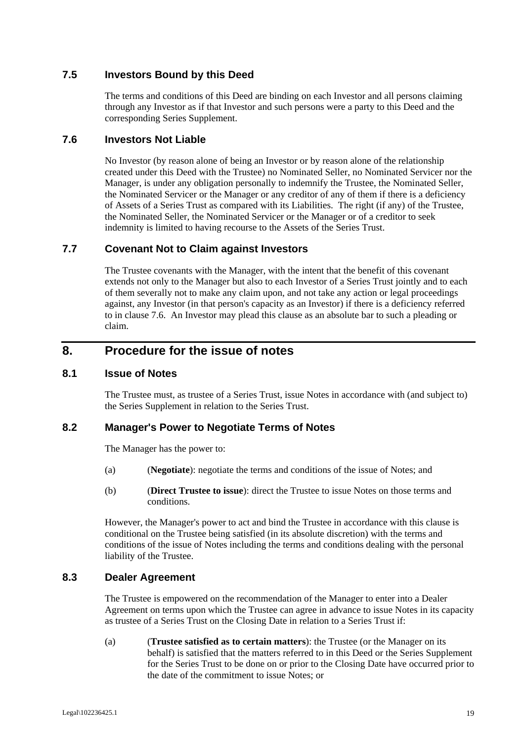### 7.5 Investors Bound by this Deed

The terms and conditions of this Deed are binding on each Investor and all persons claiming through any Investor as if that Investor and such persons were a party to this Deed and the corresponding Series Supplement.

### 7.6 Investors Not Liable

No Investor (by reason alone of being an Investor or by reason alone of the relationship created under this Deed with the Trustee) no Nominated Seller, no Nominated Servicer nor the Manager, is under any obligation personally to indemnify the Trustee, the Nominated Seller, the Nominated Servicer or the Manager or any creditor of any of them if there is a deficiency of Assets of a Series Trust as compared with its Liabilities. The right (if any) of the Trustee, the Nominated Seller, the Nominated Servicer or the Manager or of a creditor to seek indemnity is limited to having recourse to the Assets of the Series Trust.

### 7.7 Covenant Not to Claim against Investors

The Trustee covenants with the Manager, with the intent that the benefit of this covenant extends not only to the Manager but also to each Investor of a Series Trust jointly and to each of them severally not to make any claim upon, and not take any action or legal proceedings against, any Investor (in that person's capacity as an Investor) if there is a deficiency referred to in clause 7.6. An Investor may plead this clause as an absolute bar to such a pleading or claim.

## 8. Procedure for the issue of notes

### 8.1 Issue of Notes

The Trustee must, as trustee of a Series Trust, issue Notes in accordance with (and subject to) the Series Supplement in relation to the Series Trust.

### 8.2 Manager's Power to Negotiate Terms of Notes

The Manager has the power to:

(a) (**Negotiate**): negotiate the terms and conditions of the issue of Notes; and

(b) (**Direct Trustee to issue**): direct the Trustee to issue Notes on those terms and conditions.

However, the Manager's power to act and bind the Trustee in accordance with this clause is conditional on the Trustee being satisfied (in its absolute discretion) with the terms and conditions of the issue of Notes including the terms and conditions dealing with the personal liability of the Trustee.

### 8.3 Dealer Agreement

The Trustee is empowered on the recommendation of the Manager to enter into a Dealer Agreement on terms upon which the Trustee can agree in advance to issue Notes in its capacity as trustee of a Series Trust on the Closing Date in relation to a Series Trust if:

(a) (**Trustee satisfied as to certain matters**): the Trustee (or the Manager on its behalf) is satisfied that the matters referred to in this Deed or the Series Supplement for the Series Trust to be done on or prior to the Closing Date have occurred prior to the date of the commitment to issue Notes; or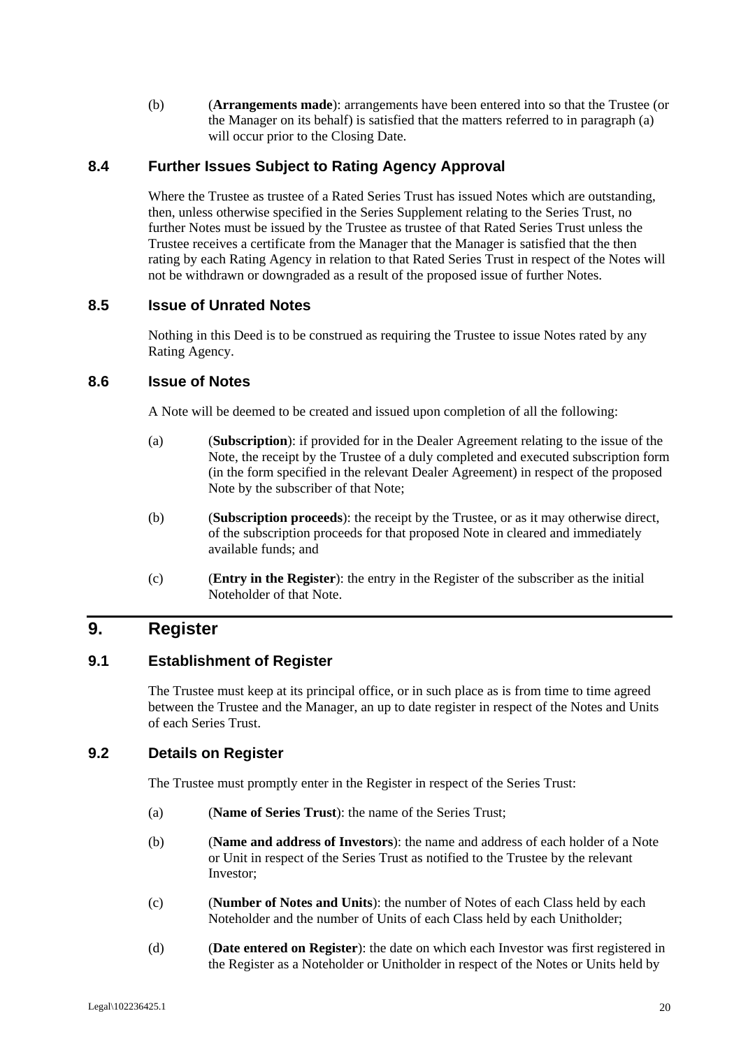(b) (**Arrangements made**): arrangements have been entered into so that the Trustee (or the Manager on its behalf) is satisfied that the matters referred to in paragraph (a) will occur prior to the Closing Date.

### 8.4 Further Issues Subject to Rating Agency Approval

Where the Trustee as trustee of a Rated Series Trust has issued Notes which are outstanding, then, unless otherwise specified in the Series Supplement relating to the Series Trust, no further Notes must be issued by the Trustee as trustee of that Rated Series Trust unless the Trustee receives a certificate from the Manager that the Manager is satisfied that the then rating by each Rating Agency in relation to that Rated Series Trust in respect of the Notes will not be withdrawn or downgraded as a result of the proposed issue of further Notes.

### 8.5 Issue of Unrated Notes

Nothing in this Deed is to be construed as requiring the Trustee to issue Notes rated by any Rating Agency.

### 8.6 Issue of Notes

A Note will be deemed to be created and issued upon completion of all the following:

(a) (**Subscription**): if provided for in the Dealer Agreement relating to the issue of the Note, the receipt by the Trustee of a duly completed and executed subscription form (in the form specified in the relevant Dealer Agreement) in respect of the proposed Note by the subscriber of that Note;

(b) (**Subscription proceeds**): the receipt by the Trustee, or as it may otherwise direct, of the subscription proceeds for that proposed Note in cleared and immediately available funds; and

(c) (**Entry in the Register**): the entry in the Register of the subscriber as the initial Noteholder of that Note.

## 9. Register

### 9.1 Establishment of Register

The Trustee must keep at its principal office, or in such place as is from time to time agreed between the Trustee and the Manager, an up to date register in respect of the Notes and Units of each Series Trust.

### 9.2 Details on Register

The Trustee must promptly enter in the Register in respect of the Series Trust:

(a) (**Name of Series Trust**): the name of the Series Trust;

(b) (**Name and address of Investors**): the name and address of each holder of a Note or Unit in respect of the Series Trust as notified to the Trustee by the relevant Investor;

(c) (**Number of Notes and Units**): the number of Notes of each Class held by each Noteholder and the number of Units of each Class held by each Unitholder;

(d) (**Date entered on Register**): the date on which each Investor was first registered in the Register as a Noteholder or Unitholder in respect of the Notes or Units held by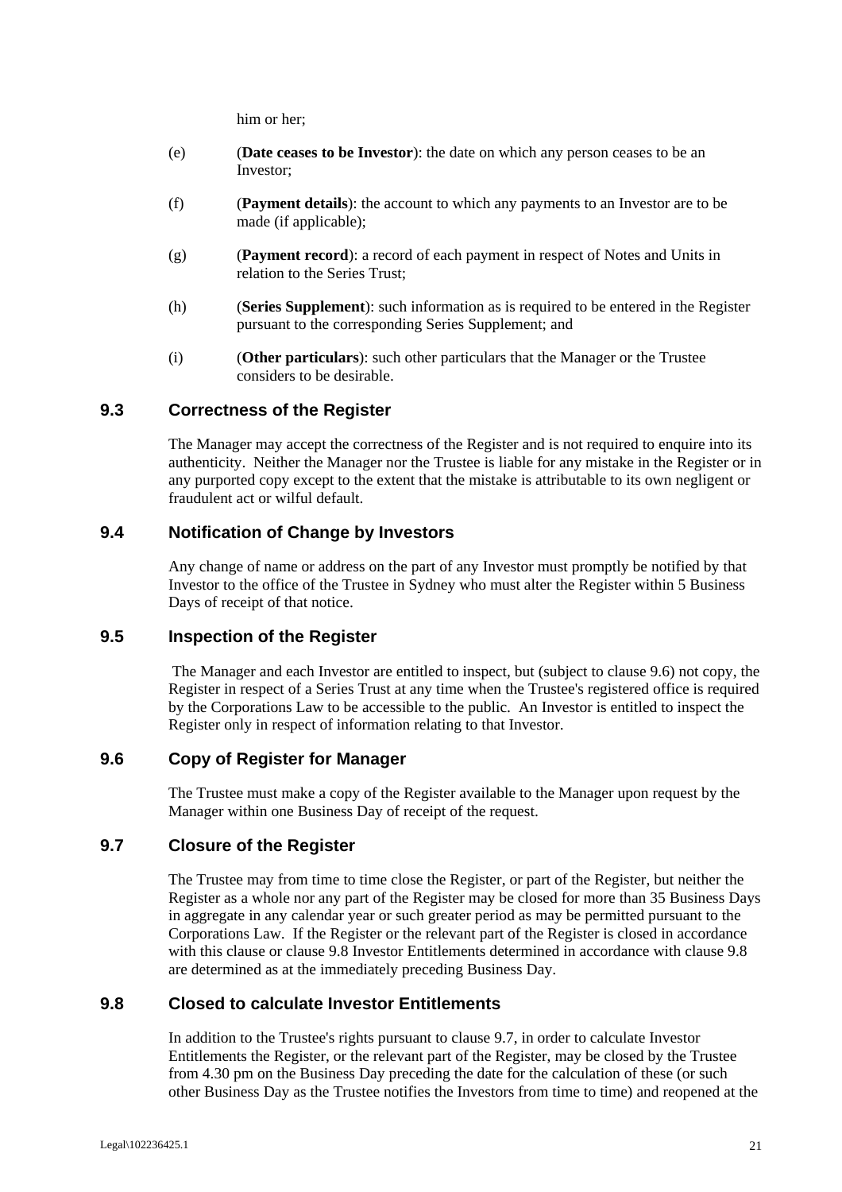him or her;

(e) (**Date ceases to be Investor**): the date on which any person ceases to be an Investor;

(f) (**Payment details**): the account to which any payments to an Investor are to be made (if applicable);

(g) (**Payment record**): a record of each payment in respect of Notes and Units in relation to the Series Trust;

(h) (**Series Supplement**): such information as is required to be entered in the Register pursuant to the corresponding Series Supplement; and

(i) (**Other particulars**): such other particulars that the Manager or the Trustee considers to be desirable.

## 9.3 Correctness of the Register

The Manager may accept the correctness of the Register and is not required to enquire into its authenticity. Neither the Manager nor the Trustee is liable for any mistake in the Register or in any purported copy except to the extent that the mistake is attributable to its own negligent or fraudulent act or wilful default.

## 9.4 Notification of Change by Investors

Any change of name or address on the part of any Investor must promptly be notified by that Investor to the office of the Trustee in Sydney who must alter the Register within 5 Business Days of receipt of that notice.

## 9.5 Inspection of the Register

The Manager and each Investor are entitled to inspect, but (subject to clause 9.6) not copy, the Register in respect of a Series Trust at any time when the Trustee's registered office is required by the Corporations Law to be accessible to the public. An Investor is entitled to inspect the Register only in respect of information relating to that Investor.

## 9.6 Copy of Register for Manager

The Trustee must make a copy of the Register available to the Manager upon request by the Manager within one Business Day of receipt of the request.

## 9.7 Closure of the Register

The Trustee may from time to time close the Register, or part of the Register, but neither the Register as a whole nor any part of the Register may be closed for more than 35 Business Days in aggregate in any calendar year or such greater period as may be permitted pursuant to the Corporations Law. If the Register or the relevant part of the Register is closed in accordance with this clause or clause 9.8 Investor Entitlements determined in accordance with clause 9.8 are determined as at the immediately preceding Business Day.

## 9.8 Closed to calculate Investor Entitlements

In addition to the Trustee's rights pursuant to clause 9.7, in order to calculate Investor Entitlements the Register, or the relevant part of the Register, may be closed by the Trustee from 4.30 pm on the Business Day preceding the date for the calculation of these (or such other Business Day as the Trustee notifies the Investors from time to time) and reopened at the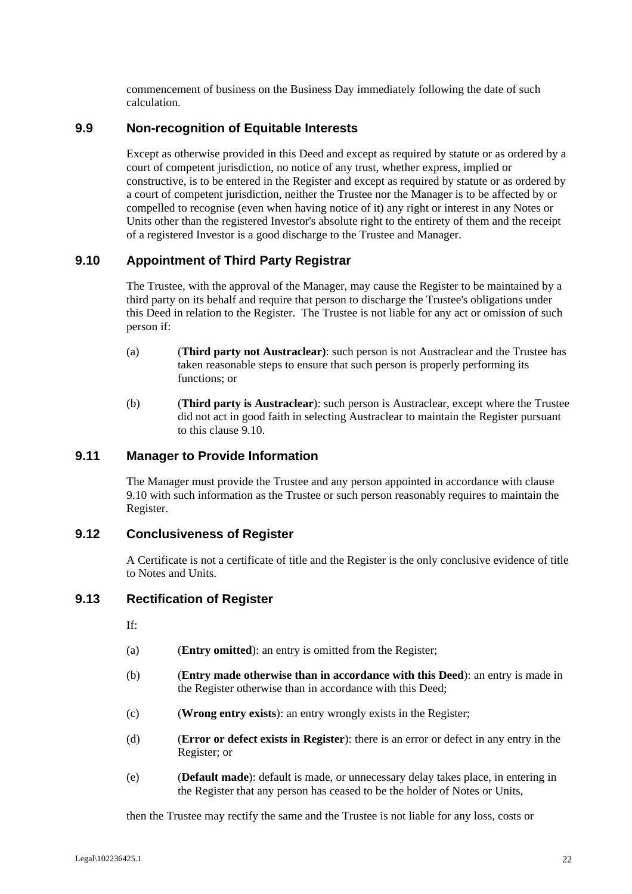commencement of business on the Business Day immediately following the date of such calculation.

## 9.9 Non-recognition of Equitable Interests

Except as otherwise provided in this Deed and except as required by statute or as ordered by a court of competent jurisdiction, no notice of any trust, whether express, implied or constructive, is to be entered in the Register and except as required by statute or as ordered by a court of competent jurisdiction, neither the Trustee nor the Manager is to be affected by or compelled to recognise (even when having notice of it) any right or interest in any Notes or Units other than the registered Investor's absolute right to the entirety of them and the receipt of a registered Investor is a good discharge to the Trustee and Manager.

## 9.10 Appointment of Third Party Registrar

The Trustee, with the approval of the Manager, may cause the Register to be maintained by a third party on its behalf and require that person to discharge the Trustee's obligations under this Deed in relation to the Register. The Trustee is not liable for any act or omission of such person if:

(a) (**Third party not Austraclear)**: such person is not Austraclear and the Trustee has taken reasonable steps to ensure that such person is properly performing its functions; or

(b) (**Third party is Austraclear**): such person is Austraclear, except where the Trustee did not act in good faith in selecting Austraclear to maintain the Register pursuant to this clause 9.10.

## 9.11 Manager to Provide Information

The Manager must provide the Trustee and any person appointed in accordance with clause 9.10 with such information as the Trustee or such person reasonably requires to maintain the Register.

## 9.12 Conclusiveness of Register

A Certificate is not a certificate of title and the Register is the only conclusive evidence of title to Notes and Units.

## 9.13 Rectification of Register

If:

(a) (**Entry omitted**): an entry is omitted from the Register;

(b) (**Entry made otherwise than in accordance with this Deed**): an entry is made in the Register otherwise than in accordance with this Deed;

(c) (**Wrong entry exists**): an entry wrongly exists in the Register;

(d) (**Error or defect exists in Register**): there is an error or defect in any entry in the Register; or

(e) (**Default made**): default is made, or unnecessary delay takes place, in entering in the Register that any person has ceased to be the holder of Notes or Units,

then the Trustee may rectify the same and the Trustee is not liable for any loss, costs or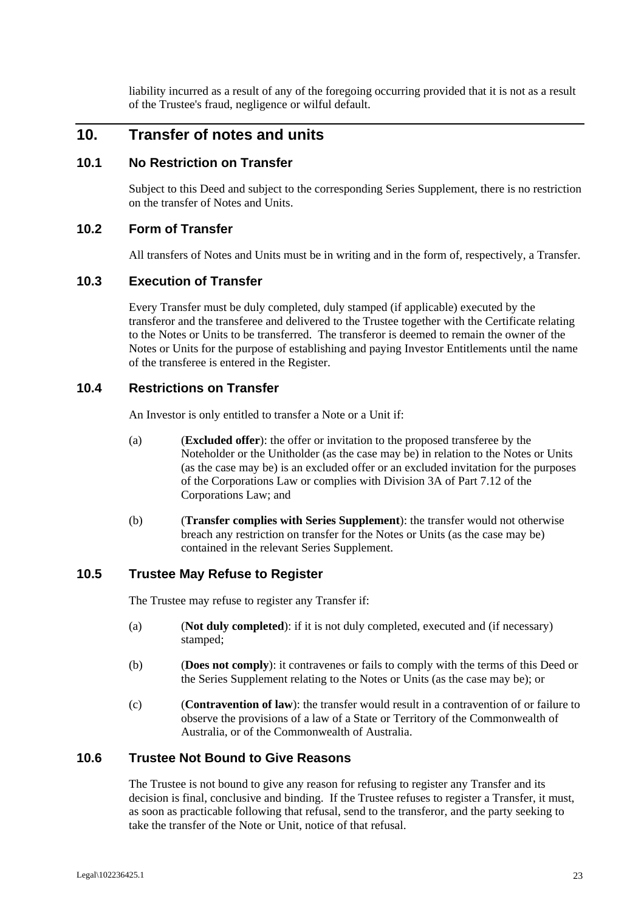liability incurred as a result of any of the foregoing occurring provided that it is not as a result of the Trustee's fraud, negligence or wilful default.

## 10. Transfer of notes and units

### 10.1 No Restriction on Transfer

Subject to this Deed and subject to the corresponding Series Supplement, there is no restriction on the transfer of Notes and Units.

### 10.2 Form of Transfer

All transfers of Notes and Units must be in writing and in the form of, respectively, a Transfer.

### 10.3 Execution of Transfer

Every Transfer must be duly completed, duly stamped (if applicable) executed by the transferor and the transferee and delivered to the Trustee together with the Certificate relating to the Notes or Units to be transferred. The transferor is deemed to remain the owner of the Notes or Units for the purpose of establishing and paying Investor Entitlements until the name of the transferee is entered in the Register.

### 10.4 Restrictions on Transfer

An Investor is only entitled to transfer a Note or a Unit if:

(a) (**Excluded offer**): the offer or invitation to the proposed transferee by the Noteholder or the Unitholder (as the case may be) in relation to the Notes or Units (as the case may be) is an excluded offer or an excluded invitation for the purposes of the Corporations Law or complies with Division 3A of Part 7.12 of the Corporations Law; and

(b) (**Transfer complies with Series Supplement**): the transfer would not otherwise breach any restriction on transfer for the Notes or Units (as the case may be) contained in the relevant Series Supplement.

### 10.5 Trustee May Refuse to Register

The Trustee may refuse to register any Transfer if:

(a) (**Not duly completed**): if it is not duly completed, executed and (if necessary) stamped;

(b) (**Does not comply**): it contravenes or fails to comply with the terms of this Deed or the Series Supplement relating to the Notes or Units (as the case may be); or

(c) (**Contravention of law**): the transfer would result in a contravention of or failure to observe the provisions of a law of a State or Territory of the Commonwealth of Australia, or of the Commonwealth of Australia.

### 10.6 Trustee Not Bound to Give Reasons

The Trustee is not bound to give any reason for refusing to register any Transfer and its decision is final, conclusive and binding. If the Trustee refuses to register a Transfer, it must, as soon as practicable following that refusal, send to the transferor, and the party seeking to take the transfer of the Note or Unit, notice of that refusal.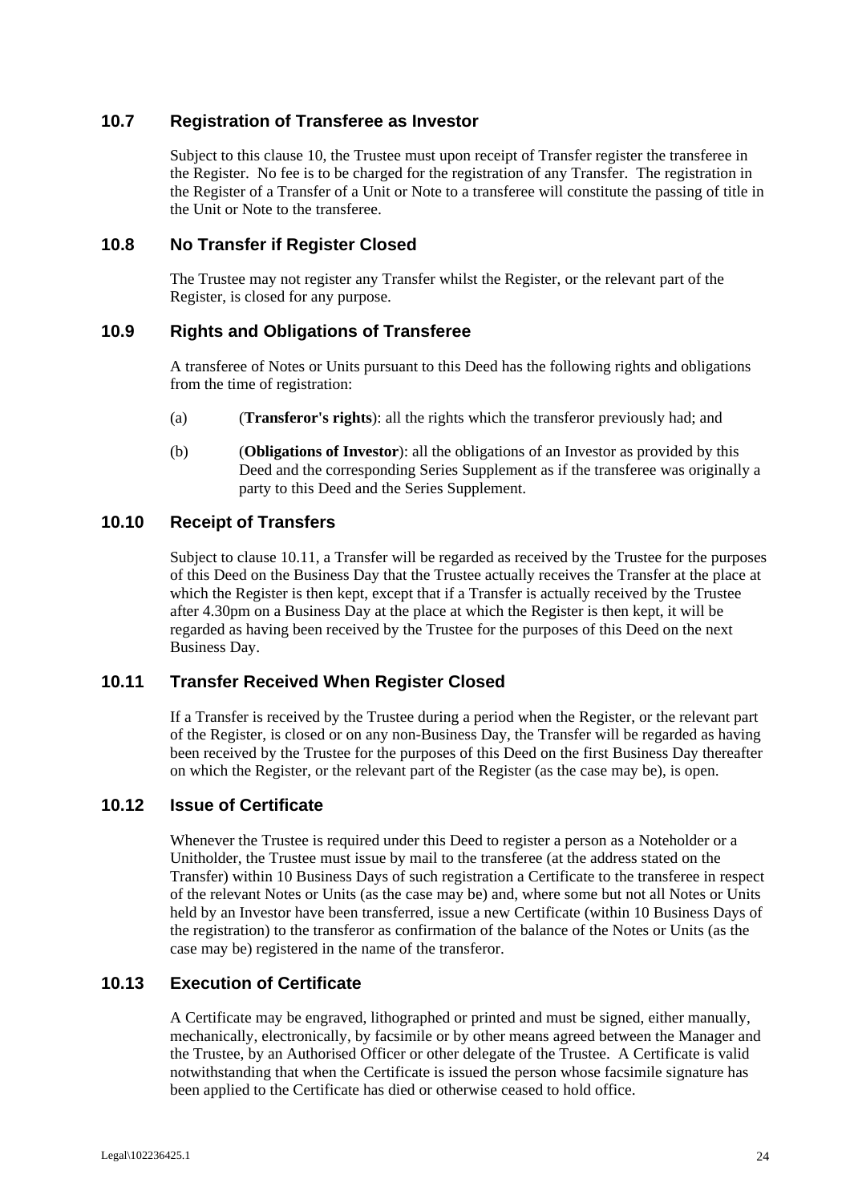### 10.7 Registration of Transferee as Investor

Subject to this clause 10, the Trustee must upon receipt of Transfer register the transferee in the Register. No fee is to be charged for the registration of any Transfer. The registration in the Register of a Transfer of a Unit or Note to a transferee will constitute the passing of title in the Unit or Note to the transferee.

### 10.8 No Transfer if Register Closed

The Trustee may not register any Transfer whilst the Register, or the relevant part of the Register, is closed for any purpose.

### 10.9 Rights and Obligations of Transferee

A transferee of Notes or Units pursuant to this Deed has the following rights and obligations from the time of registration:

(a) (**Transferor's rights**): all the rights which the transferor previously had; and

(b) (**Obligations of Investor**): all the obligations of an Investor as provided by this Deed and the corresponding Series Supplement as if the transferee was originally a party to this Deed and the Series Supplement.

### 10.10 Receipt of Transfers

Subject to clause 10.11, a Transfer will be regarded as received by the Trustee for the purposes of this Deed on the Business Day that the Trustee actually receives the Transfer at the place at which the Register is then kept, except that if a Transfer is actually received by the Trustee after 4.30pm on a Business Day at the place at which the Register is then kept, it will be regarded as having been received by the Trustee for the purposes of this Deed on the next Business Day.

### 10.11 Transfer Received When Register Closed

If a Transfer is received by the Trustee during a period when the Register, or the relevant part of the Register, is closed or on any non-Business Day, the Transfer will be regarded as having been received by the Trustee for the purposes of this Deed on the first Business Day thereafter on which the Register, or the relevant part of the Register (as the case may be), is open.

### 10.12 Issue of Certificate

Whenever the Trustee is required under this Deed to register a person as a Noteholder or a Unitholder, the Trustee must issue by mail to the transferee (at the address stated on the Transfer) within 10 Business Days of such registration a Certificate to the transferee in respect of the relevant Notes or Units (as the case may be) and, where some but not all Notes or Units held by an Investor have been transferred, issue a new Certificate (within 10 Business Days of the registration) to the transferor as confirmation of the balance of the Notes or Units (as the case may be) registered in the name of the transferor.

### 10.13 Execution of Certificate

A Certificate may be engraved, lithographed or printed and must be signed, either manually, mechanically, electronically, by facsimile or by other means agreed between the Manager and the Trustee, by an Authorised Officer or other delegate of the Trustee. A Certificate is valid notwithstanding that when the Certificate is issued the person whose facsimile signature has been applied to the Certificate has died or otherwise ceased to hold office.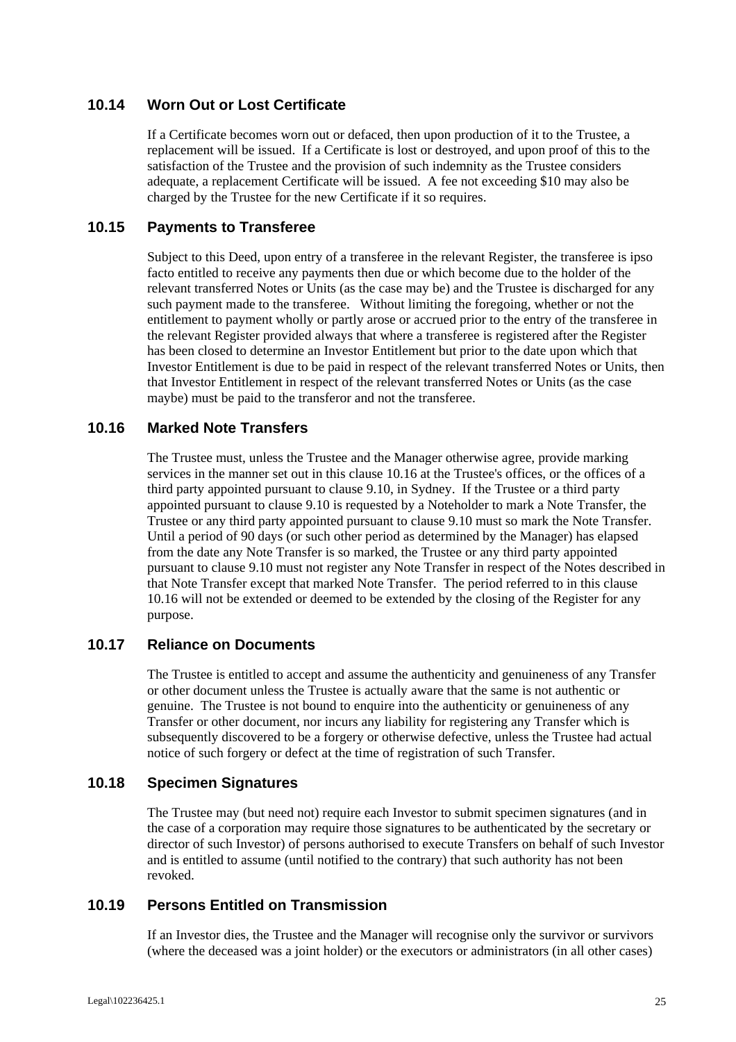### 10.14 Worn Out or Lost Certificate

If a Certificate becomes worn out or defaced, then upon production of it to the Trustee, a replacement will be issued. If a Certificate is lost or destroyed, and upon proof of this to the satisfaction of the Trustee and the provision of such indemnity as the Trustee considers adequate, a replacement Certificate will be issued. A fee not exceeding $10 may also be charged by the Trustee for the new Certificate if it so requires.

### 10.15 Payments to Transferee

Subject to this Deed, upon entry of a transferee in the relevant Register, the transferee is ipso facto entitled to receive any payments then due or which become due to the holder of the relevant transferred Notes or Units (as the case may be) and the Trustee is discharged for any such payment made to the transferee. Without limiting the foregoing, whether or not the entitlement to payment wholly or partly arose or accrued prior to the entry of the transferee in the relevant Register provided always that where a transferee is registered after the Register has been closed to determine an Investor Entitlement but prior to the date upon which that Investor Entitlement is due to be paid in respect of the relevant transferred Notes or Units, then that Investor Entitlement in respect of the relevant transferred Notes or Units (as the case maybe) must be paid to the transferor and not the transferee.

### 10.16 Marked Note Transfers

The Trustee must, unless the Trustee and the Manager otherwise agree, provide marking services in the manner set out in this clause 10.16 at the Trustee's offices, or the offices of a third party appointed pursuant to clause 9.10, in Sydney. If the Trustee or a third party appointed pursuant to clause 9.10 is requested by a Noteholder to mark a Note Transfer, the Trustee or any third party appointed pursuant to clause 9.10 must so mark the Note Transfer. Until a period of 90 days (or such other period as determined by the Manager) has elapsed from the date any Note Transfer is so marked, the Trustee or any third party appointed pursuant to clause 9.10 must not register any Note Transfer in respect of the Notes described in that Note Transfer except that marked Note Transfer. The period referred to in this clause 10.16 will not be extended or deemed to be extended by the closing of the Register for any purpose.

### 10.17 Reliance on Documents

The Trustee is entitled to accept and assume the authenticity and genuineness of any Transfer or other document unless the Trustee is actually aware that the same is not authentic or genuine. The Trustee is not bound to enquire into the authenticity or genuineness of any Transfer or other document, nor incurs any liability for registering any Transfer which is subsequently discovered to be a forgery or otherwise defective, unless the Trustee had actual notice of such forgery or defect at the time of registration of such Transfer.

### 10.18 Specimen Signatures

The Trustee may (but need not) require each Investor to submit specimen signatures (and in the case of a corporation may require those signatures to be authenticated by the secretary or director of such Investor) of persons authorised to execute Transfers on behalf of such Investor and is entitled to assume (until notified to the contrary) that such authority has not been revoked.

### 10.19 Persons Entitled on Transmission

If an Investor dies, the Trustee and the Manager will recognise only the survivor or survivors (where the deceased was a joint holder) or the executors or administrators (in all other cases)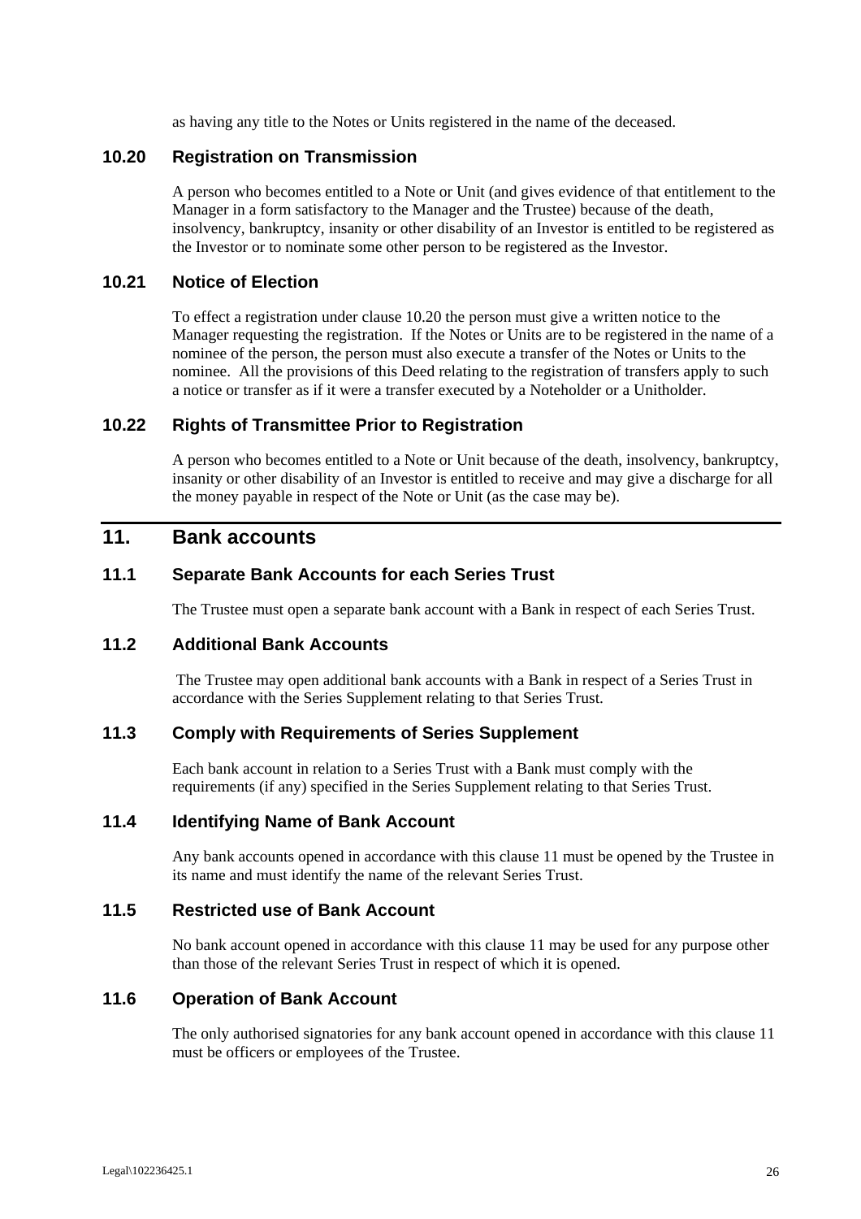as having any title to the Notes or Units registered in the name of the deceased.

### 10.20 Registration on Transmission

A person who becomes entitled to a Note or Unit (and gives evidence of that entitlement to the Manager in a form satisfactory to the Manager and the Trustee) because of the death, insolvency, bankruptcy, insanity or other disability of an Investor is entitled to be registered as the Investor or to nominate some other person to be registered as the Investor.

### 10.21 Notice of Election

To effect a registration under clause 10.20 the person must give a written notice to the Manager requesting the registration. If the Notes or Units are to be registered in the name of a nominee of the person, the person must also execute a transfer of the Notes or Units to the nominee. All the provisions of this Deed relating to the registration of transfers apply to such a notice or transfer as if it were a transfer executed by a Noteholder or a Unitholder.

### 10.22 Rights of Transmittee Prior to Registration

A person who becomes entitled to a Note or Unit because of the death, insolvency, bankruptcy, insanity or other disability of an Investor is entitled to receive and may give a discharge for all the money payable in respect of the Note or Unit (as the case may be).

## 11. Bank accounts

### 11.1 Separate Bank Accounts for each Series Trust

The Trustee must open a separate bank account with a Bank in respect of each Series Trust.

### 11.2 Additional Bank Accounts

The Trustee may open additional bank accounts with a Bank in respect of a Series Trust in accordance with the Series Supplement relating to that Series Trust.

### 11.3 Comply with Requirements of Series Supplement

Each bank account in relation to a Series Trust with a Bank must comply with the requirements (if any) specified in the Series Supplement relating to that Series Trust.

### 11.4 Identifying Name of Bank Account

Any bank accounts opened in accordance with this clause 11 must be opened by the Trustee in its name and must identify the name of the relevant Series Trust.

### 11.5 Restricted use of Bank Account

No bank account opened in accordance with this clause 11 may be used for any purpose other than those of the relevant Series Trust in respect of which it is opened.

### 11.6 Operation of Bank Account

The only authorised signatories for any bank account opened in accordance with this clause 11 must be officers or employees of the Trustee.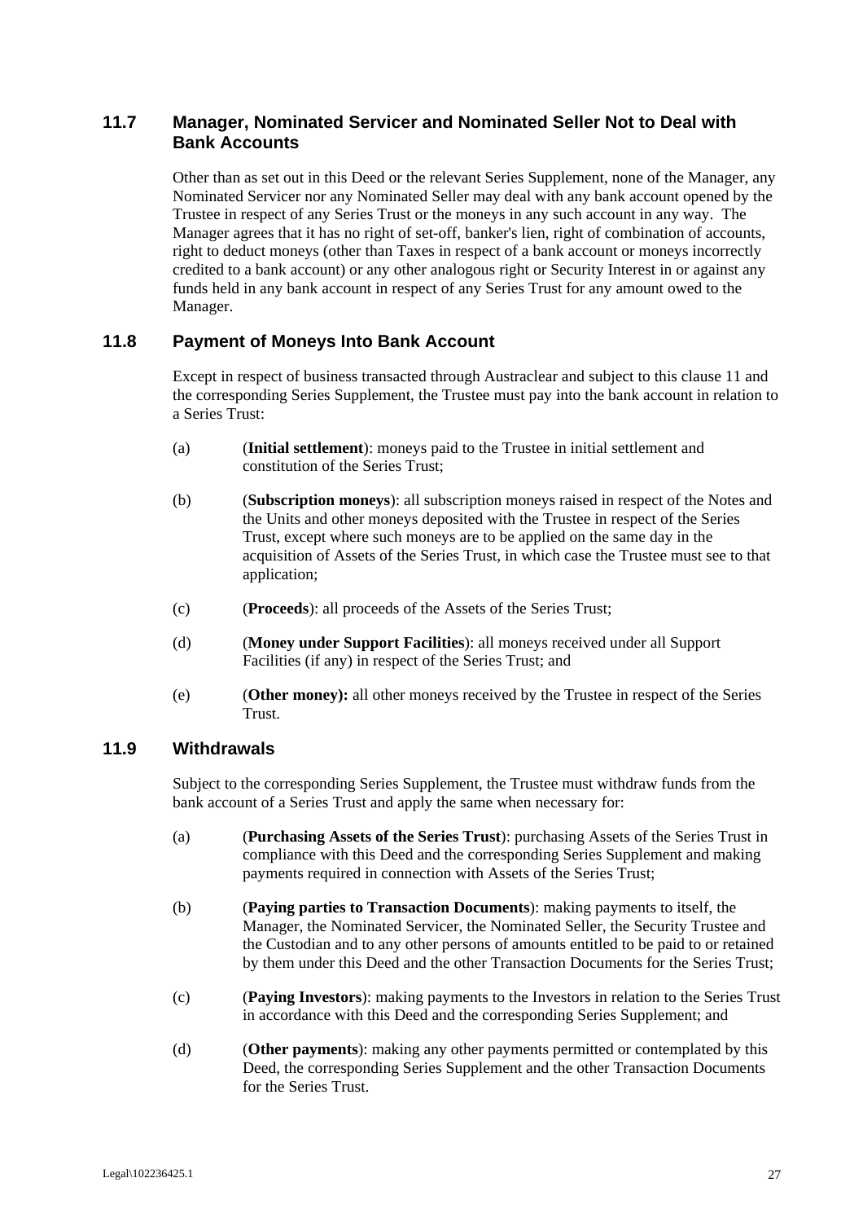## 11.7 Manager, Nominated Servicer and Nominated Seller Not to Deal with Bank Accounts

Other than as set out in this Deed or the relevant Series Supplement, none of the Manager, any Nominated Servicer nor any Nominated Seller may deal with any bank account opened by the Trustee in respect of any Series Trust or the moneys in any such account in any way. The Manager agrees that it has no right of set-off, banker's lien, right of combination of accounts, right to deduct moneys (other than Taxes in respect of a bank account or moneys incorrectly credited to a bank account) or any other analogous right or Security Interest in or against any funds held in any bank account in respect of any Series Trust for any amount owed to the Manager.

## 11.8 Payment of Moneys Into Bank Account

Except in respect of business transacted through Austraclear and subject to this clause 11 and the corresponding Series Supplement, the Trustee must pay into the bank account in relation to a Series Trust:

(a) (**Initial settlement**): moneys paid to the Trustee in initial settlement and constitution of the Series Trust;

(b) (**Subscription moneys**): all subscription moneys raised in respect of the Notes and the Units and other moneys deposited with the Trustee in respect of the Series Trust, except where such moneys are to be applied on the same day in the acquisition of Assets of the Series Trust, in which case the Trustee must see to that application;

(c) (**Proceeds**): all proceeds of the Assets of the Series Trust;

(d) (**Money under Support Facilities**): all moneys received under all Support Facilities (if any) in respect of the Series Trust; and

(e) (**Other money):** all other moneys received by the Trustee in respect of the Series Trust.

## 11.9 Withdrawals

Subject to the corresponding Series Supplement, the Trustee must withdraw funds from the bank account of a Series Trust and apply the same when necessary for:

(a) (**Purchasing Assets of the Series Trust**): purchasing Assets of the Series Trust in compliance with this Deed and the corresponding Series Supplement and making payments required in connection with Assets of the Series Trust;

(b) (**Paying parties to Transaction Documents**): making payments to itself, the Manager, the Nominated Servicer, the Nominated Seller, the Security Trustee and the Custodian and to any other persons of amounts entitled to be paid to or retained by them under this Deed and the other Transaction Documents for the Series Trust;

(c) (**Paying Investors**): making payments to the Investors in relation to the Series Trust in accordance with this Deed and the corresponding Series Supplement; and

(d) (**Other payments**): making any other payments permitted or contemplated by this Deed, the corresponding Series Supplement and the other Transaction Documents for the Series Trust.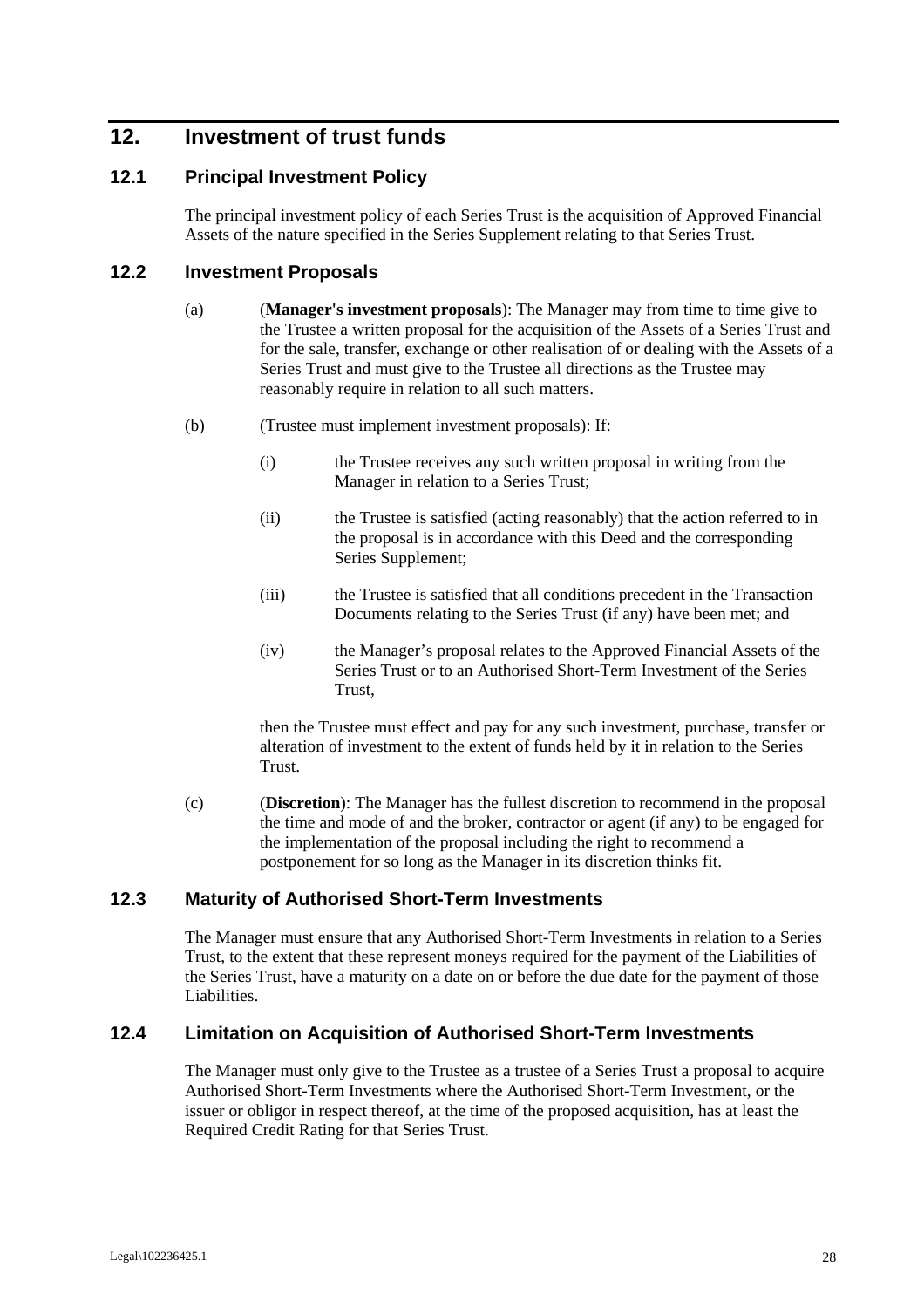# 12. Investment of trust funds

## 12.1 Principal Investment Policy

The principal investment policy of each Series Trust is the acquisition of Approved Financial Assets of the nature specified in the Series Supplement relating to that Series Trust.

## 12.2 Investment Proposals

(a) (**Manager's investment proposals**): The Manager may from time to time give to the Trustee a written proposal for the acquisition of the Assets of a Series Trust and for the sale, transfer, exchange or other realisation of or dealing with the Assets of a Series Trust and must give to the Trustee all directions as the Trustee may reasonably require in relation to all such matters.

(b) (Trustee must implement investment proposals): If:

(i) the Trustee receives any such written proposal in writing from the Manager in relation to a Series Trust;

(ii) the Trustee is satisfied (acting reasonably) that the action referred to in the proposal is in accordance with this Deed and the corresponding Series Supplement;

(iii) the Trustee is satisfied that all conditions precedent in the Transaction Documents relating to the Series Trust (if any) have been met; and

(iv) the Manager's proposal relates to the Approved Financial Assets of the Series Trust or to an Authorised Short-Term Investment of the Series Trust,

then the Trustee must effect and pay for any such investment, purchase, transfer or alteration of investment to the extent of funds held by it in relation to the Series Trust.

(c) (**Discretion**): The Manager has the fullest discretion to recommend in the proposal the time and mode of and the broker, contractor or agent (if any) to be engaged for the implementation of the proposal including the right to recommend a postponement for so long as the Manager in its discretion thinks fit.

## 12.3 Maturity of Authorised Short-Term Investments

The Manager must ensure that any Authorised Short-Term Investments in relation to a Series Trust, to the extent that these represent moneys required for the payment of the Liabilities of the Series Trust, have a maturity on a date on or before the due date for the payment of those Liabilities.

## 12.4 Limitation on Acquisition of Authorised Short-Term Investments

The Manager must only give to the Trustee as a trustee of a Series Trust a proposal to acquire Authorised Short-Term Investments where the Authorised Short-Term Investment, or the issuer or obligor in respect thereof, at the time of the proposed acquisition, has at least the Required Credit Rating for that Series Trust.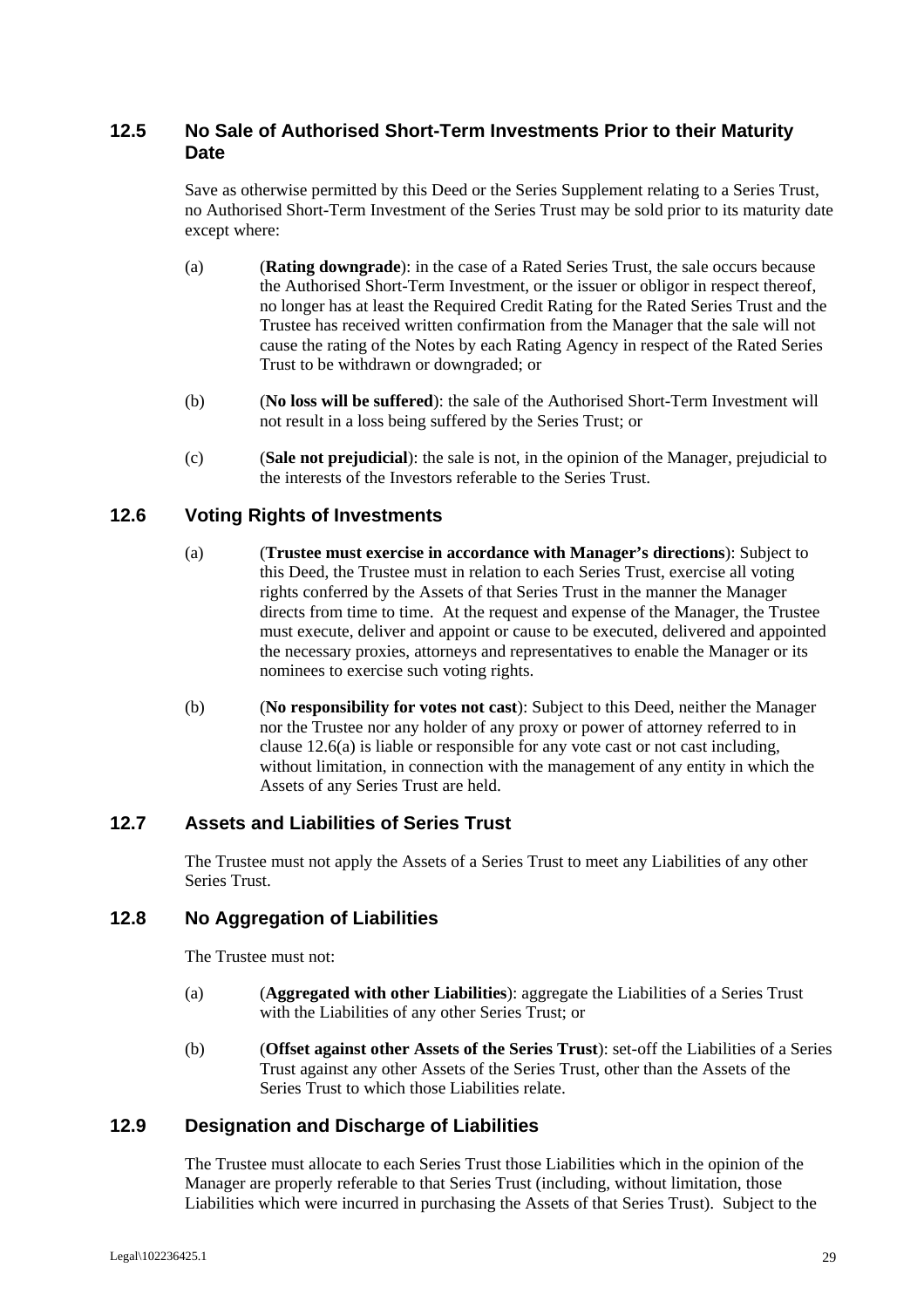## 12.5 No Sale of Authorised Short-Term Investments Prior to their Maturity Date

Save as otherwise permitted by this Deed or the Series Supplement relating to a Series Trust, no Authorised Short-Term Investment of the Series Trust may be sold prior to its maturity date except where:

(a) (**Rating downgrade**): in the case of a Rated Series Trust, the sale occurs because the Authorised Short-Term Investment, or the issuer or obligor in respect thereof, no longer has at least the Required Credit Rating for the Rated Series Trust and the Trustee has received written confirmation from the Manager that the sale will not cause the rating of the Notes by each Rating Agency in respect of the Rated Series Trust to be withdrawn or downgraded; or

(b) (**No loss will be suffered**): the sale of the Authorised Short-Term Investment will not result in a loss being suffered by the Series Trust; or

(c) (**Sale not prejudicial**): the sale is not, in the opinion of the Manager, prejudicial to the interests of the Investors referable to the Series Trust.

## 12.6 Voting Rights of Investments

(a) (**Trustee must exercise in accordance with Manager's directions**): Subject to this Deed, the Trustee must in relation to each Series Trust, exercise all voting rights conferred by the Assets of that Series Trust in the manner the Manager directs from time to time. At the request and expense of the Manager, the Trustee must execute, deliver and appoint or cause to be executed, delivered and appointed the necessary proxies, attorneys and representatives to enable the Manager or its nominees to exercise such voting rights.

(b) (**No responsibility for votes not cast**): Subject to this Deed, neither the Manager nor the Trustee nor any holder of any proxy or power of attorney referred to in clause 12.6(a) is liable or responsible for any vote cast or not cast including, without limitation, in connection with the management of any entity in which the Assets of any Series Trust are held.

## 12.7 Assets and Liabilities of Series Trust

The Trustee must not apply the Assets of a Series Trust to meet any Liabilities of any other Series Trust.

## 12.8 No Aggregation of Liabilities

The Trustee must not:

(a) (**Aggregated with other Liabilities**): aggregate the Liabilities of a Series Trust with the Liabilities of any other Series Trust; or

(b) (**Offset against other Assets of the Series Trust**): set-off the Liabilities of a Series Trust against any other Assets of the Series Trust, other than the Assets of the Series Trust to which those Liabilities relate.

## 12.9 Designation and Discharge of Liabilities

The Trustee must allocate to each Series Trust those Liabilities which in the opinion of the Manager are properly referable to that Series Trust (including, without limitation, those Liabilities which were incurred in purchasing the Assets of that Series Trust). Subject to the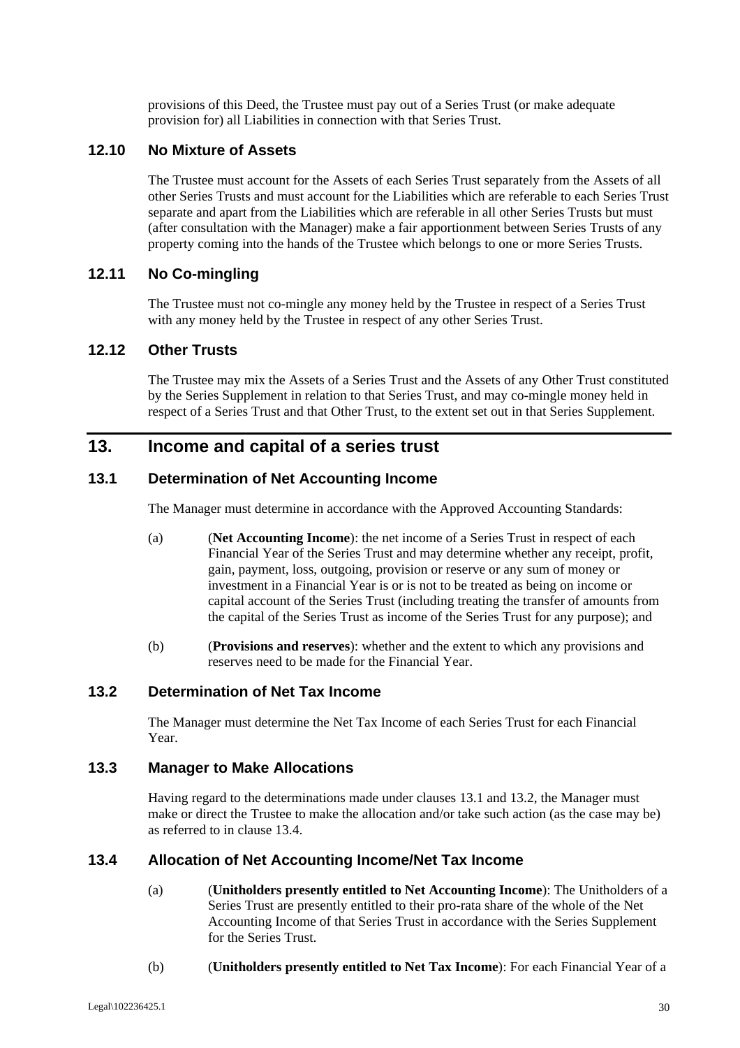provisions of this Deed, the Trustee must pay out of a Series Trust (or make adequate provision for) all Liabilities in connection with that Series Trust.

### 12.10 No Mixture of Assets

The Trustee must account for the Assets of each Series Trust separately from the Assets of all other Series Trusts and must account for the Liabilities which are referable to each Series Trust separate and apart from the Liabilities which are referable in all other Series Trusts but must (after consultation with the Manager) make a fair apportionment between Series Trusts of any property coming into the hands of the Trustee which belongs to one or more Series Trusts.

### 12.11 No Co-mingling

The Trustee must not co-mingle any money held by the Trustee in respect of a Series Trust with any money held by the Trustee in respect of any other Series Trust.

### 12.12 Other Trusts

The Trustee may mix the Assets of a Series Trust and the Assets of any Other Trust constituted by the Series Supplement in relation to that Series Trust, and may co-mingle money held in respect of a Series Trust and that Other Trust, to the extent set out in that Series Supplement.

## 13. Income and capital of a series trust

### 13.1 Determination of Net Accounting Income

The Manager must determine in accordance with the Approved Accounting Standards:

(a) (**Net Accounting Income**): the net income of a Series Trust in respect of each Financial Year of the Series Trust and may determine whether any receipt, profit, gain, payment, loss, outgoing, provision or reserve or any sum of money or investment in a Financial Year is or is not to be treated as being on income or capital account of the Series Trust (including treating the transfer of amounts from the capital of the Series Trust as income of the Series Trust for any purpose); and

(b) (**Provisions and reserves**): whether and the extent to which any provisions and reserves need to be made for the Financial Year.

### 13.2 Determination of Net Tax Income

The Manager must determine the Net Tax Income of each Series Trust for each Financial Year.

### 13.3 Manager to Make Allocations

Having regard to the determinations made under clauses 13.1 and 13.2, the Manager must make or direct the Trustee to make the allocation and/or take such action (as the case may be) as referred to in clause 13.4.

### 13.4 Allocation of Net Accounting Income/Net Tax Income

(a) (**Unitholders presently entitled to Net Accounting Income**): The Unitholders of a Series Trust are presently entitled to their pro-rata share of the whole of the Net Accounting Income of that Series Trust in accordance with the Series Supplement for the Series Trust.

(b) (**Unitholders presently entitled to Net Tax Income**): For each Financial Year of a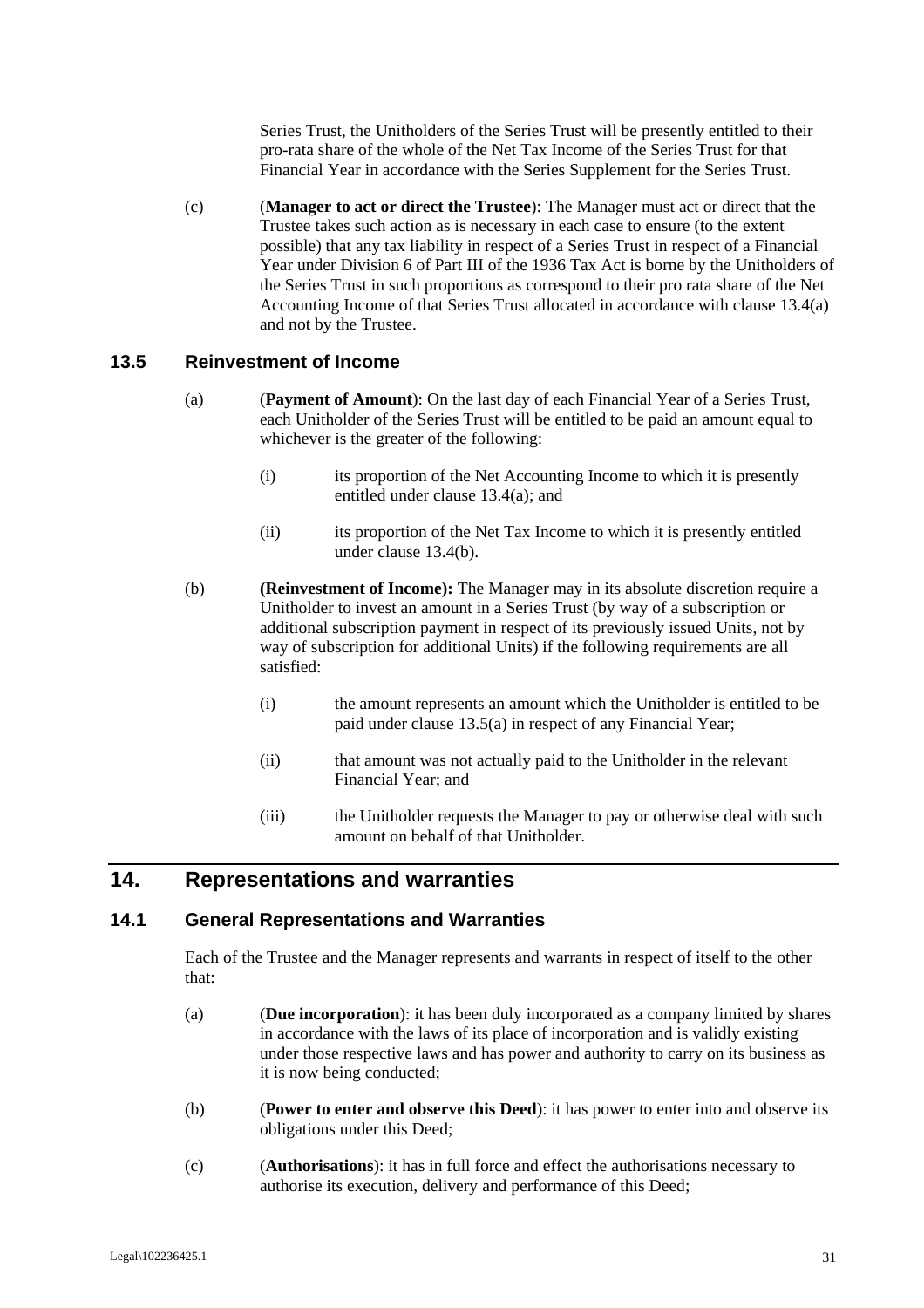Series Trust, the Unitholders of the Series Trust will be presently entitled to their pro-rata share of the whole of the Net Tax Income of the Series Trust for that Financial Year in accordance with the Series Supplement for the Series Trust.

(c) (**Manager to act or direct the Trustee**): The Manager must act or direct that the Trustee takes such action as is necessary in each case to ensure (to the extent possible) that any tax liability in respect of a Series Trust in respect of a Financial Year under Division 6 of Part III of the 1936 Tax Act is borne by the Unitholders of the Series Trust in such proportions as correspond to their pro rata share of the Net Accounting Income of that Series Trust allocated in accordance with clause 13.4(a) and not by the Trustee.

### 13.5 Reinvestment of Income

(a) (**Payment of Amount**): On the last day of each Financial Year of a Series Trust, each Unitholder of the Series Trust will be entitled to be paid an amount equal to whichever is the greater of the following:

(i) its proportion of the Net Accounting Income to which it is presently entitled under clause 13.4(a); and

(ii) its proportion of the Net Tax Income to which it is presently entitled under clause 13.4(b).

(b) **(Reinvestment of Income):** The Manager may in its absolute discretion require a Unitholder to invest an amount in a Series Trust (by way of a subscription or additional subscription payment in respect of its previously issued Units, not by way of subscription for additional Units) if the following requirements are all satisfied:

(i) the amount represents an amount which the Unitholder is entitled to be paid under clause 13.5(a) in respect of any Financial Year;

(ii) that amount was not actually paid to the Unitholder in the relevant Financial Year; and

(iii) the Unitholder requests the Manager to pay or otherwise deal with such amount on behalf of that Unitholder.

## 14. Representations and warranties

### 14.1 General Representations and Warranties

Each of the Trustee and the Manager represents and warrants in respect of itself to the other that:

(a) (**Due incorporation**): it has been duly incorporated as a company limited by shares in accordance with the laws of its place of incorporation and is validly existing under those respective laws and has power and authority to carry on its business as it is now being conducted;

(b) (**Power to enter and observe this Deed**): it has power to enter into and observe its obligations under this Deed;

(c) (**Authorisations**): it has in full force and effect the authorisations necessary to authorise its execution, delivery and performance of this Deed;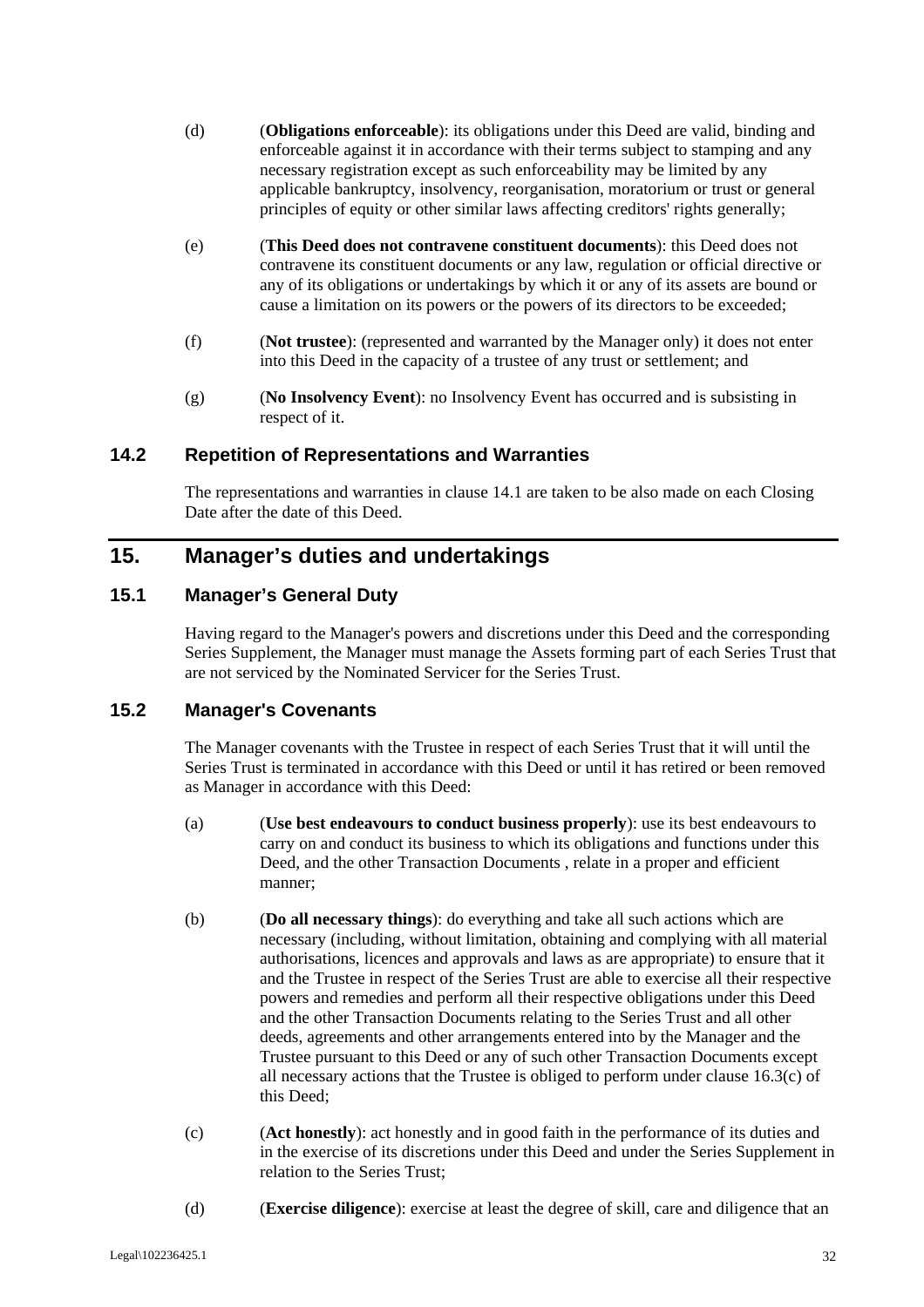(d) (**Obligations enforceable**): its obligations under this Deed are valid, binding and enforceable against it in accordance with their terms subject to stamping and any necessary registration except as such enforceability may be limited by any applicable bankruptcy, insolvency, reorganisation, moratorium or trust or general principles of equity or other similar laws affecting creditors' rights generally;

(e) (**This Deed does not contravene constituent documents**): this Deed does not contravene its constituent documents or any law, regulation or official directive or any of its obligations or undertakings by which it or any of its assets are bound or cause a limitation on its powers or the powers of its directors to be exceeded;

(f) (**Not trustee**): (represented and warranted by the Manager only) it does not enter into this Deed in the capacity of a trustee of any trust or settlement; and

(g) (**No Insolvency Event**): no Insolvency Event has occurred and is subsisting in respect of it.

### 14.2 Repetition of Representations and Warranties

The representations and warranties in clause 14.1 are taken to be also made on each Closing Date after the date of this Deed.

## 15. Manager’s duties and undertakings

### 15.1 Manager’s General Duty

Having regard to the Manager's powers and discretions under this Deed and the corresponding Series Supplement, the Manager must manage the Assets forming part of each Series Trust that are not serviced by the Nominated Servicer for the Series Trust.

### 15.2 Manager's Covenants

The Manager covenants with the Trustee in respect of each Series Trust that it will until the Series Trust is terminated in accordance with this Deed or until it has retired or been removed as Manager in accordance with this Deed:

(a) (**Use best endeavours to conduct business properly**): use its best endeavours to carry on and conduct its business to which its obligations and functions under this Deed, and the other Transaction Documents , relate in a proper and efficient manner;

(b) (**Do all necessary things**): do everything and take all such actions which are necessary (including, without limitation, obtaining and complying with all material authorisations, licences and approvals and laws as are appropriate) to ensure that it and the Trustee in respect of the Series Trust are able to exercise all their respective powers and remedies and perform all their respective obligations under this Deed and the other Transaction Documents relating to the Series Trust and all other deeds, agreements and other arrangements entered into by the Manager and the Trustee pursuant to this Deed or any of such other Transaction Documents except all necessary actions that the Trustee is obliged to perform under clause 16.3(c) of this Deed;

(c) (**Act honestly**): act honestly and in good faith in the performance of its duties and in the exercise of its discretions under this Deed and under the Series Supplement in relation to the Series Trust;

(d) (**Exercise diligence**): exercise at least the degree of skill, care and diligence that an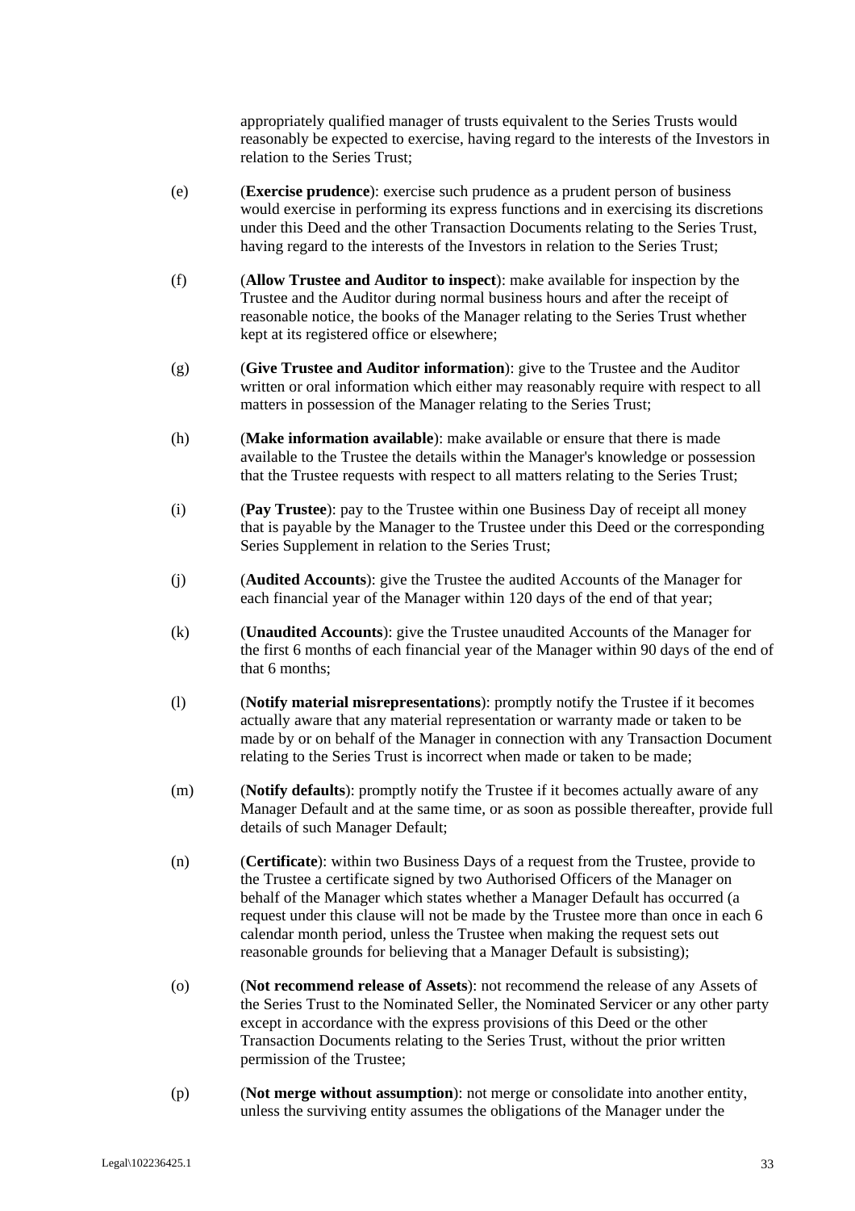appropriately qualified manager of trusts equivalent to the Series Trusts would reasonably be expected to exercise, having regard to the interests of the Investors in relation to the Series Trust;

(e) (**Exercise prudence**): exercise such prudence as a prudent person of business would exercise in performing its express functions and in exercising its discretions under this Deed and the other Transaction Documents relating to the Series Trust, having regard to the interests of the Investors in relation to the Series Trust;

(f) (**Allow Trustee and Auditor to inspect**): make available for inspection by the Trustee and the Auditor during normal business hours and after the receipt of reasonable notice, the books of the Manager relating to the Series Trust whether kept at its registered office or elsewhere;

(g) (**Give Trustee and Auditor information**): give to the Trustee and the Auditor written or oral information which either may reasonably require with respect to all matters in possession of the Manager relating to the Series Trust;

(h) (**Make information available**): make available or ensure that there is made available to the Trustee the details within the Manager's knowledge or possession that the Trustee requests with respect to all matters relating to the Series Trust;

(i) (**Pay Trustee**): pay to the Trustee within one Business Day of receipt all money that is payable by the Manager to the Trustee under this Deed or the corresponding Series Supplement in relation to the Series Trust;

(j) (**Audited Accounts**): give the Trustee the audited Accounts of the Manager for each financial year of the Manager within 120 days of the end of that year;

(k) (**Unaudited Accounts**): give the Trustee unaudited Accounts of the Manager for the first 6 months of each financial year of the Manager within 90 days of the end of that 6 months;

(l) (**Notify material misrepresentations**): promptly notify the Trustee if it becomes actually aware that any material representation or warranty made or taken to be made by or on behalf of the Manager in connection with any Transaction Document relating to the Series Trust is incorrect when made or taken to be made;

(m) (**Notify defaults**): promptly notify the Trustee if it becomes actually aware of any Manager Default and at the same time, or as soon as possible thereafter, provide full details of such Manager Default;

(n) (**Certificate**): within two Business Days of a request from the Trustee, provide to the Trustee a certificate signed by two Authorised Officers of the Manager on behalf of the Manager which states whether a Manager Default has occurred (a request under this clause will not be made by the Trustee more than once in each 6 calendar month period, unless the Trustee when making the request sets out reasonable grounds for believing that a Manager Default is subsisting);

(o) (**Not recommend release of Assets**): not recommend the release of any Assets of the Series Trust to the Nominated Seller, the Nominated Servicer or any other party except in accordance with the express provisions of this Deed or the other Transaction Documents relating to the Series Trust, without the prior written permission of the Trustee;

(p) (**Not merge without assumption**): not merge or consolidate into another entity, unless the surviving entity assumes the obligations of the Manager under the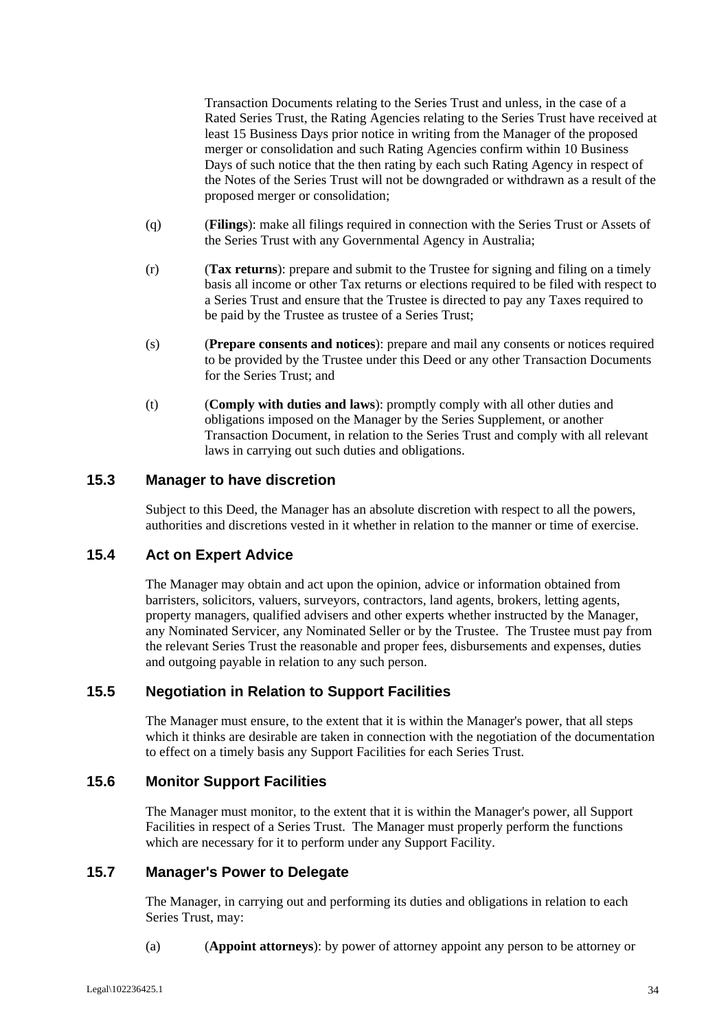Transaction Documents relating to the Series Trust and unless, in the case of a Rated Series Trust, the Rating Agencies relating to the Series Trust have received at least 15 Business Days prior notice in writing from the Manager of the proposed merger or consolidation and such Rating Agencies confirm within 10 Business Days of such notice that the then rating by each such Rating Agency in respect of the Notes of the Series Trust will not be downgraded or withdrawn as a result of the proposed merger or consolidation;

(q) (**Filings**): make all filings required in connection with the Series Trust or Assets of the Series Trust with any Governmental Agency in Australia;

(r) (**Tax returns**): prepare and submit to the Trustee for signing and filing on a timely basis all income or other Tax returns or elections required to be filed with respect to a Series Trust and ensure that the Trustee is directed to pay any Taxes required to be paid by the Trustee as trustee of a Series Trust;

(s) (**Prepare consents and notices**): prepare and mail any consents or notices required to be provided by the Trustee under this Deed or any other Transaction Documents for the Series Trust; and

(t) (**Comply with duties and laws**): promptly comply with all other duties and obligations imposed on the Manager by the Series Supplement, or another Transaction Document, in relation to the Series Trust and comply with all relevant laws in carrying out such duties and obligations.

## 15.3 Manager to have discretion

Subject to this Deed, the Manager has an absolute discretion with respect to all the powers, authorities and discretions vested in it whether in relation to the manner or time of exercise.

## 15.4 Act on Expert Advice

The Manager may obtain and act upon the opinion, advice or information obtained from barristers, solicitors, valuers, surveyors, contractors, land agents, brokers, letting agents, property managers, qualified advisers and other experts whether instructed by the Manager, any Nominated Servicer, any Nominated Seller or by the Trustee. The Trustee must pay from the relevant Series Trust the reasonable and proper fees, disbursements and expenses, duties and outgoing payable in relation to any such person.

## 15.5 Negotiation in Relation to Support Facilities

The Manager must ensure, to the extent that it is within the Manager's power, that all steps which it thinks are desirable are taken in connection with the negotiation of the documentation to effect on a timely basis any Support Facilities for each Series Trust.

## 15.6 Monitor Support Facilities

The Manager must monitor, to the extent that it is within the Manager's power, all Support Facilities in respect of a Series Trust. The Manager must properly perform the functions which are necessary for it to perform under any Support Facility.

## 15.7 Manager's Power to Delegate

The Manager, in carrying out and performing its duties and obligations in relation to each Series Trust, may:

(a) (**Appoint attorneys**): by power of attorney appoint any person to be attorney or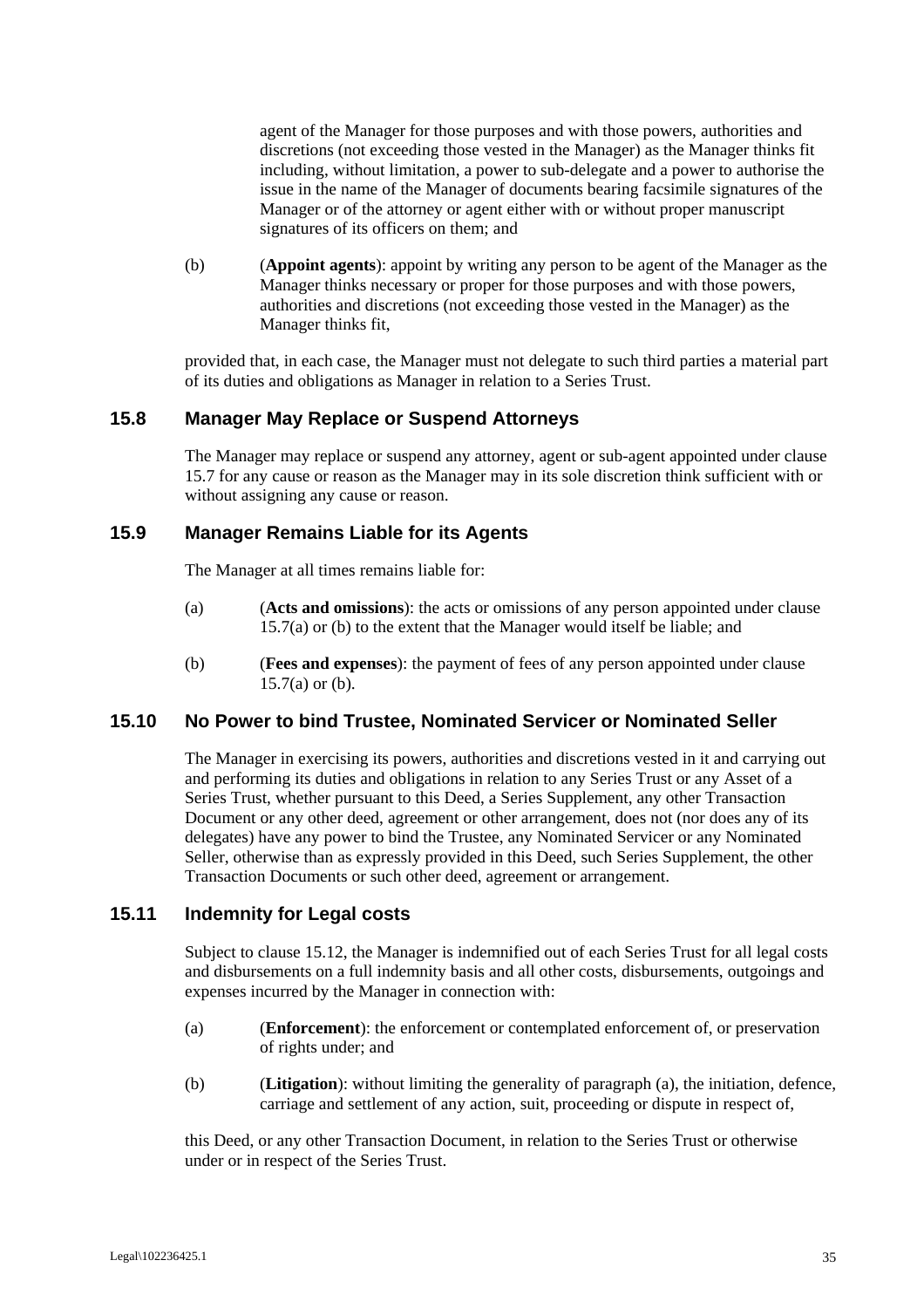agent of the Manager for those purposes and with those powers, authorities and discretions (not exceeding those vested in the Manager) as the Manager thinks fit including, without limitation, a power to sub-delegate and a power to authorise the issue in the name of the Manager of documents bearing facsimile signatures of the Manager or of the attorney or agent either with or without proper manuscript signatures of its officers on them; and

(b) (**Appoint agents**): appoint by writing any person to be agent of the Manager as the Manager thinks necessary or proper for those purposes and with those powers, authorities and discretions (not exceeding those vested in the Manager) as the Manager thinks fit,

provided that, in each case, the Manager must not delegate to such third parties a material part of its duties and obligations as Manager in relation to a Series Trust.

## 15.8 Manager May Replace or Suspend Attorneys

The Manager may replace or suspend any attorney, agent or sub-agent appointed under clause 15.7 for any cause or reason as the Manager may in its sole discretion think sufficient with or without assigning any cause or reason.

## 15.9 Manager Remains Liable for its Agents

The Manager at all times remains liable for:

(a) (**Acts and omissions**): the acts or omissions of any person appointed under clause 15.7(a) or (b) to the extent that the Manager would itself be liable; and

(b) (**Fees and expenses**): the payment of fees of any person appointed under clause 15.7(a) or (b).

## 15.10 No Power to bind Trustee, Nominated Servicer or Nominated Seller

The Manager in exercising its powers, authorities and discretions vested in it and carrying out and performing its duties and obligations in relation to any Series Trust or any Asset of a Series Trust, whether pursuant to this Deed, a Series Supplement, any other Transaction Document or any other deed, agreement or other arrangement, does not (nor does any of its delegates) have any power to bind the Trustee, any Nominated Servicer or any Nominated Seller, otherwise than as expressly provided in this Deed, such Series Supplement, the other Transaction Documents or such other deed, agreement or arrangement.

## 15.11 Indemnity for Legal costs

Subject to clause 15.12, the Manager is indemnified out of each Series Trust for all legal costs and disbursements on a full indemnity basis and all other costs, disbursements, outgoings and expenses incurred by the Manager in connection with:

(a) (**Enforcement**): the enforcement or contemplated enforcement of, or preservation of rights under; and

(b) (**Litigation**): without limiting the generality of paragraph (a), the initiation, defence, carriage and settlement of any action, suit, proceeding or dispute in respect of,

this Deed, or any other Transaction Document, in relation to the Series Trust or otherwise under or in respect of the Series Trust.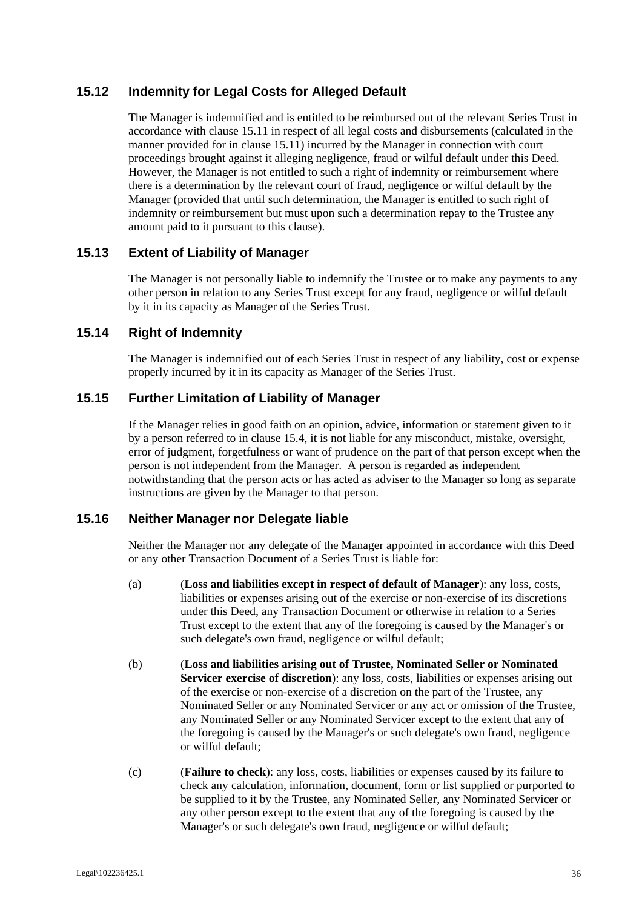## 15.12 Indemnity for Legal Costs for Alleged Default

The Manager is indemnified and is entitled to be reimbursed out of the relevant Series Trust in accordance with clause 15.11 in respect of all legal costs and disbursements (calculated in the manner provided for in clause 15.11) incurred by the Manager in connection with court proceedings brought against it alleging negligence, fraud or wilful default under this Deed. However, the Manager is not entitled to such a right of indemnity or reimbursement where there is a determination by the relevant court of fraud, negligence or wilful default by the Manager (provided that until such determination, the Manager is entitled to such right of indemnity or reimbursement but must upon such a determination repay to the Trustee any amount paid to it pursuant to this clause).

## 15.13 Extent of Liability of Manager

The Manager is not personally liable to indemnify the Trustee or to make any payments to any other person in relation to any Series Trust except for any fraud, negligence or wilful default by it in its capacity as Manager of the Series Trust.

## 15.14 Right of Indemnity

The Manager is indemnified out of each Series Trust in respect of any liability, cost or expense properly incurred by it in its capacity as Manager of the Series Trust.

## 15.15 Further Limitation of Liability of Manager

If the Manager relies in good faith on an opinion, advice, information or statement given to it by a person referred to in clause 15.4, it is not liable for any misconduct, mistake, oversight, error of judgment, forgetfulness or want of prudence on the part of that person except when the person is not independent from the Manager. A person is regarded as independent notwithstanding that the person acts or has acted as adviser to the Manager so long as separate instructions are given by the Manager to that person.

## 15.16 Neither Manager nor Delegate liable

Neither the Manager nor any delegate of the Manager appointed in accordance with this Deed or any other Transaction Document of a Series Trust is liable for:

(a) (**Loss and liabilities except in respect of default of Manager**): any loss, costs, liabilities or expenses arising out of the exercise or non-exercise of its discretions under this Deed, any Transaction Document or otherwise in relation to a Series Trust except to the extent that any of the foregoing is caused by the Manager's or such delegate's own fraud, negligence or wilful default;

(b) (**Loss and liabilities arising out of Trustee, Nominated Seller or Nominated Servicer exercise of discretion**): any loss, costs, liabilities or expenses arising out of the exercise or non-exercise of a discretion on the part of the Trustee, any Nominated Seller or any Nominated Servicer or any act or omission of the Trustee, any Nominated Seller or any Nominated Servicer except to the extent that any of the foregoing is caused by the Manager's or such delegate's own fraud, negligence or wilful default;

(c) (**Failure to check**): any loss, costs, liabilities or expenses caused by its failure to check any calculation, information, document, form or list supplied or purported to be supplied to it by the Trustee, any Nominated Seller, any Nominated Servicer or any other person except to the extent that any of the foregoing is caused by the Manager's or such delegate's own fraud, negligence or wilful default;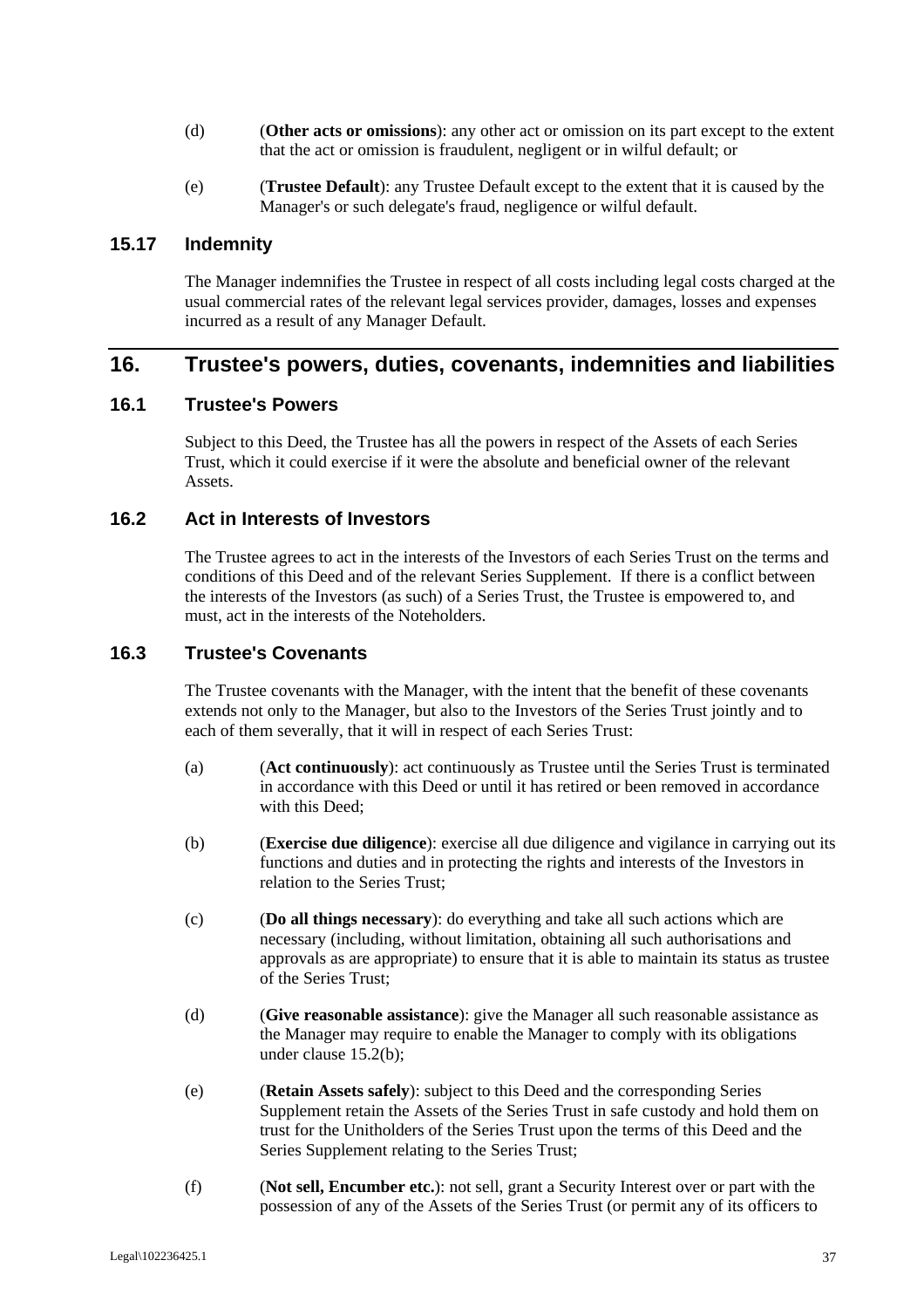(d) (**Other acts or omissions**): any other act or omission on its part except to the extent that the act or omission is fraudulent, negligent or in wilful default; or

(e) (**Trustee Default**): any Trustee Default except to the extent that it is caused by the Manager's or such delegate's fraud, negligence or wilful default.

### 15.17 Indemnity

The Manager indemnifies the Trustee in respect of all costs including legal costs charged at the usual commercial rates of the relevant legal services provider, damages, losses and expenses incurred as a result of any Manager Default.

## 16. Trustee's powers, duties, covenants, indemnities and liabilities

### 16.1 Trustee's Powers

Subject to this Deed, the Trustee has all the powers in respect of the Assets of each Series Trust, which it could exercise if it were the absolute and beneficial owner of the relevant Assets.

### 16.2 Act in Interests of Investors

The Trustee agrees to act in the interests of the Investors of each Series Trust on the terms and conditions of this Deed and of the relevant Series Supplement. If there is a conflict between the interests of the Investors (as such) of a Series Trust, the Trustee is empowered to, and must, act in the interests of the Noteholders.

### 16.3 Trustee's Covenants

The Trustee covenants with the Manager, with the intent that the benefit of these covenants extends not only to the Manager, but also to the Investors of the Series Trust jointly and to each of them severally, that it will in respect of each Series Trust:

(a) (**Act continuously**): act continuously as Trustee until the Series Trust is terminated in accordance with this Deed or until it has retired or been removed in accordance with this Deed;

(b) (**Exercise due diligence**): exercise all due diligence and vigilance in carrying out its functions and duties and in protecting the rights and interests of the Investors in relation to the Series Trust;

(c) (**Do all things necessary**): do everything and take all such actions which are necessary (including, without limitation, obtaining all such authorisations and approvals as are appropriate) to ensure that it is able to maintain its status as trustee of the Series Trust;

(d) (**Give reasonable assistance**): give the Manager all such reasonable assistance as the Manager may require to enable the Manager to comply with its obligations under clause 15.2(b);

(e) (**Retain Assets safely**): subject to this Deed and the corresponding Series Supplement retain the Assets of the Series Trust in safe custody and hold them on trust for the Unitholders of the Series Trust upon the terms of this Deed and the Series Supplement relating to the Series Trust;

(f) (**Not sell, Encumber etc.**): not sell, grant a Security Interest over or part with the possession of any of the Assets of the Series Trust (or permit any of its officers to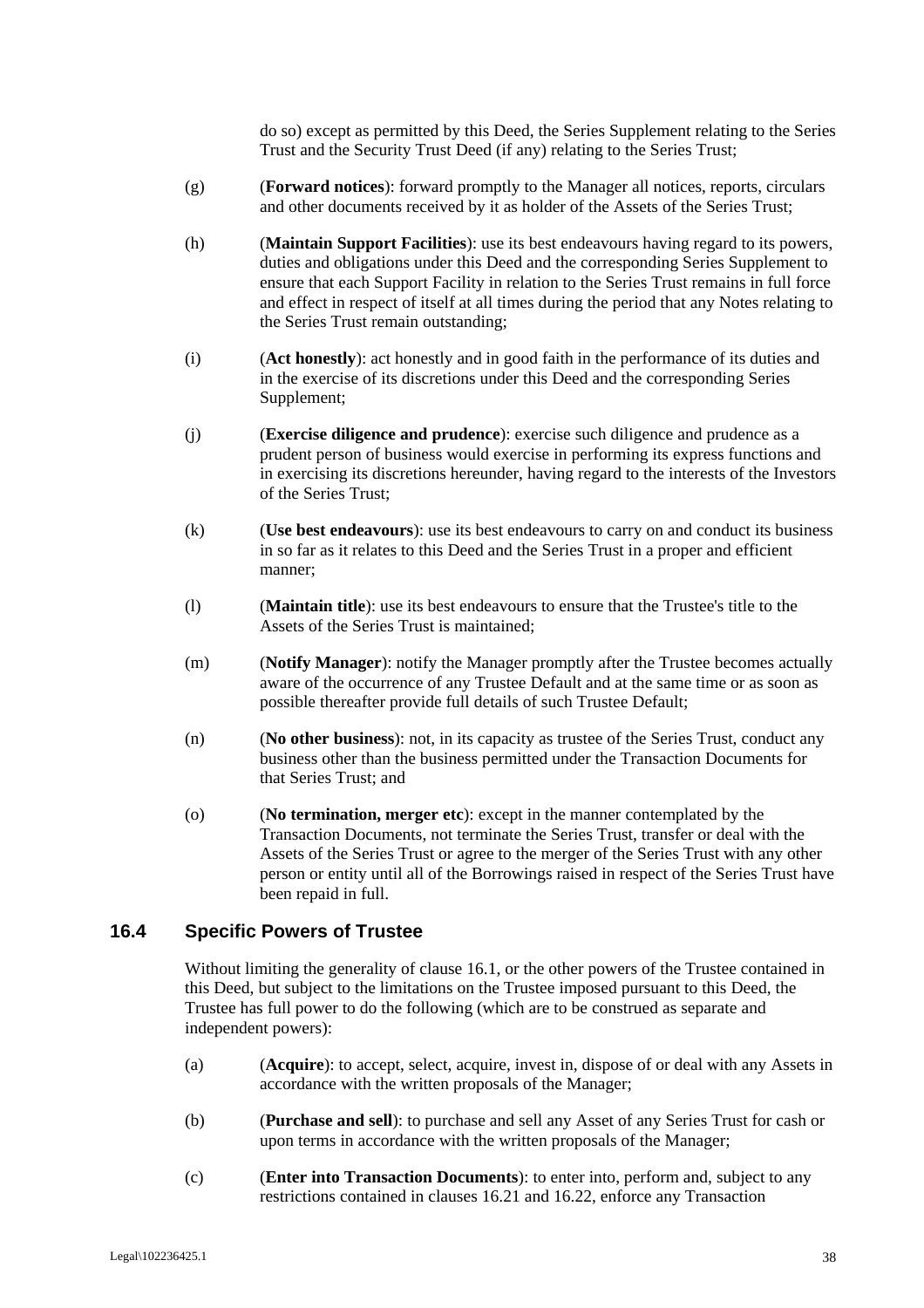do so) except as permitted by this Deed, the Series Supplement relating to the Series Trust and the Security Trust Deed (if any) relating to the Series Trust;

(g) (**Forward notices**): forward promptly to the Manager all notices, reports, circulars and other documents received by it as holder of the Assets of the Series Trust;

(h) (**Maintain Support Facilities**): use its best endeavours having regard to its powers, duties and obligations under this Deed and the corresponding Series Supplement to ensure that each Support Facility in relation to the Series Trust remains in full force and effect in respect of itself at all times during the period that any Notes relating to the Series Trust remain outstanding;

(i) (**Act honestly**): act honestly and in good faith in the performance of its duties and in the exercise of its discretions under this Deed and the corresponding Series Supplement;

(j) (**Exercise diligence and prudence**): exercise such diligence and prudence as a prudent person of business would exercise in performing its express functions and in exercising its discretions hereunder, having regard to the interests of the Investors of the Series Trust;

(k) (**Use best endeavours**): use its best endeavours to carry on and conduct its business in so far as it relates to this Deed and the Series Trust in a proper and efficient manner;

(l) (**Maintain title**): use its best endeavours to ensure that the Trustee's title to the Assets of the Series Trust is maintained;

(m) (**Notify Manager**): notify the Manager promptly after the Trustee becomes actually aware of the occurrence of any Trustee Default and at the same time or as soon as possible thereafter provide full details of such Trustee Default;

(n) (**No other business**): not, in its capacity as trustee of the Series Trust, conduct any business other than the business permitted under the Transaction Documents for that Series Trust; and

(o) (**No termination, merger etc**): except in the manner contemplated by the Transaction Documents, not terminate the Series Trust, transfer or deal with the Assets of the Series Trust or agree to the merger of the Series Trust with any other person or entity until all of the Borrowings raised in respect of the Series Trust have been repaid in full.

## 16.4 Specific Powers of Trustee

Without limiting the generality of clause 16.1, or the other powers of the Trustee contained in this Deed, but subject to the limitations on the Trustee imposed pursuant to this Deed, the Trustee has full power to do the following (which are to be construed as separate and independent powers):

(a) (**Acquire**): to accept, select, acquire, invest in, dispose of or deal with any Assets in accordance with the written proposals of the Manager;

(b) (**Purchase and sell**): to purchase and sell any Asset of any Series Trust for cash or upon terms in accordance with the written proposals of the Manager;

(c) (**Enter into Transaction Documents**): to enter into, perform and, subject to any restrictions contained in clauses 16.21 and 16.22, enforce any Transaction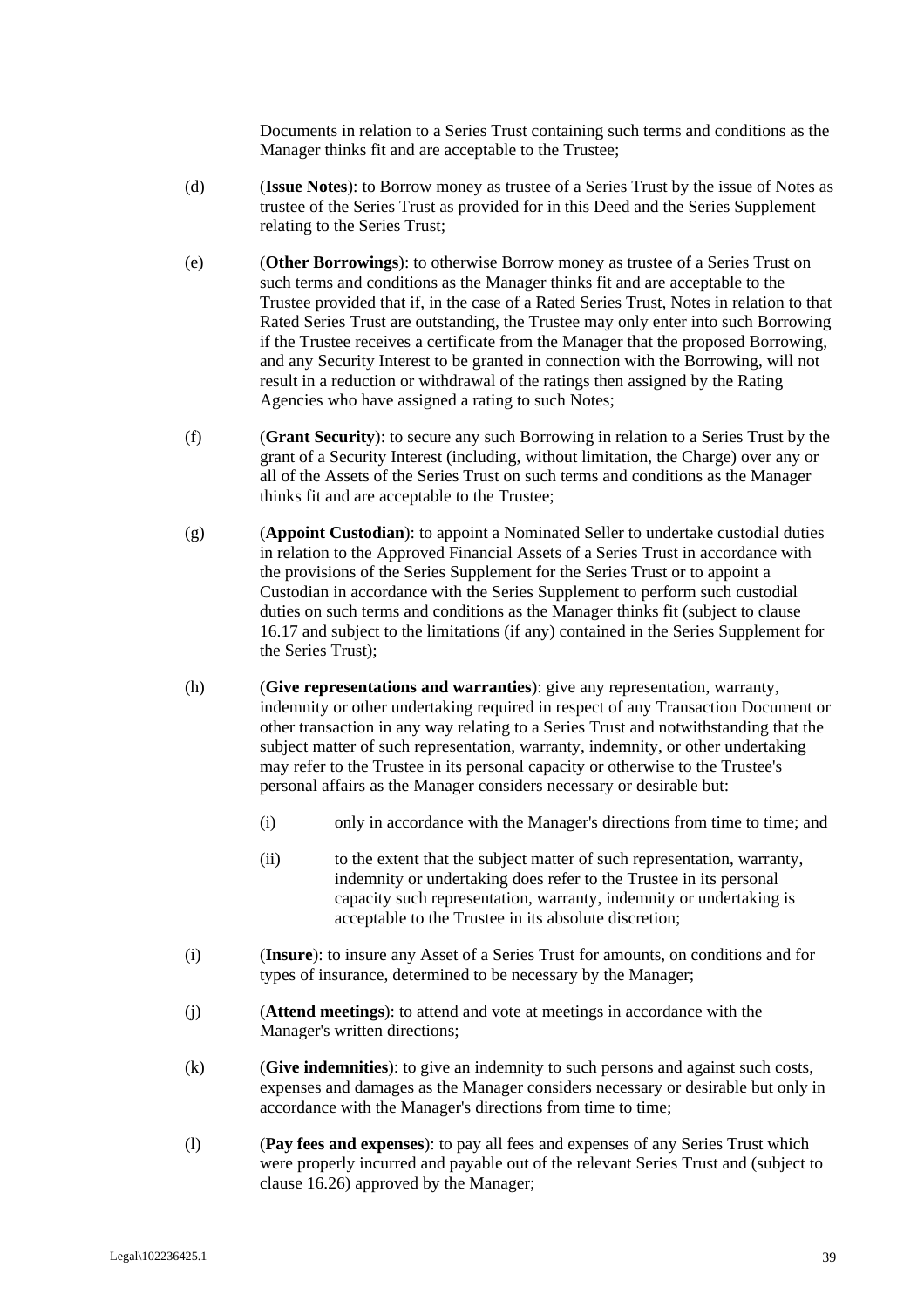Documents in relation to a Series Trust containing such terms and conditions as the Manager thinks fit and are acceptable to the Trustee;

(d) (**Issue Notes**): to Borrow money as trustee of a Series Trust by the issue of Notes as trustee of the Series Trust as provided for in this Deed and the Series Supplement relating to the Series Trust;

(e) (**Other Borrowings**): to otherwise Borrow money as trustee of a Series Trust on such terms and conditions as the Manager thinks fit and are acceptable to the Trustee provided that if, in the case of a Rated Series Trust, Notes in relation to that Rated Series Trust are outstanding, the Trustee may only enter into such Borrowing if the Trustee receives a certificate from the Manager that the proposed Borrowing, and any Security Interest to be granted in connection with the Borrowing, will not result in a reduction or withdrawal of the ratings then assigned by the Rating Agencies who have assigned a rating to such Notes;

(f) (**Grant Security**): to secure any such Borrowing in relation to a Series Trust by the grant of a Security Interest (including, without limitation, the Charge) over any or all of the Assets of the Series Trust on such terms and conditions as the Manager thinks fit and are acceptable to the Trustee;

(g) (**Appoint Custodian**): to appoint a Nominated Seller to undertake custodial duties in relation to the Approved Financial Assets of a Series Trust in accordance with the provisions of the Series Supplement for the Series Trust or to appoint a Custodian in accordance with the Series Supplement to perform such custodial duties on such terms and conditions as the Manager thinks fit (subject to clause 16.17 and subject to the limitations (if any) contained in the Series Supplement for the Series Trust);

(h) (**Give representations and warranties**): give any representation, warranty, indemnity or other undertaking required in respect of any Transaction Document or other transaction in any way relating to a Series Trust and notwithstanding that the subject matter of such representation, warranty, indemnity, or other undertaking may refer to the Trustee in its personal capacity or otherwise to the Trustee's personal affairs as the Manager considers necessary or desirable but:

  (i) only in accordance with the Manager's directions from time to time; and

  (ii) to the extent that the subject matter of such representation, warranty, indemnity or undertaking does refer to the Trustee in its personal capacity such representation, warranty, indemnity or undertaking is acceptable to the Trustee in its absolute discretion;

(i) (**Insure**): to insure any Asset of a Series Trust for amounts, on conditions and for types of insurance, determined to be necessary by the Manager;

(j) (**Attend meetings**): to attend and vote at meetings in accordance with the Manager's written directions;

(k) (**Give indemnities**): to give an indemnity to such persons and against such costs, expenses and damages as the Manager considers necessary or desirable but only in accordance with the Manager's directions from time to time;

(l) (**Pay fees and expenses**): to pay all fees and expenses of any Series Trust which were properly incurred and payable out of the relevant Series Trust and (subject to clause 16.26) approved by the Manager;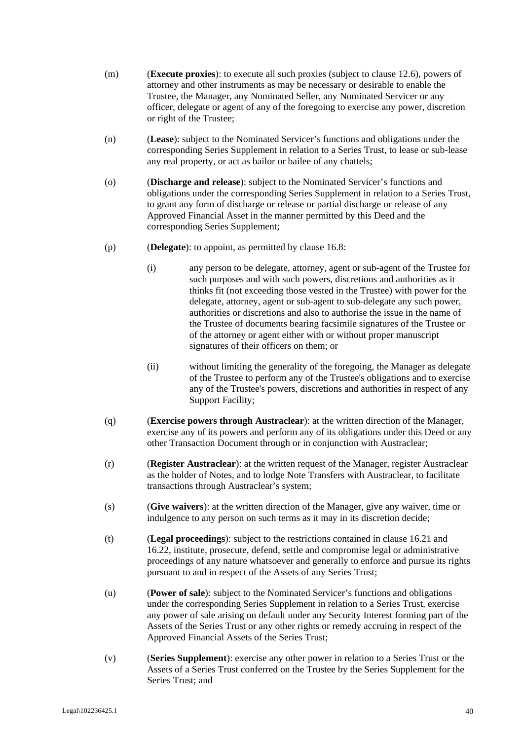(m) (**Execute proxies**): to execute all such proxies (subject to clause 12.6), powers of attorney and other instruments as may be necessary or desirable to enable the Trustee, the Manager, any Nominated Seller, any Nominated Servicer or any officer, delegate or agent of any of the foregoing to exercise any power, discretion or right of the Trustee;

(n) (**Lease**): subject to the Nominated Servicer's functions and obligations under the corresponding Series Supplement in relation to a Series Trust, to lease or sub-lease any real property, or act as bailor or bailee of any chattels;

(o) (**Discharge and release**): subject to the Nominated Servicer's functions and obligations under the corresponding Series Supplement in relation to a Series Trust, to grant any form of discharge or release or partial discharge or release of any Approved Financial Asset in the manner permitted by this Deed and the corresponding Series Supplement;

(p) (**Delegate**): to appoint, as permitted by clause 16.8:

(i) any person to be delegate, attorney, agent or sub-agent of the Trustee for such purposes and with such powers, discretions and authorities as it thinks fit (not exceeding those vested in the Trustee) with power for the delegate, attorney, agent or sub-agent to sub-delegate any such power, authorities or discretions and also to authorise the issue in the name of the Trustee of documents bearing facsimile signatures of the Trustee or of the attorney or agent either with or without proper manuscript signatures of their officers on them; or

(ii) without limiting the generality of the foregoing, the Manager as delegate of the Trustee to perform any of the Trustee's obligations and to exercise any of the Trustee's powers, discretions and authorities in respect of any Support Facility;

(q) (**Exercise powers through Austraclear**): at the written direction of the Manager, exercise any of its powers and perform any of its obligations under this Deed or any other Transaction Document through or in conjunction with Austraclear;

(r) (**Register Austraclear**): at the written request of the Manager, register Austraclear as the holder of Notes, and to lodge Note Transfers with Austraclear, to facilitate transactions through Austraclear's system;

(s) (**Give waivers**): at the written direction of the Manager, give any waiver, time or indulgence to any person on such terms as it may in its discretion decide;

(t) (**Legal proceedings**): subject to the restrictions contained in clause 16.21 and 16.22, institute, prosecute, defend, settle and compromise legal or administrative proceedings of any nature whatsoever and generally to enforce and pursue its rights pursuant to and in respect of the Assets of any Series Trust;

(u) (**Power of sale**): subject to the Nominated Servicer's functions and obligations under the corresponding Series Supplement in relation to a Series Trust, exercise any power of sale arising on default under any Security Interest forming part of the Assets of the Series Trust or any other rights or remedy accruing in respect of the Approved Financial Assets of the Series Trust;

(v) (**Series Supplement**): exercise any other power in relation to a Series Trust or the Assets of a Series Trust conferred on the Trustee by the Series Supplement for the Series Trust; and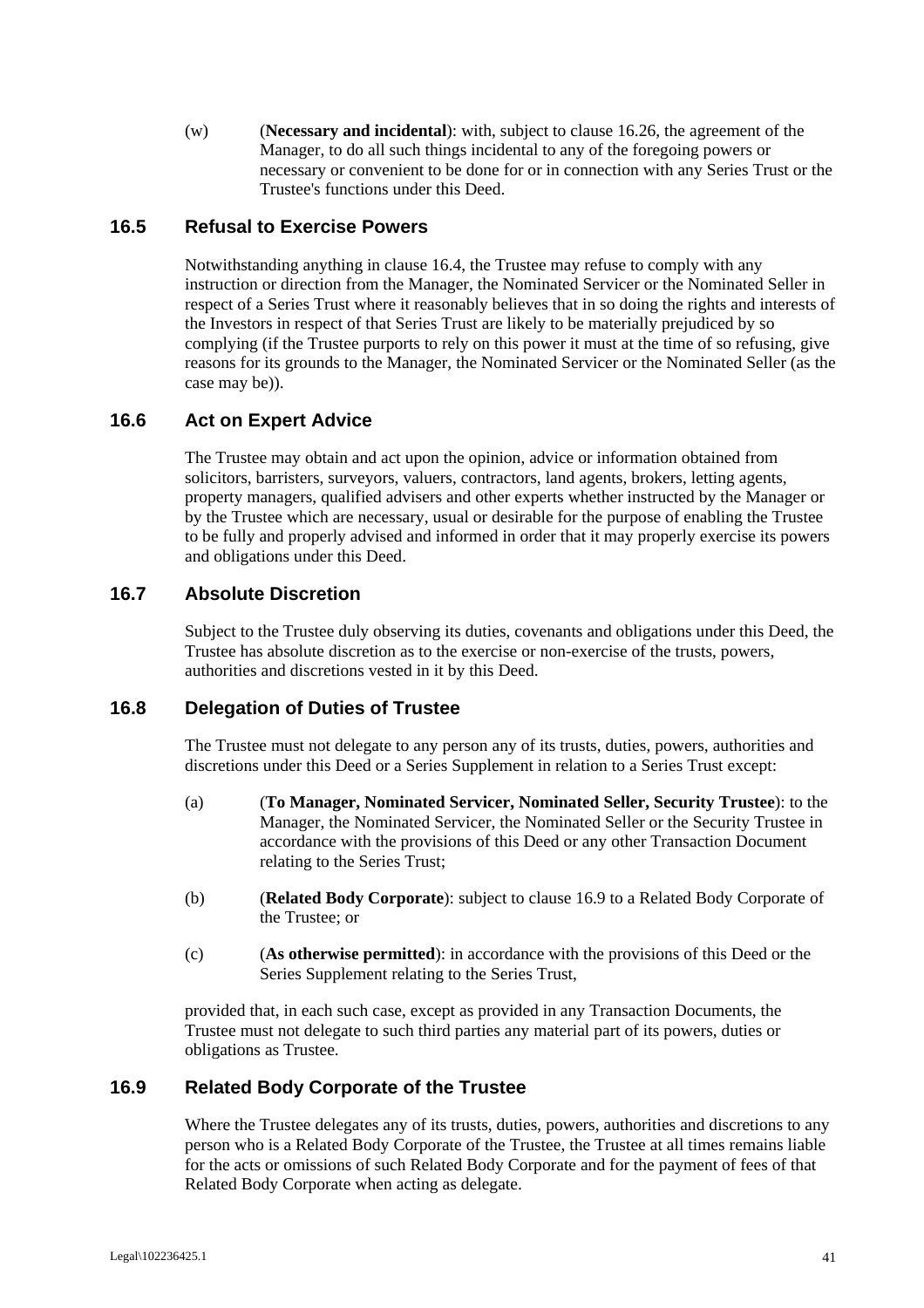(w) (**Necessary and incidental**): with, subject to clause 16.26, the agreement of the Manager, to do all such things incidental to any of the foregoing powers or necessary or convenient to be done for or in connection with any Series Trust or the Trustee's functions under this Deed.

## 16.5 Refusal to Exercise Powers

Notwithstanding anything in clause 16.4, the Trustee may refuse to comply with any instruction or direction from the Manager, the Nominated Servicer or the Nominated Seller in respect of a Series Trust where it reasonably believes that in so doing the rights and interests of the Investors in respect of that Series Trust are likely to be materially prejudiced by so complying (if the Trustee purports to rely on this power it must at the time of so refusing, give reasons for its grounds to the Manager, the Nominated Servicer or the Nominated Seller (as the case may be)).

## 16.6 Act on Expert Advice

The Trustee may obtain and act upon the opinion, advice or information obtained from solicitors, barristers, surveyors, valuers, contractors, land agents, brokers, letting agents, property managers, qualified advisers and other experts whether instructed by the Manager or by the Trustee which are necessary, usual or desirable for the purpose of enabling the Trustee to be fully and properly advised and informed in order that it may properly exercise its powers and obligations under this Deed.

## 16.7 Absolute Discretion

Subject to the Trustee duly observing its duties, covenants and obligations under this Deed, the Trustee has absolute discretion as to the exercise or non-exercise of the trusts, powers, authorities and discretions vested in it by this Deed.

## 16.8 Delegation of Duties of Trustee

The Trustee must not delegate to any person any of its trusts, duties, powers, authorities and discretions under this Deed or a Series Supplement in relation to a Series Trust except:

(a) (**To Manager, Nominated Servicer, Nominated Seller, Security Trustee**): to the Manager, the Nominated Servicer, the Nominated Seller or the Security Trustee in accordance with the provisions of this Deed or any other Transaction Document relating to the Series Trust;

(b) (**Related Body Corporate**): subject to clause 16.9 to a Related Body Corporate of the Trustee; or

(c) (**As otherwise permitted**): in accordance with the provisions of this Deed or the Series Supplement relating to the Series Trust,

provided that, in each such case, except as provided in any Transaction Documents, the Trustee must not delegate to such third parties any material part of its powers, duties or obligations as Trustee.

## 16.9 Related Body Corporate of the Trustee

Where the Trustee delegates any of its trusts, duties, powers, authorities and discretions to any person who is a Related Body Corporate of the Trustee, the Trustee at all times remains liable for the acts or omissions of such Related Body Corporate and for the payment of fees of that Related Body Corporate when acting as delegate.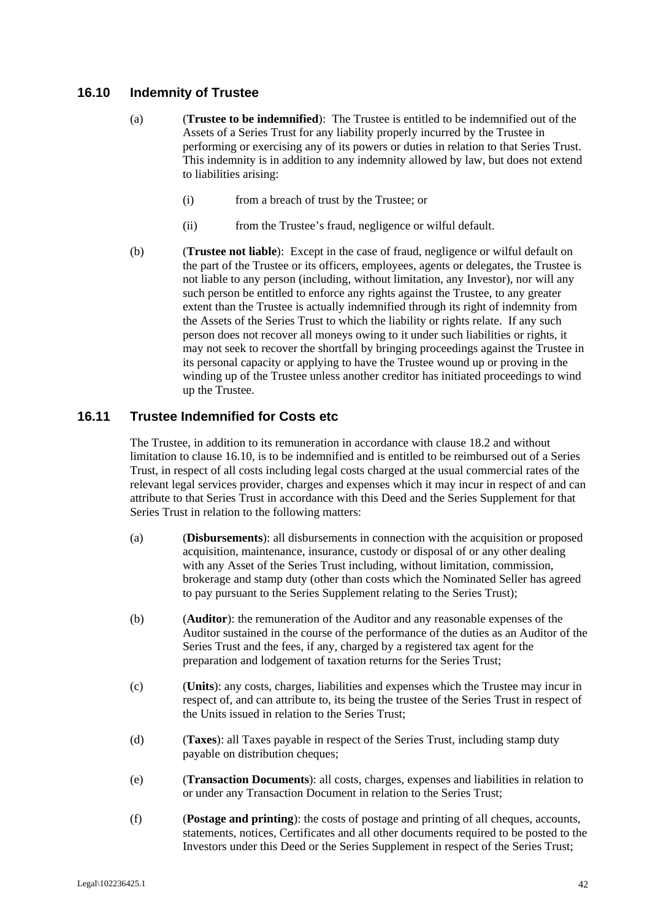## 16.10 Indemnity of Trustee

(a) (**Trustee to be indemnified**): The Trustee is entitled to be indemnified out of the Assets of a Series Trust for any liability properly incurred by the Trustee in performing or exercising any of its powers or duties in relation to that Series Trust. This indemnity is in addition to any indemnity allowed by law, but does not extend to liabilities arising:

(i) from a breach of trust by the Trustee; or

(ii) from the Trustee's fraud, negligence or wilful default.

(b) (**Trustee not liable**): Except in the case of fraud, negligence or wilful default on the part of the Trustee or its officers, employees, agents or delegates, the Trustee is not liable to any person (including, without limitation, any Investor), nor will any such person be entitled to enforce any rights against the Trustee, to any greater extent than the Trustee is actually indemnified through its right of indemnity from the Assets of the Series Trust to which the liability or rights relate. If any such person does not recover all moneys owing to it under such liabilities or rights, it may not seek to recover the shortfall by bringing proceedings against the Trustee in its personal capacity or applying to have the Trustee wound up or proving in the winding up of the Trustee unless another creditor has initiated proceedings to wind up the Trustee.

## 16.11 Trustee Indemnified for Costs etc

The Trustee, in addition to its remuneration in accordance with clause 18.2 and without limitation to clause 16.10, is to be indemnified and is entitled to be reimbursed out of a Series Trust, in respect of all costs including legal costs charged at the usual commercial rates of the relevant legal services provider, charges and expenses which it may incur in respect of and can attribute to that Series Trust in accordance with this Deed and the Series Supplement for that Series Trust in relation to the following matters:

(a) (**Disbursements**): all disbursements in connection with the acquisition or proposed acquisition, maintenance, insurance, custody or disposal of or any other dealing with any Asset of the Series Trust including, without limitation, commission, brokerage and stamp duty (other than costs which the Nominated Seller has agreed to pay pursuant to the Series Supplement relating to the Series Trust);

(b) (**Auditor**): the remuneration of the Auditor and any reasonable expenses of the Auditor sustained in the course of the performance of the duties as an Auditor of the Series Trust and the fees, if any, charged by a registered tax agent for the preparation and lodgement of taxation returns for the Series Trust;

(c) (**Units**): any costs, charges, liabilities and expenses which the Trustee may incur in respect of, and can attribute to, its being the trustee of the Series Trust in respect of the Units issued in relation to the Series Trust;

(d) (**Taxes**): all Taxes payable in respect of the Series Trust, including stamp duty payable on distribution cheques;

(e) (**Transaction Documents**): all costs, charges, expenses and liabilities in relation to or under any Transaction Document in relation to the Series Trust;

(f) (**Postage and printing**): the costs of postage and printing of all cheques, accounts, statements, notices, Certificates and all other documents required to be posted to the Investors under this Deed or the Series Supplement in respect of the Series Trust;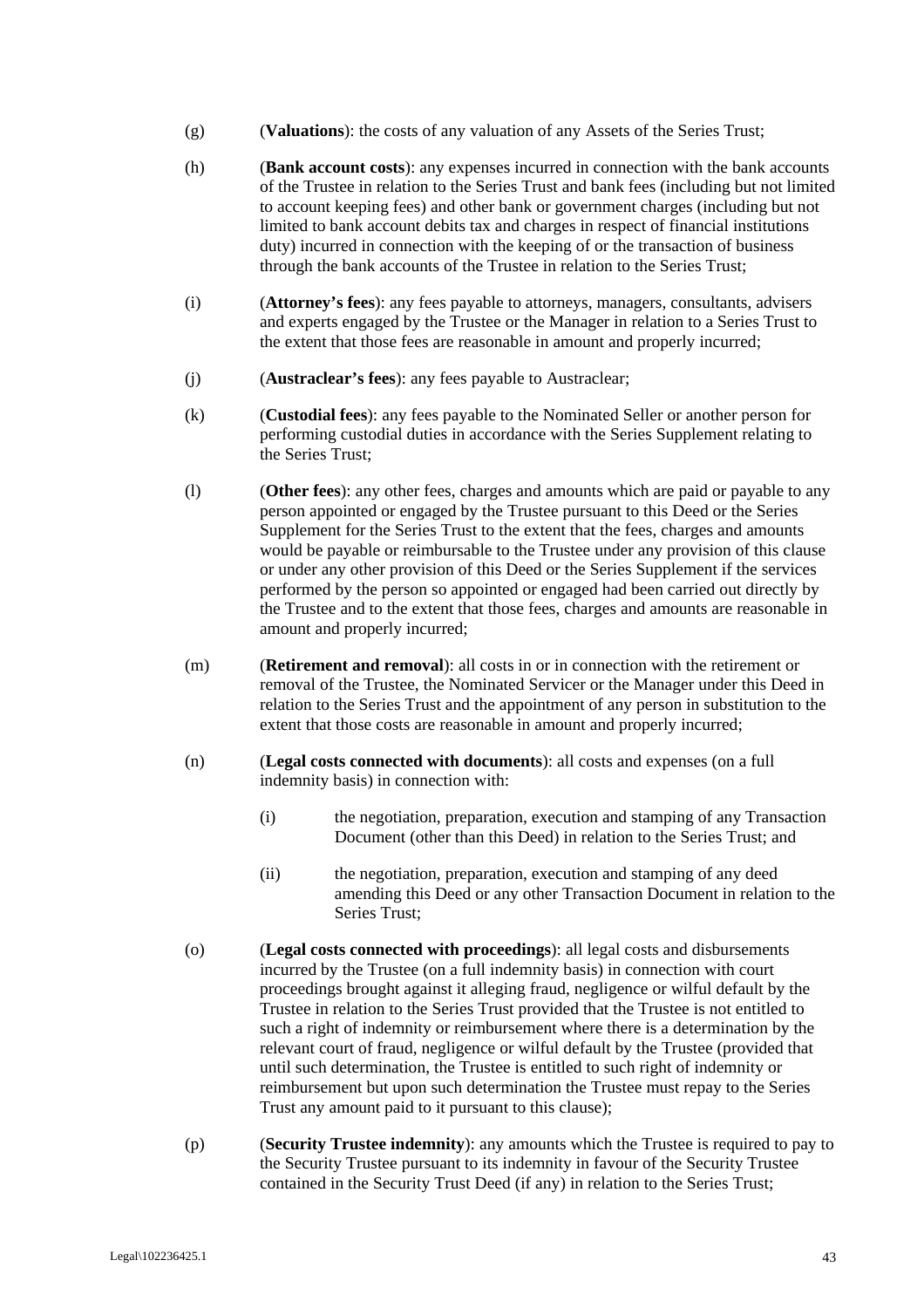(g) (**Valuations**): the costs of any valuation of any Assets of the Series Trust;

(h) (**Bank account costs**): any expenses incurred in connection with the bank accounts of the Trustee in relation to the Series Trust and bank fees (including but not limited to account keeping fees) and other bank or government charges (including but not limited to bank account debits tax and charges in respect of financial institutions duty) incurred in connection with the keeping of or the transaction of business through the bank accounts of the Trustee in relation to the Series Trust;

(i) (**Attorney's fees**): any fees payable to attorneys, managers, consultants, advisers and experts engaged by the Trustee or the Manager in relation to a Series Trust to the extent that those fees are reasonable in amount and properly incurred;

(j) (**Austraclear's fees**): any fees payable to Austraclear;

(k) (**Custodial fees**): any fees payable to the Nominated Seller or another person for performing custodial duties in accordance with the Series Supplement relating to the Series Trust;

(l) (**Other fees**): any other fees, charges and amounts which are paid or payable to any person appointed or engaged by the Trustee pursuant to this Deed or the Series Supplement for the Series Trust to the extent that the fees, charges and amounts would be payable or reimbursable to the Trustee under any provision of this clause or under any other provision of this Deed or the Series Supplement if the services performed by the person so appointed or engaged had been carried out directly by the Trustee and to the extent that those fees, charges and amounts are reasonable in amount and properly incurred;

(m) (**Retirement and removal**): all costs in or in connection with the retirement or removal of the Trustee, the Nominated Servicer or the Manager under this Deed in relation to the Series Trust and the appointment of any person in substitution to the extent that those costs are reasonable in amount and properly incurred;

(n) (**Legal costs connected with documents**): all costs and expenses (on a full indemnity basis) in connection with:

   (i) the negotiation, preparation, execution and stamping of any Transaction Document (other than this Deed) in relation to the Series Trust; and

   (ii) the negotiation, preparation, execution and stamping of any deed amending this Deed or any other Transaction Document in relation to the Series Trust;

(o) (**Legal costs connected with proceedings**): all legal costs and disbursements incurred by the Trustee (on a full indemnity basis) in connection with court proceedings brought against it alleging fraud, negligence or wilful default by the Trustee in relation to the Series Trust provided that the Trustee is not entitled to such a right of indemnity or reimbursement where there is a determination by the relevant court of fraud, negligence or wilful default by the Trustee (provided that until such determination, the Trustee is entitled to such right of indemnity or reimbursement but upon such determination the Trustee must repay to the Series Trust any amount paid to it pursuant to this clause);

(p) (**Security Trustee indemnity**): any amounts which the Trustee is required to pay to the Security Trustee pursuant to its indemnity in favour of the Security Trustee contained in the Security Trust Deed (if any) in relation to the Series Trust;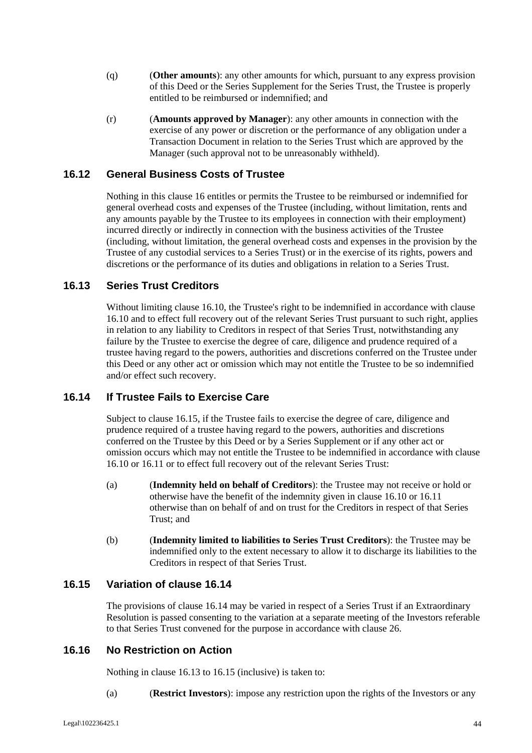(q) (**Other amounts**): any other amounts for which, pursuant to any express provision of this Deed or the Series Supplement for the Series Trust, the Trustee is properly entitled to be reimbursed or indemnified; and

(r) (**Amounts approved by Manager**): any other amounts in connection with the exercise of any power or discretion or the performance of any obligation under a Transaction Document in relation to the Series Trust which are approved by the Manager (such approval not to be unreasonably withheld).

## 16.12 General Business Costs of Trustee

Nothing in this clause 16 entitles or permits the Trustee to be reimbursed or indemnified for general overhead costs and expenses of the Trustee (including, without limitation, rents and any amounts payable by the Trustee to its employees in connection with their employment) incurred directly or indirectly in connection with the business activities of the Trustee (including, without limitation, the general overhead costs and expenses in the provision by the Trustee of any custodial services to a Series Trust) or in the exercise of its rights, powers and discretions or the performance of its duties and obligations in relation to a Series Trust.

## 16.13 Series Trust Creditors

Without limiting clause 16.10, the Trustee's right to be indemnified in accordance with clause 16.10 and to effect full recovery out of the relevant Series Trust pursuant to such right, applies in relation to any liability to Creditors in respect of that Series Trust, notwithstanding any failure by the Trustee to exercise the degree of care, diligence and prudence required of a trustee having regard to the powers, authorities and discretions conferred on the Trustee under this Deed or any other act or omission which may not entitle the Trustee to be so indemnified and/or effect such recovery.

## 16.14 If Trustee Fails to Exercise Care

Subject to clause 16.15, if the Trustee fails to exercise the degree of care, diligence and prudence required of a trustee having regard to the powers, authorities and discretions conferred on the Trustee by this Deed or by a Series Supplement or if any other act or omission occurs which may not entitle the Trustee to be indemnified in accordance with clause 16.10 or 16.11 or to effect full recovery out of the relevant Series Trust:

(a) (**Indemnity held on behalf of Creditors**): the Trustee may not receive or hold or otherwise have the benefit of the indemnity given in clause 16.10 or 16.11 otherwise than on behalf of and on trust for the Creditors in respect of that Series Trust; and

(b) (**Indemnity limited to liabilities to Series Trust Creditors**): the Trustee may be indemnified only to the extent necessary to allow it to discharge its liabilities to the Creditors in respect of that Series Trust.

## 16.15 Variation of clause 16.14

The provisions of clause 16.14 may be varied in respect of a Series Trust if an Extraordinary Resolution is passed consenting to the variation at a separate meeting of the Investors referable to that Series Trust convened for the purpose in accordance with clause 26.

## 16.16 No Restriction on Action

Nothing in clause 16.13 to 16.15 (inclusive) is taken to:

(a) (**Restrict Investors**): impose any restriction upon the rights of the Investors or any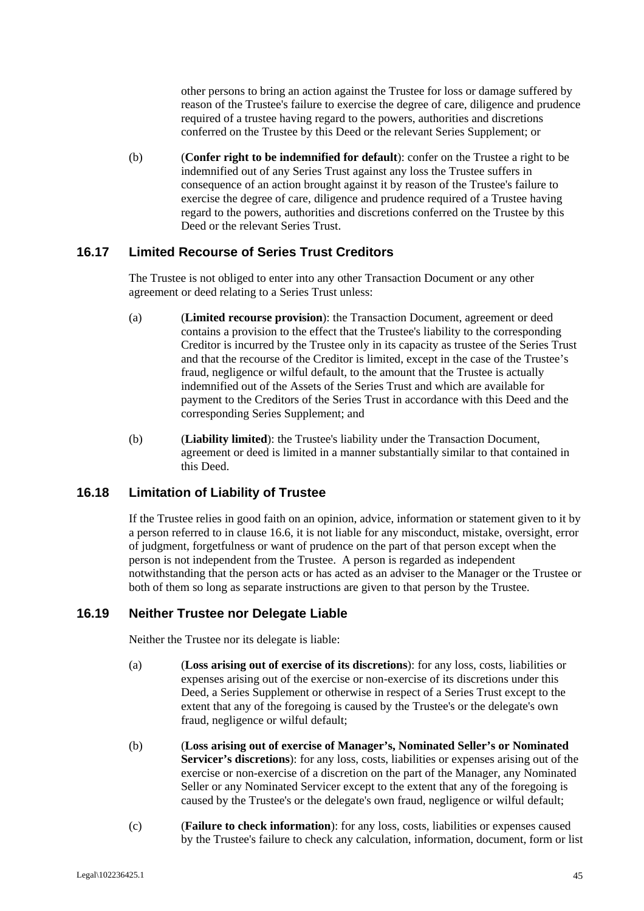other persons to bring an action against the Trustee for loss or damage suffered by reason of the Trustee's failure to exercise the degree of care, diligence and prudence required of a trustee having regard to the powers, authorities and discretions conferred on the Trustee by this Deed or the relevant Series Supplement; or

(b) (**Confer right to be indemnified for default**): confer on the Trustee a right to be indemnified out of any Series Trust against any loss the Trustee suffers in consequence of an action brought against it by reason of the Trustee's failure to exercise the degree of care, diligence and prudence required of a Trustee having regard to the powers, authorities and discretions conferred on the Trustee by this Deed or the relevant Series Trust.

## 16.17 Limited Recourse of Series Trust Creditors

The Trustee is not obliged to enter into any other Transaction Document or any other agreement or deed relating to a Series Trust unless:

(a) (**Limited recourse provision**): the Transaction Document, agreement or deed contains a provision to the effect that the Trustee's liability to the corresponding Creditor is incurred by the Trustee only in its capacity as trustee of the Series Trust and that the recourse of the Creditor is limited, except in the case of the Trustee's fraud, negligence or wilful default, to the amount that the Trustee is actually indemnified out of the Assets of the Series Trust and which are available for payment to the Creditors of the Series Trust in accordance with this Deed and the corresponding Series Supplement; and

(b) (**Liability limited**): the Trustee's liability under the Transaction Document, agreement or deed is limited in a manner substantially similar to that contained in this Deed.

## 16.18 Limitation of Liability of Trustee

If the Trustee relies in good faith on an opinion, advice, information or statement given to it by a person referred to in clause 16.6, it is not liable for any misconduct, mistake, oversight, error of judgment, forgetfulness or want of prudence on the part of that person except when the person is not independent from the Trustee. A person is regarded as independent notwithstanding that the person acts or has acted as an adviser to the Manager or the Trustee or both of them so long as separate instructions are given to that person by the Trustee.

## 16.19 Neither Trustee nor Delegate Liable

Neither the Trustee nor its delegate is liable:

(a) (**Loss arising out of exercise of its discretions**): for any loss, costs, liabilities or expenses arising out of the exercise or non-exercise of its discretions under this Deed, a Series Supplement or otherwise in respect of a Series Trust except to the extent that any of the foregoing is caused by the Trustee's or the delegate's own fraud, negligence or wilful default;

(b) (**Loss arising out of exercise of Manager's, Nominated Seller's or Nominated Servicer's discretions**): for any loss, costs, liabilities or expenses arising out of the exercise or non-exercise of a discretion on the part of the Manager, any Nominated Seller or any Nominated Servicer except to the extent that any of the foregoing is caused by the Trustee's or the delegate's own fraud, negligence or wilful default;

(c) (**Failure to check information**): for any loss, costs, liabilities or expenses caused by the Trustee's failure to check any calculation, information, document, form or list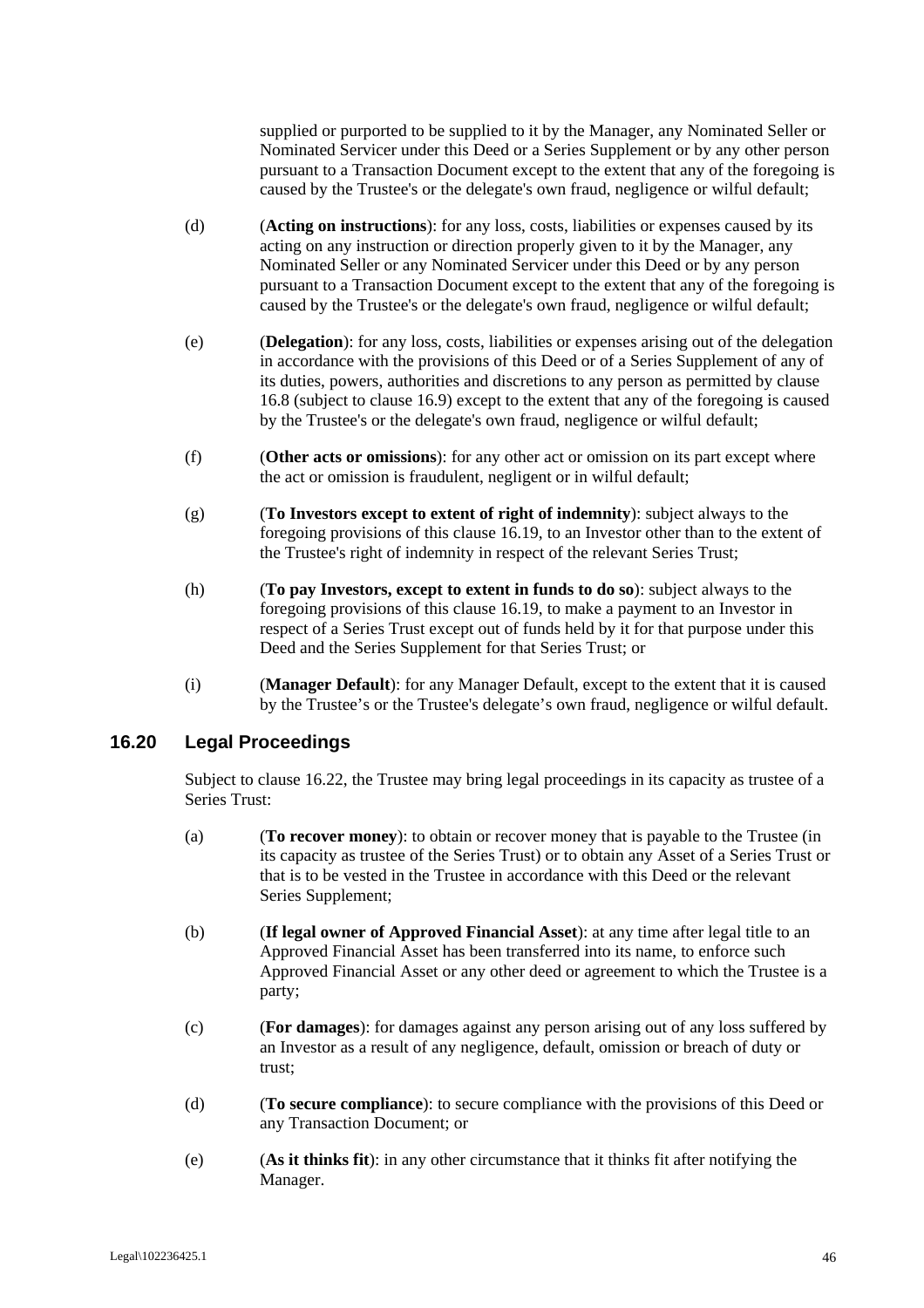supplied or purported to be supplied to it by the Manager, any Nominated Seller or Nominated Servicer under this Deed or a Series Supplement or by any other person pursuant to a Transaction Document except to the extent that any of the foregoing is caused by the Trustee's or the delegate's own fraud, negligence or wilful default;

(d) (**Acting on instructions**): for any loss, costs, liabilities or expenses caused by its acting on any instruction or direction properly given to it by the Manager, any Nominated Seller or any Nominated Servicer under this Deed or by any person pursuant to a Transaction Document except to the extent that any of the foregoing is caused by the Trustee's or the delegate's own fraud, negligence or wilful default;

(e) (**Delegation**): for any loss, costs, liabilities or expenses arising out of the delegation in accordance with the provisions of this Deed or of a Series Supplement of any of its duties, powers, authorities and discretions to any person as permitted by clause 16.8 (subject to clause 16.9) except to the extent that any of the foregoing is caused by the Trustee's or the delegate's own fraud, negligence or wilful default;

(f) (**Other acts or omissions**): for any other act or omission on its part except where the act or omission is fraudulent, negligent or in wilful default;

(g) (**To Investors except to extent of right of indemnity**): subject always to the foregoing provisions of this clause 16.19, to an Investor other than to the extent of the Trustee's right of indemnity in respect of the relevant Series Trust;

(h) (**To pay Investors, except to extent in funds to do so**): subject always to the foregoing provisions of this clause 16.19, to make a payment to an Investor in respect of a Series Trust except out of funds held by it for that purpose under this Deed and the Series Supplement for that Series Trust; or

(i) (**Manager Default**): for any Manager Default, except to the extent that it is caused by the Trustee's or the Trustee's delegate's own fraud, negligence or wilful default.

## 16.20 Legal Proceedings

Subject to clause 16.22, the Trustee may bring legal proceedings in its capacity as trustee of a Series Trust:

(a) (**To recover money**): to obtain or recover money that is payable to the Trustee (in its capacity as trustee of the Series Trust) or to obtain any Asset of a Series Trust or that is to be vested in the Trustee in accordance with this Deed or the relevant Series Supplement;

(b) (**If legal owner of Approved Financial Asset**): at any time after legal title to an Approved Financial Asset has been transferred into its name, to enforce such Approved Financial Asset or any other deed or agreement to which the Trustee is a party;

(c) (**For damages**): for damages against any person arising out of any loss suffered by an Investor as a result of any negligence, default, omission or breach of duty or trust;

(d) (**To secure compliance**): to secure compliance with the provisions of this Deed or any Transaction Document; or

(e) (**As it thinks fit**): in any other circumstance that it thinks fit after notifying the Manager.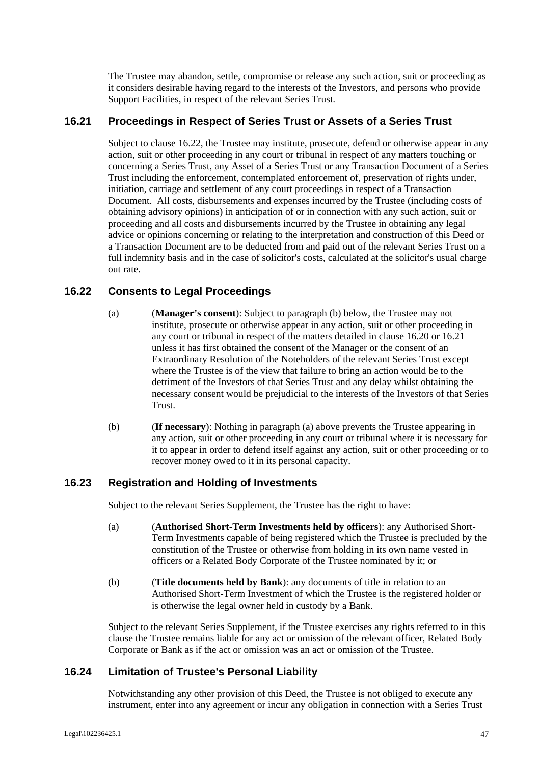The Trustee may abandon, settle, compromise or release any such action, suit or proceeding as it considers desirable having regard to the interests of the Investors, and persons who provide Support Facilities, in respect of the relevant Series Trust.

## 16.21 Proceedings in Respect of Series Trust or Assets of a Series Trust

Subject to clause 16.22, the Trustee may institute, prosecute, defend or otherwise appear in any action, suit or other proceeding in any court or tribunal in respect of any matters touching or concerning a Series Trust, any Asset of a Series Trust or any Transaction Document of a Series Trust including the enforcement, contemplated enforcement of, preservation of rights under, initiation, carriage and settlement of any court proceedings in respect of a Transaction Document. All costs, disbursements and expenses incurred by the Trustee (including costs of obtaining advisory opinions) in anticipation of or in connection with any such action, suit or proceeding and all costs and disbursements incurred by the Trustee in obtaining any legal advice or opinions concerning or relating to the interpretation and construction of this Deed or a Transaction Document are to be deducted from and paid out of the relevant Series Trust on a full indemnity basis and in the case of solicitor's costs, calculated at the solicitor's usual charge out rate.

## 16.22 Consents to Legal Proceedings

(a) (**Manager's consent**): Subject to paragraph (b) below, the Trustee may not institute, prosecute or otherwise appear in any action, suit or other proceeding in any court or tribunal in respect of the matters detailed in clause 16.20 or 16.21 unless it has first obtained the consent of the Manager or the consent of an Extraordinary Resolution of the Noteholders of the relevant Series Trust except where the Trustee is of the view that failure to bring an action would be to the detriment of the Investors of that Series Trust and any delay whilst obtaining the necessary consent would be prejudicial to the interests of the Investors of that Series Trust.

(b) (**If necessary**): Nothing in paragraph (a) above prevents the Trustee appearing in any action, suit or other proceeding in any court or tribunal where it is necessary for it to appear in order to defend itself against any action, suit or other proceeding or to recover money owed to it in its personal capacity.

## 16.23 Registration and Holding of Investments

Subject to the relevant Series Supplement, the Trustee has the right to have:

(a) (**Authorised Short-Term Investments held by officers**): any Authorised Short-Term Investments capable of being registered which the Trustee is precluded by the constitution of the Trustee or otherwise from holding in its own name vested in officers or a Related Body Corporate of the Trustee nominated by it; or

(b) (**Title documents held by Bank**): any documents of title in relation to an Authorised Short-Term Investment of which the Trustee is the registered holder or is otherwise the legal owner held in custody by a Bank.

Subject to the relevant Series Supplement, if the Trustee exercises any rights referred to in this clause the Trustee remains liable for any act or omission of the relevant officer, Related Body Corporate or Bank as if the act or omission was an act or omission of the Trustee.

## 16.24 Limitation of Trustee's Personal Liability

Notwithstanding any other provision of this Deed, the Trustee is not obliged to execute any instrument, enter into any agreement or incur any obligation in connection with a Series Trust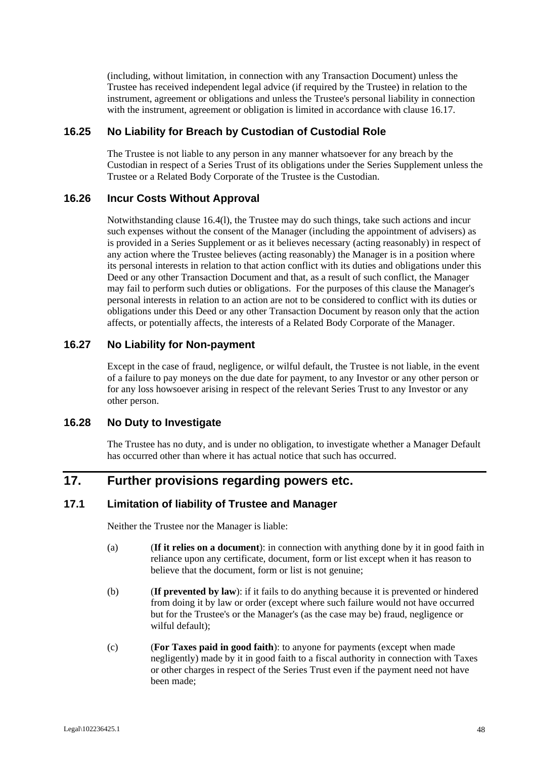(including, without limitation, in connection with any Transaction Document) unless the Trustee has received independent legal advice (if required by the Trustee) in relation to the instrument, agreement or obligations and unless the Trustee's personal liability in connection with the instrument, agreement or obligation is limited in accordance with clause 16.17.

### 16.25 No Liability for Breach by Custodian of Custodial Role

The Trustee is not liable to any person in any manner whatsoever for any breach by the Custodian in respect of a Series Trust of its obligations under the Series Supplement unless the Trustee or a Related Body Corporate of the Trustee is the Custodian.

### 16.26 Incur Costs Without Approval

Notwithstanding clause 16.4(l), the Trustee may do such things, take such actions and incur such expenses without the consent of the Manager (including the appointment of advisers) as is provided in a Series Supplement or as it believes necessary (acting reasonably) in respect of any action where the Trustee believes (acting reasonably) the Manager is in a position where its personal interests in relation to that action conflict with its duties and obligations under this Deed or any other Transaction Document and that, as a result of such conflict, the Manager may fail to perform such duties or obligations. For the purposes of this clause the Manager's personal interests in relation to an action are not to be considered to conflict with its duties or obligations under this Deed or any other Transaction Document by reason only that the action affects, or potentially affects, the interests of a Related Body Corporate of the Manager.

### 16.27 No Liability for Non-payment

Except in the case of fraud, negligence, or wilful default, the Trustee is not liable, in the event of a failure to pay moneys on the due date for payment, to any Investor or any other person or for any loss howsoever arising in respect of the relevant Series Trust to any Investor or any other person.

### 16.28 No Duty to Investigate

The Trustee has no duty, and is under no obligation, to investigate whether a Manager Default has occurred other than where it has actual notice that such has occurred.

## 17. Further provisions regarding powers etc.

### 17.1 Limitation of liability of Trustee and Manager

Neither the Trustee nor the Manager is liable:

(a) (**If it relies on a document**): in connection with anything done by it in good faith in reliance upon any certificate, document, form or list except when it has reason to believe that the document, form or list is not genuine;

(b) (**If prevented by law**): if it fails to do anything because it is prevented or hindered from doing it by law or order (except where such failure would not have occurred but for the Trustee's or the Manager's (as the case may be) fraud, negligence or wilful default);

(c) (**For Taxes paid in good faith**): to anyone for payments (except when made negligently) made by it in good faith to a fiscal authority in connection with Taxes or other charges in respect of the Series Trust even if the payment need not have been made;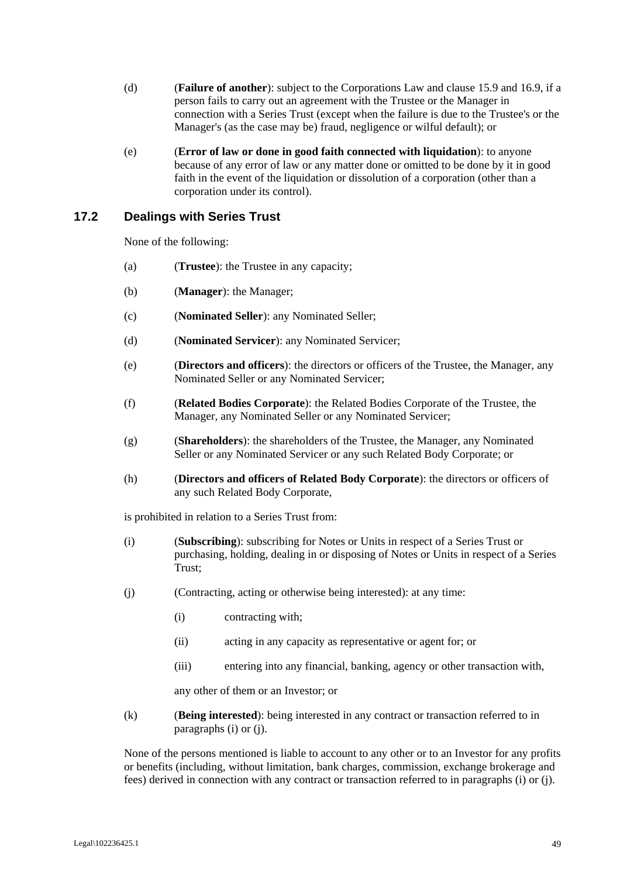(d) (**Failure of another**): subject to the Corporations Law and clause 15.9 and 16.9, if a person fails to carry out an agreement with the Trustee or the Manager in connection with a Series Trust (except when the failure is due to the Trustee's or the Manager's (as the case may be) fraud, negligence or wilful default); or

(e) (**Error of law or done in good faith connected with liquidation**): to anyone because of any error of law or any matter done or omitted to be done by it in good faith in the event of the liquidation or dissolution of a corporation (other than a corporation under its control).

## 17.2 Dealings with Series Trust

None of the following:

(a) (**Trustee**): the Trustee in any capacity;

(b) (**Manager**): the Manager;

(c) (**Nominated Seller**): any Nominated Seller;

(d) (**Nominated Servicer**): any Nominated Servicer;

(e) (**Directors and officers**): the directors or officers of the Trustee, the Manager, any Nominated Seller or any Nominated Servicer;

(f) (**Related Bodies Corporate**): the Related Bodies Corporate of the Trustee, the Manager, any Nominated Seller or any Nominated Servicer;

(g) (**Shareholders**): the shareholders of the Trustee, the Manager, any Nominated Seller or any Nominated Servicer or any such Related Body Corporate; or

(h) (**Directors and officers of Related Body Corporate**): the directors or officers of any such Related Body Corporate,

is prohibited in relation to a Series Trust from:

(i) (**Subscribing**): subscribing for Notes or Units in respect of a Series Trust or purchasing, holding, dealing in or disposing of Notes or Units in respect of a Series Trust;

(j) (Contracting, acting or otherwise being interested): at any time:

   (i) contracting with;

   (ii) acting in any capacity as representative or agent for; or

   (iii) entering into any financial, banking, agency or other transaction with,

   any other of them or an Investor; or

(k) (**Being interested**): being interested in any contract or transaction referred to in paragraphs (i) or (j).

None of the persons mentioned is liable to account to any other or to an Investor for any profits or benefits (including, without limitation, bank charges, commission, exchange brokerage and fees) derived in connection with any contract or transaction referred to in paragraphs (i) or (j).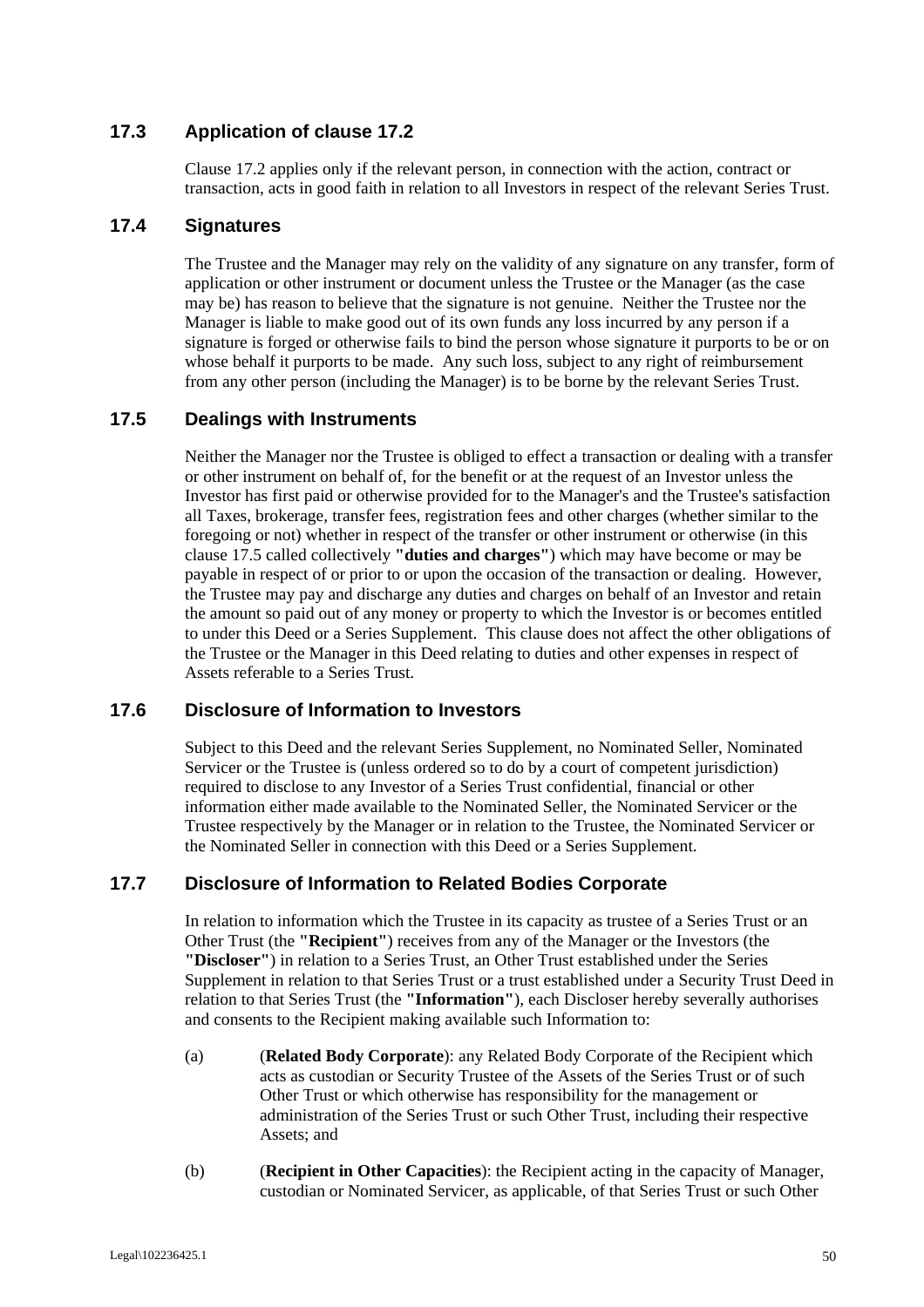### 17.3 Application of clause 17.2

Clause 17.2 applies only if the relevant person, in connection with the action, contract or transaction, acts in good faith in relation to all Investors in respect of the relevant Series Trust.

### 17.4 Signatures

The Trustee and the Manager may rely on the validity of any signature on any transfer, form of application or other instrument or document unless the Trustee or the Manager (as the case may be) has reason to believe that the signature is not genuine. Neither the Trustee nor the Manager is liable to make good out of its own funds any loss incurred by any person if a signature is forged or otherwise fails to bind the person whose signature it purports to be or on whose behalf it purports to be made. Any such loss, subject to any right of reimbursement from any other person (including the Manager) is to be borne by the relevant Series Trust.

### 17.5 Dealings with Instruments

Neither the Manager nor the Trustee is obliged to effect a transaction or dealing with a transfer or other instrument on behalf of, for the benefit or at the request of an Investor unless the Investor has first paid or otherwise provided for to the Manager's and the Trustee's satisfaction all Taxes, brokerage, transfer fees, registration fees and other charges (whether similar to the foregoing or not) whether in respect of the transfer or other instrument or otherwise (in this clause 17.5 called collectively **"duties and charges"**) which may have become or may be payable in respect of or prior to or upon the occasion of the transaction or dealing. However, the Trustee may pay and discharge any duties and charges on behalf of an Investor and retain the amount so paid out of any money or property to which the Investor is or becomes entitled to under this Deed or a Series Supplement. This clause does not affect the other obligations of the Trustee or the Manager in this Deed relating to duties and other expenses in respect of Assets referable to a Series Trust.

### 17.6 Disclosure of Information to Investors

Subject to this Deed and the relevant Series Supplement, no Nominated Seller, Nominated Servicer or the Trustee is (unless ordered so to do by a court of competent jurisdiction) required to disclose to any Investor of a Series Trust confidential, financial or other information either made available to the Nominated Seller, the Nominated Servicer or the Trustee respectively by the Manager or in relation to the Trustee, the Nominated Servicer or the Nominated Seller in connection with this Deed or a Series Supplement.

### 17.7 Disclosure of Information to Related Bodies Corporate

In relation to information which the Trustee in its capacity as trustee of a Series Trust or an Other Trust (the **"Recipient"**) receives from any of the Manager or the Investors (the **"Discloser"**) in relation to a Series Trust, an Other Trust established under the Series Supplement in relation to that Series Trust or a trust established under a Security Trust Deed in relation to that Series Trust (the **"Information"**), each Discloser hereby severally authorises and consents to the Recipient making available such Information to:

(a) (**Related Body Corporate**): any Related Body Corporate of the Recipient which acts as custodian or Security Trustee of the Assets of the Series Trust or of such Other Trust or which otherwise has responsibility for the management or administration of the Series Trust or such Other Trust, including their respective Assets; and

(b) (**Recipient in Other Capacities**): the Recipient acting in the capacity of Manager, custodian or Nominated Servicer, as applicable, of that Series Trust or such Other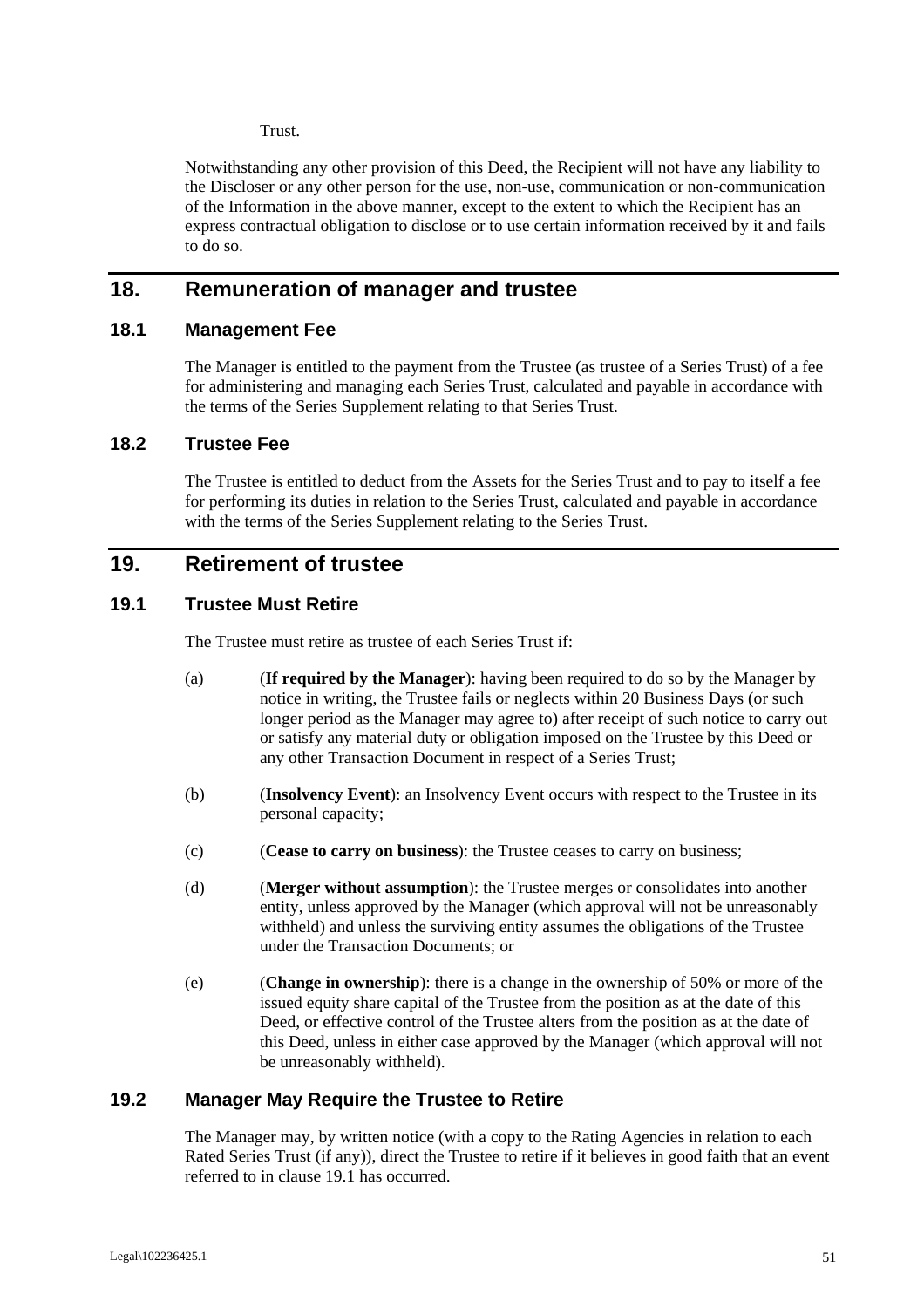Trust.

Notwithstanding any other provision of this Deed, the Recipient will not have any liability to the Discloser or any other person for the use, non-use, communication or non-communication of the Information in the above manner, except to the extent to which the Recipient has an express contractual obligation to disclose or to use certain information received by it and fails to do so.

## 18. Remuneration of manager and trustee

### 18.1 Management Fee

The Manager is entitled to the payment from the Trustee (as trustee of a Series Trust) of a fee for administering and managing each Series Trust, calculated and payable in accordance with the terms of the Series Supplement relating to that Series Trust.

### 18.2 Trustee Fee

The Trustee is entitled to deduct from the Assets for the Series Trust and to pay to itself a fee for performing its duties in relation to the Series Trust, calculated and payable in accordance with the terms of the Series Supplement relating to the Series Trust.

## 19. Retirement of trustee

### 19.1 Trustee Must Retire

The Trustee must retire as trustee of each Series Trust if:

(a) (**If required by the Manager**): having been required to do so by the Manager by notice in writing, the Trustee fails or neglects within 20 Business Days (or such longer period as the Manager may agree to) after receipt of such notice to carry out or satisfy any material duty or obligation imposed on the Trustee by this Deed or any other Transaction Document in respect of a Series Trust;

(b) (**Insolvency Event**): an Insolvency Event occurs with respect to the Trustee in its personal capacity;

(c) (**Cease to carry on business**): the Trustee ceases to carry on business;

(d) (**Merger without assumption**): the Trustee merges or consolidates into another entity, unless approved by the Manager (which approval will not be unreasonably withheld) and unless the surviving entity assumes the obligations of the Trustee under the Transaction Documents; or

(e) (**Change in ownership**): there is a change in the ownership of 50% or more of the issued equity share capital of the Trustee from the position as at the date of this Deed, or effective control of the Trustee alters from the position as at the date of this Deed, unless in either case approved by the Manager (which approval will not be unreasonably withheld).

### 19.2 Manager May Require the Trustee to Retire

The Manager may, by written notice (with a copy to the Rating Agencies in relation to each Rated Series Trust (if any)), direct the Trustee to retire if it believes in good faith that an event referred to in clause 19.1 has occurred.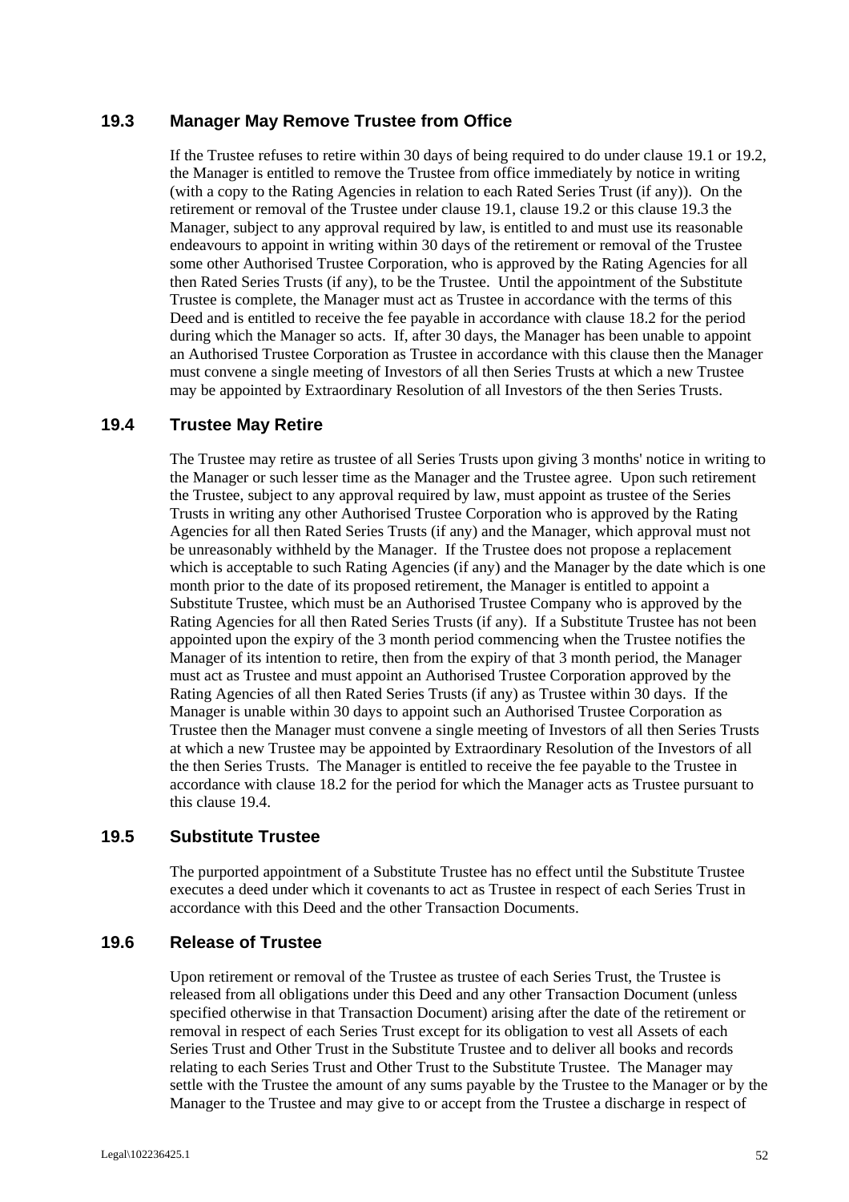### 19.3 Manager May Remove Trustee from Office

If the Trustee refuses to retire within 30 days of being required to do under clause 19.1 or 19.2, the Manager is entitled to remove the Trustee from office immediately by notice in writing (with a copy to the Rating Agencies in relation to each Rated Series Trust (if any)). On the retirement or removal of the Trustee under clause 19.1, clause 19.2 or this clause 19.3 the Manager, subject to any approval required by law, is entitled to and must use its reasonable endeavours to appoint in writing within 30 days of the retirement or removal of the Trustee some other Authorised Trustee Corporation, who is approved by the Rating Agencies for all then Rated Series Trusts (if any), to be the Trustee. Until the appointment of the Substitute Trustee is complete, the Manager must act as Trustee in accordance with the terms of this Deed and is entitled to receive the fee payable in accordance with clause 18.2 for the period during which the Manager so acts. If, after 30 days, the Manager has been unable to appoint an Authorised Trustee Corporation as Trustee in accordance with this clause then the Manager must convene a single meeting of Investors of all then Series Trusts at which a new Trustee may be appointed by Extraordinary Resolution of all Investors of the then Series Trusts.

### 19.4 Trustee May Retire

The Trustee may retire as trustee of all Series Trusts upon giving 3 months' notice in writing to the Manager or such lesser time as the Manager and the Trustee agree. Upon such retirement the Trustee, subject to any approval required by law, must appoint as trustee of the Series Trusts in writing any other Authorised Trustee Corporation who is approved by the Rating Agencies for all then Rated Series Trusts (if any) and the Manager, which approval must not be unreasonably withheld by the Manager. If the Trustee does not propose a replacement which is acceptable to such Rating Agencies (if any) and the Manager by the date which is one month prior to the date of its proposed retirement, the Manager is entitled to appoint a Substitute Trustee, which must be an Authorised Trustee Company who is approved by the Rating Agencies for all then Rated Series Trusts (if any). If a Substitute Trustee has not been appointed upon the expiry of the 3 month period commencing when the Trustee notifies the Manager of its intention to retire, then from the expiry of that 3 month period, the Manager must act as Trustee and must appoint an Authorised Trustee Corporation approved by the Rating Agencies of all then Rated Series Trusts (if any) as Trustee within 30 days. If the Manager is unable within 30 days to appoint such an Authorised Trustee Corporation as Trustee then the Manager must convene a single meeting of Investors of all then Series Trusts at which a new Trustee may be appointed by Extraordinary Resolution of the Investors of all the then Series Trusts. The Manager is entitled to receive the fee payable to the Trustee in accordance with clause 18.2 for the period for which the Manager acts as Trustee pursuant to this clause 19.4.

### 19.5 Substitute Trustee

The purported appointment of a Substitute Trustee has no effect until the Substitute Trustee executes a deed under which it covenants to act as Trustee in respect of each Series Trust in accordance with this Deed and the other Transaction Documents.

### 19.6 Release of Trustee

Upon retirement or removal of the Trustee as trustee of each Series Trust, the Trustee is released from all obligations under this Deed and any other Transaction Document (unless specified otherwise in that Transaction Document) arising after the date of the retirement or removal in respect of each Series Trust except for its obligation to vest all Assets of each Series Trust and Other Trust in the Substitute Trustee and to deliver all books and records relating to each Series Trust and Other Trust to the Substitute Trustee. The Manager may settle with the Trustee the amount of any sums payable by the Trustee to the Manager or by the Manager to the Trustee and may give to or accept from the Trustee a discharge in respect of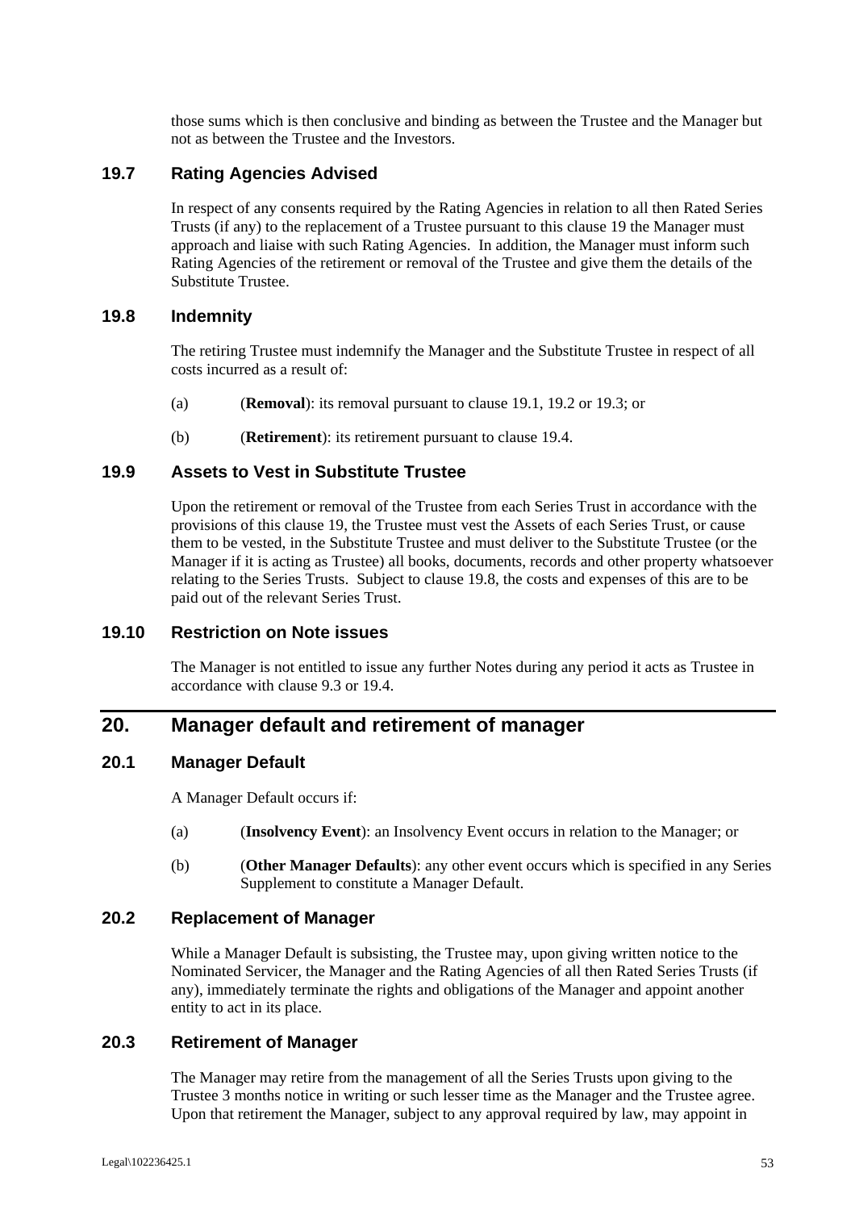those sums which is then conclusive and binding as between the Trustee and the Manager but not as between the Trustee and the Investors.

### 19.7 Rating Agencies Advised

In respect of any consents required by the Rating Agencies in relation to all then Rated Series Trusts (if any) to the replacement of a Trustee pursuant to this clause 19 the Manager must approach and liaise with such Rating Agencies. In addition, the Manager must inform such Rating Agencies of the retirement or removal of the Trustee and give them the details of the Substitute Trustee.

### 19.8 Indemnity

The retiring Trustee must indemnify the Manager and the Substitute Trustee in respect of all costs incurred as a result of:

(a) (**Removal**): its removal pursuant to clause 19.1, 19.2 or 19.3; or

(b) (**Retirement**): its retirement pursuant to clause 19.4.

### 19.9 Assets to Vest in Substitute Trustee

Upon the retirement or removal of the Trustee from each Series Trust in accordance with the provisions of this clause 19, the Trustee must vest the Assets of each Series Trust, or cause them to be vested, in the Substitute Trustee and must deliver to the Substitute Trustee (or the Manager if it is acting as Trustee) all books, documents, records and other property whatsoever relating to the Series Trusts. Subject to clause 19.8, the costs and expenses of this are to be paid out of the relevant Series Trust.

### 19.10 Restriction on Note issues

The Manager is not entitled to issue any further Notes during any period it acts as Trustee in accordance with clause 9.3 or 19.4.

## 20. Manager default and retirement of manager

### 20.1 Manager Default

A Manager Default occurs if:

(a) (**Insolvency Event**): an Insolvency Event occurs in relation to the Manager; or

(b) (**Other Manager Defaults**): any other event occurs which is specified in any Series Supplement to constitute a Manager Default.

### 20.2 Replacement of Manager

While a Manager Default is subsisting, the Trustee may, upon giving written notice to the Nominated Servicer, the Manager and the Rating Agencies of all then Rated Series Trusts (if any), immediately terminate the rights and obligations of the Manager and appoint another entity to act in its place.

### 20.3 Retirement of Manager

The Manager may retire from the management of all the Series Trusts upon giving to the Trustee 3 months notice in writing or such lesser time as the Manager and the Trustee agree. Upon that retirement the Manager, subject to any approval required by law, may appoint in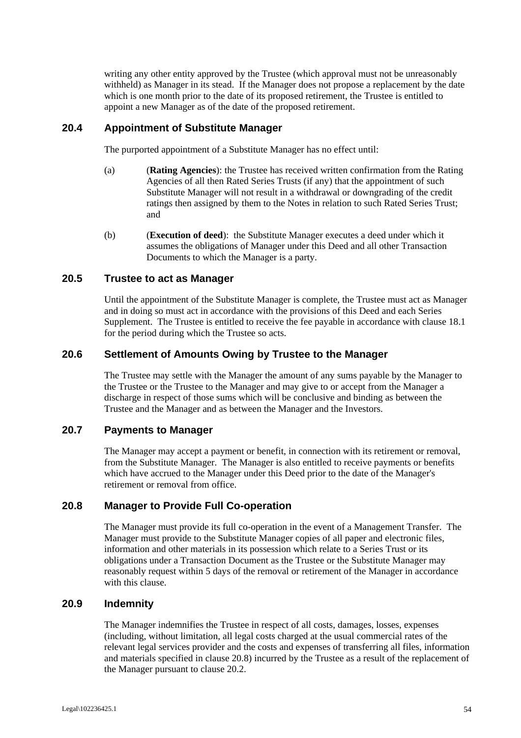writing any other entity approved by the Trustee (which approval must not be unreasonably withheld) as Manager in its stead. If the Manager does not propose a replacement by the date which is one month prior to the date of its proposed retirement, the Trustee is entitled to appoint a new Manager as of the date of the proposed retirement.

## 20.4 Appointment of Substitute Manager

The purported appointment of a Substitute Manager has no effect until:

(a) (**Rating Agencies**): the Trustee has received written confirmation from the Rating Agencies of all then Rated Series Trusts (if any) that the appointment of such Substitute Manager will not result in a withdrawal or downgrading of the credit ratings then assigned by them to the Notes in relation to such Rated Series Trust; and

(b) (**Execution of deed**): the Substitute Manager executes a deed under which it assumes the obligations of Manager under this Deed and all other Transaction Documents to which the Manager is a party.

## 20.5 Trustee to act as Manager

Until the appointment of the Substitute Manager is complete, the Trustee must act as Manager and in doing so must act in accordance with the provisions of this Deed and each Series Supplement. The Trustee is entitled to receive the fee payable in accordance with clause 18.1 for the period during which the Trustee so acts.

## 20.6 Settlement of Amounts Owing by Trustee to the Manager

The Trustee may settle with the Manager the amount of any sums payable by the Manager to the Trustee or the Trustee to the Manager and may give to or accept from the Manager a discharge in respect of those sums which will be conclusive and binding as between the Trustee and the Manager and as between the Manager and the Investors.

## 20.7 Payments to Manager

The Manager may accept a payment or benefit, in connection with its retirement or removal, from the Substitute Manager. The Manager is also entitled to receive payments or benefits which have accrued to the Manager under this Deed prior to the date of the Manager's retirement or removal from office.

## 20.8 Manager to Provide Full Co-operation

The Manager must provide its full co-operation in the event of a Management Transfer. The Manager must provide to the Substitute Manager copies of all paper and electronic files, information and other materials in its possession which relate to a Series Trust or its obligations under a Transaction Document as the Trustee or the Substitute Manager may reasonably request within 5 days of the removal or retirement of the Manager in accordance with this clause.

## 20.9 Indemnity

The Manager indemnifies the Trustee in respect of all costs, damages, losses, expenses (including, without limitation, all legal costs charged at the usual commercial rates of the relevant legal services provider and the costs and expenses of transferring all files, information and materials specified in clause 20.8) incurred by the Trustee as a result of the replacement of the Manager pursuant to clause 20.2.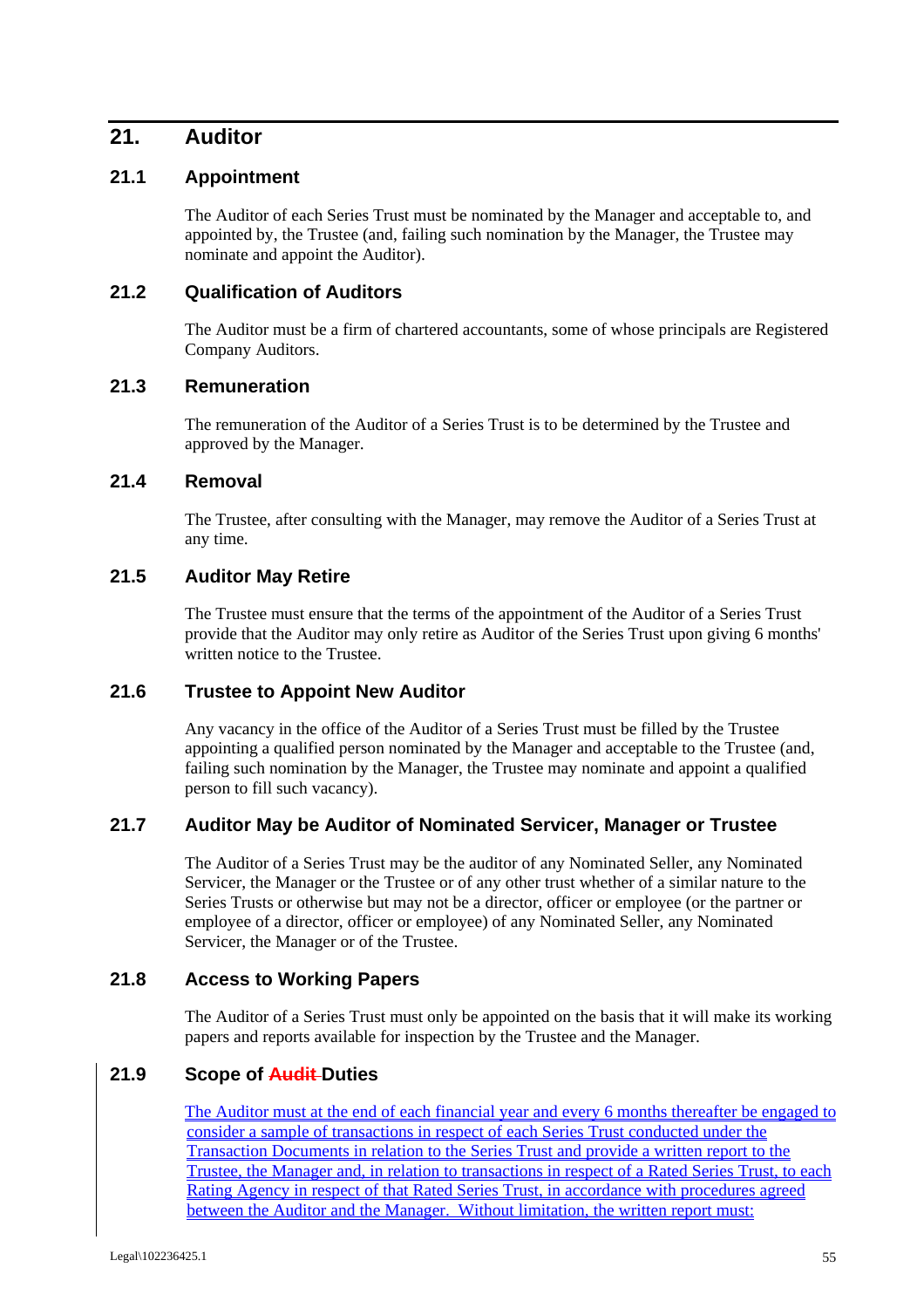## 21. Auditor

### 21.1 Appointment

The Auditor of each Series Trust must be nominated by the Manager and acceptable to, and appointed by, the Trustee (and, failing such nomination by the Manager, the Trustee may nominate and appoint the Auditor).

### 21.2 Qualification of Auditors

The Auditor must be a firm of chartered accountants, some of whose principals are Registered Company Auditors.

### 21.3 Remuneration

The remuneration of the Auditor of a Series Trust is to be determined by the Trustee and approved by the Manager.

### 21.4 Removal

The Trustee, after consulting with the Manager, may remove the Auditor of a Series Trust at any time.

### 21.5 Auditor May Retire

The Trustee must ensure that the terms of the appointment of the Auditor of a Series Trust provide that the Auditor may only retire as Auditor of the Series Trust upon giving 6 months' written notice to the Trustee.

### 21.6 Trustee to Appoint New Auditor

Any vacancy in the office of the Auditor of a Series Trust must be filled by the Trustee appointing a qualified person nominated by the Manager and acceptable to the Trustee (and, failing such nomination by the Manager, the Trustee may nominate and appoint a qualified person to fill such vacancy).

### 21.7 Auditor May be Auditor of Nominated Servicer, Manager or Trustee

The Auditor of a Series Trust may be the auditor of any Nominated Seller, any Nominated Servicer, the Manager or the Trustee or of any other trust whether of a similar nature to the Series Trusts or otherwise but may not be a director, officer or employee (or the partner or employee of a director, officer or employee) of any Nominated Seller, any Nominated Servicer, the Manager or of the Trustee.

### 21.8 Access to Working Papers

The Auditor of a Series Trust must only be appointed on the basis that it will make its working papers and reports available for inspection by the Trustee and the Manager.

### 21.9 Scope of ~~Audit~~ Duties

The Auditor must at the end of each financial year and every 6 months thereafter be engaged to consider a sample of transactions in respect of each Series Trust conducted under the Transaction Documents in relation to the Series Trust and provide a written report to the Trustee, the Manager and, in relation to transactions in respect of a Rated Series Trust, to each Rating Agency in respect of that Rated Series Trust, in accordance with procedures agreed between the Auditor and the Manager. Without limitation, the written report must: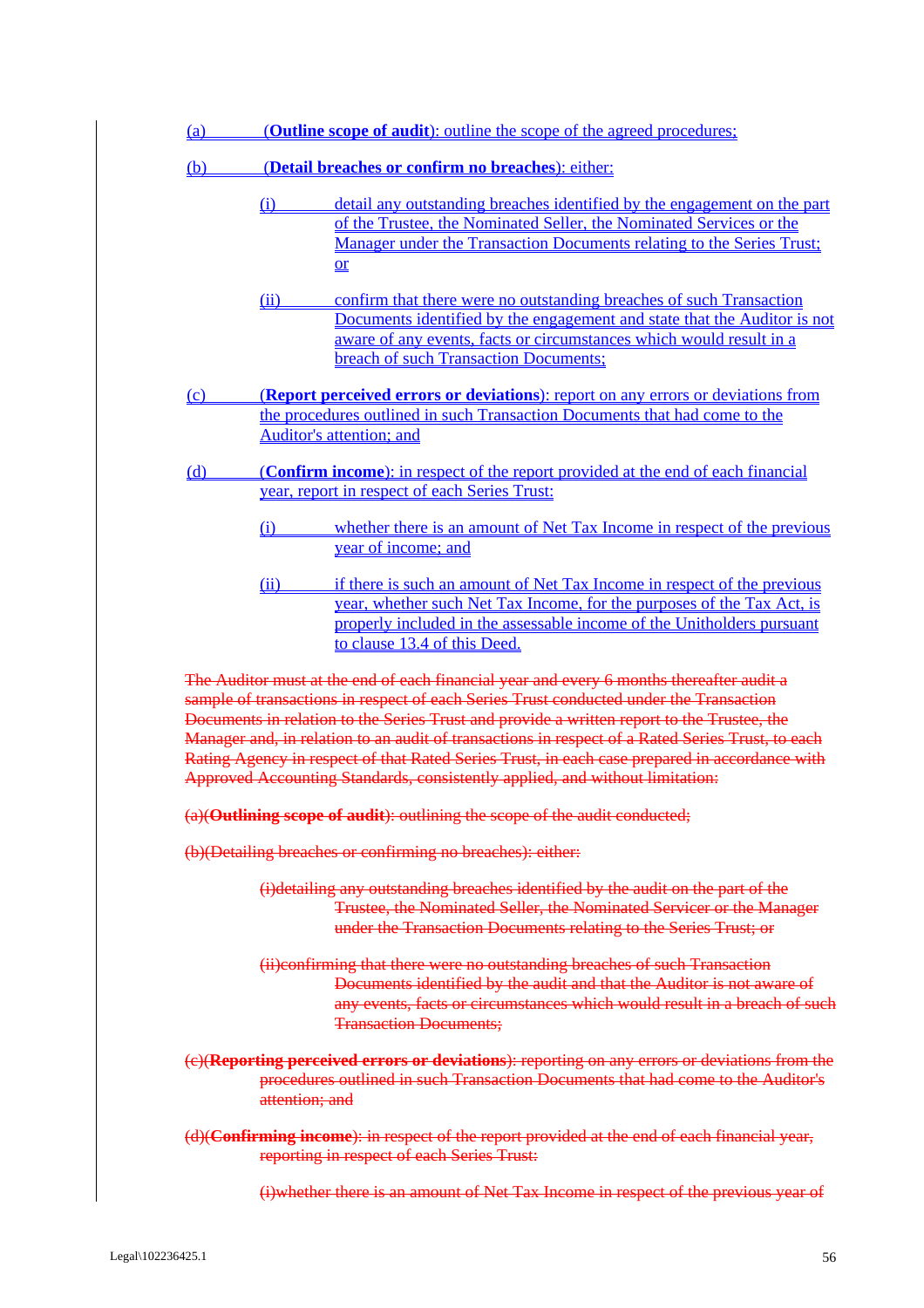(a) (**Outline scope of audit**): outline the scope of the agreed procedures;

(b) (**Detail breaches or confirm no breaches**): either:

(i) detail any outstanding breaches identified by the engagement on the part of the Trustee, the Nominated Seller, the Nominated Services or the Manager under the Transaction Documents relating to the Series Trust; or

(ii) confirm that there were no outstanding breaches of such Transaction Documents identified by the engagement and state that the Auditor is not aware of any events, facts or circumstances which would result in a breach of such Transaction Documents;

(c) (**Report perceived errors or deviations**): report on any errors or deviations from the procedures outlined in such Transaction Documents that had come to the Auditor's attention; and

(d) (**Confirm income**): in respect of the report provided at the end of each financial year, report in respect of each Series Trust:

(i) whether there is an amount of Net Tax Income in respect of the previous year of income; and

(ii) if there is such an amount of Net Tax Income in respect of the previous year, whether such Net Tax Income, for the purposes of the Tax Act, is properly included in the assessable income of the Unitholders pursuant to clause 13.4 of this Deed.

~~The Auditor must at the end of each financial year and every 6 months thereafter audit a sample of transactions in respect of each Series Trust conducted under the Transaction Documents in relation to the Series Trust and provide a written report to the Trustee, the Manager and, in relation to an audit of transactions in respect of a Rated Series Trust, to each Rating Agency in respect of that Rated Series Trust, in each case prepared in accordance with Approved Accounting Standards, consistently applied, and without limitation:~~

~~(a)(**Outlining scope of audit**): outlining the scope of the audit conducted;~~

~~(b)(Detailing breaches or confirming no breaches): either:~~

~~(i)detailing any outstanding breaches identified by the audit on the part of the Trustee, the Nominated Seller, the Nominated Servicer or the Manager under the Transaction Documents relating to the Series Trust; or~~

~~(ii)confirming that there were no outstanding breaches of such Transaction Documents identified by the audit and that the Auditor is not aware of any events, facts or circumstances which would result in a breach of such Transaction Documents;~~

~~(c)(**Reporting perceived errors or deviations**): reporting on any errors or deviations from the procedures outlined in such Transaction Documents that had come to the Auditor's attention; and~~

~~(d)(**Confirming income**): in respect of the report provided at the end of each financial year, reporting in respect of each Series Trust:~~

~~(i)whether there is an amount of Net Tax Income in respect of the previous year of~~

Legal\102236425.1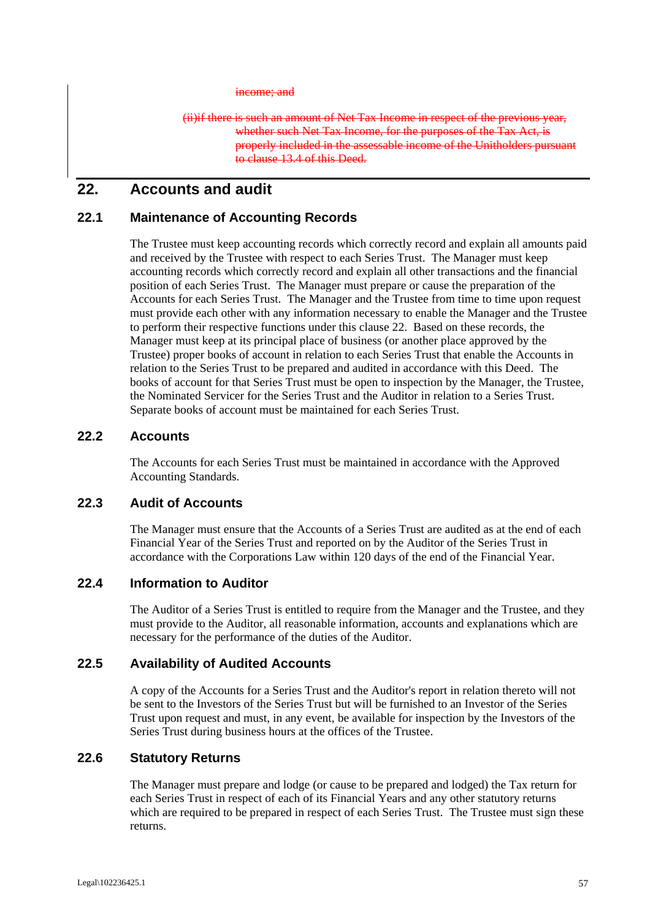~~income; and~~

~~(ii) if there is such an amount of Net Tax Income in respect of the previous year, whether such Net Tax Income, for the purposes of the Tax Act, is properly included in the assessable income of the Unitholders pursuant to clause 13.4 of this Deed.~~

## 22. Accounts and audit

### 22.1 Maintenance of Accounting Records

The Trustee must keep accounting records which correctly record and explain all amounts paid and received by the Trustee with respect to each Series Trust. The Manager must keep accounting records which correctly record and explain all other transactions and the financial position of each Series Trust. The Manager must prepare or cause the preparation of the Accounts for each Series Trust. The Manager and the Trustee from time to time upon request must provide each other with any information necessary to enable the Manager and the Trustee to perform their respective functions under this clause 22. Based on these records, the Manager must keep at its principal place of business (or another place approved by the Trustee) proper books of account in relation to each Series Trust that enable the Accounts in relation to the Series Trust to be prepared and audited in accordance with this Deed. The books of account for that Series Trust must be open to inspection by the Manager, the Trustee, the Nominated Servicer for the Series Trust and the Auditor in relation to a Series Trust. Separate books of account must be maintained for each Series Trust.

### 22.2 Accounts

The Accounts for each Series Trust must be maintained in accordance with the Approved Accounting Standards.

### 22.3 Audit of Accounts

The Manager must ensure that the Accounts of a Series Trust are audited as at the end of each Financial Year of the Series Trust and reported on by the Auditor of the Series Trust in accordance with the Corporations Law within 120 days of the end of the Financial Year.

### 22.4 Information to Auditor

The Auditor of a Series Trust is entitled to require from the Manager and the Trustee, and they must provide to the Auditor, all reasonable information, accounts and explanations which are necessary for the performance of the duties of the Auditor.

### 22.5 Availability of Audited Accounts

A copy of the Accounts for a Series Trust and the Auditor's report in relation thereto will not be sent to the Investors of the Series Trust but will be furnished to an Investor of the Series Trust upon request and must, in any event, be available for inspection by the Investors of the Series Trust during business hours at the offices of the Trustee.

### 22.6 Statutory Returns

The Manager must prepare and lodge (or cause to be prepared and lodged) the Tax return for each Series Trust in respect of each of its Financial Years and any other statutory returns which are required to be prepared in respect of each Series Trust. The Trustee must sign these returns.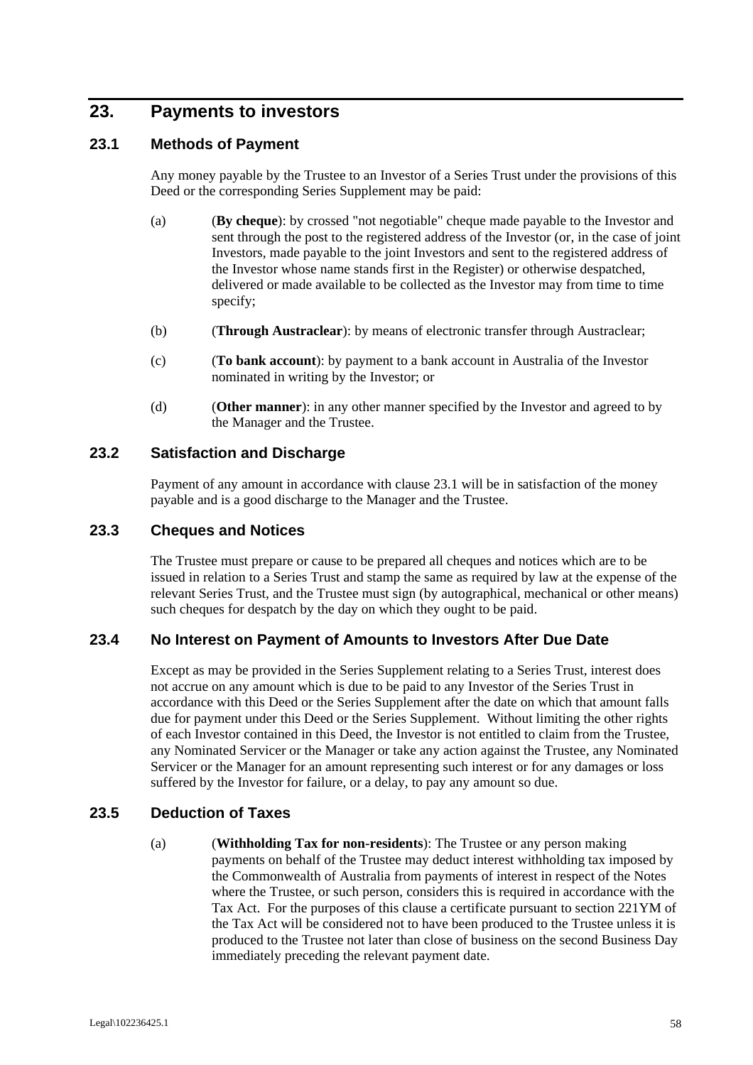# 23. Payments to investors

## 23.1 Methods of Payment

Any money payable by the Trustee to an Investor of a Series Trust under the provisions of this Deed or the corresponding Series Supplement may be paid:

(a) (**By cheque**): by crossed "not negotiable" cheque made payable to the Investor and sent through the post to the registered address of the Investor (or, in the case of joint Investors, made payable to the joint Investors and sent to the registered address of the Investor whose name stands first in the Register) or otherwise despatched, delivered or made available to be collected as the Investor may from time to time specify;

(b) (**Through Austraclear**): by means of electronic transfer through Austraclear;

(c) (**To bank account**): by payment to a bank account in Australia of the Investor nominated in writing by the Investor; or

(d) (**Other manner**): in any other manner specified by the Investor and agreed to by the Manager and the Trustee.

## 23.2 Satisfaction and Discharge

Payment of any amount in accordance with clause 23.1 will be in satisfaction of the money payable and is a good discharge to the Manager and the Trustee.

## 23.3 Cheques and Notices

The Trustee must prepare or cause to be prepared all cheques and notices which are to be issued in relation to a Series Trust and stamp the same as required by law at the expense of the relevant Series Trust, and the Trustee must sign (by autographical, mechanical or other means) such cheques for despatch by the day on which they ought to be paid.

## 23.4 No Interest on Payment of Amounts to Investors After Due Date

Except as may be provided in the Series Supplement relating to a Series Trust, interest does not accrue on any amount which is due to be paid to any Investor of the Series Trust in accordance with this Deed or the Series Supplement after the date on which that amount falls due for payment under this Deed or the Series Supplement. Without limiting the other rights of each Investor contained in this Deed, the Investor is not entitled to claim from the Trustee, any Nominated Servicer or the Manager or take any action against the Trustee, any Nominated Servicer or the Manager for an amount representing such interest or for any damages or loss suffered by the Investor for failure, or a delay, to pay any amount so due.

## 23.5 Deduction of Taxes

(a) (**Withholding Tax for non-residents**): The Trustee or any person making payments on behalf of the Trustee may deduct interest withholding tax imposed by the Commonwealth of Australia from payments of interest in respect of the Notes where the Trustee, or such person, considers this is required in accordance with the Tax Act. For the purposes of this clause a certificate pursuant to section 221YM of the Tax Act will be considered not to have been produced to the Trustee unless it is produced to the Trustee not later than close of business on the second Business Day immediately preceding the relevant payment date.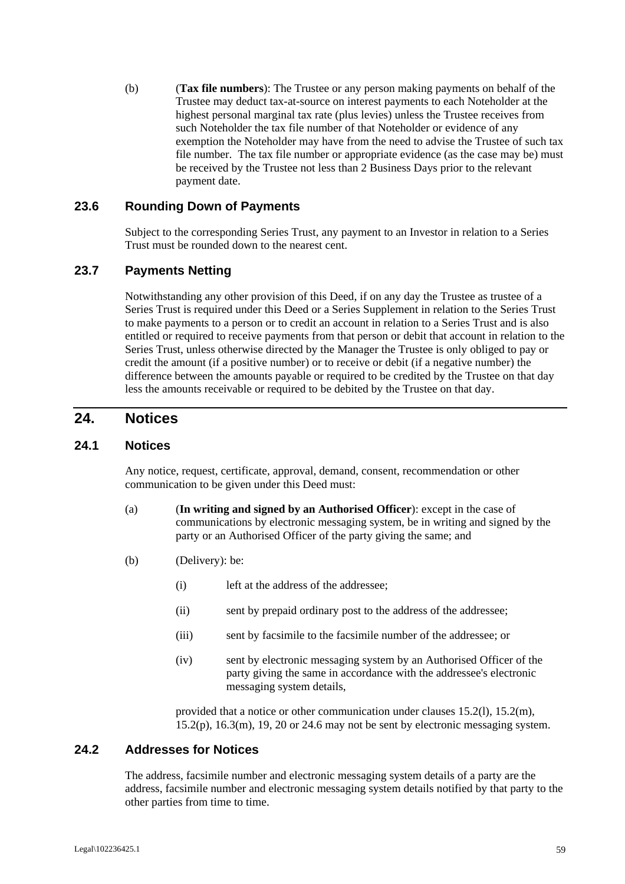(b) (**Tax file numbers**): The Trustee or any person making payments on behalf of the Trustee may deduct tax-at-source on interest payments to each Noteholder at the highest personal marginal tax rate (plus levies) unless the Trustee receives from such Noteholder the tax file number of that Noteholder or evidence of any exemption the Noteholder may have from the need to advise the Trustee of such tax file number. The tax file number or appropriate evidence (as the case may be) must be received by the Trustee not less than 2 Business Days prior to the relevant payment date.

### 23.6 Rounding Down of Payments

Subject to the corresponding Series Trust, any payment to an Investor in relation to a Series Trust must be rounded down to the nearest cent.

### 23.7 Payments Netting

Notwithstanding any other provision of this Deed, if on any day the Trustee as trustee of a Series Trust is required under this Deed or a Series Supplement in relation to the Series Trust to make payments to a person or to credit an account in relation to a Series Trust and is also entitled or required to receive payments from that person or debit that account in relation to the Series Trust, unless otherwise directed by the Manager the Trustee is only obliged to pay or credit the amount (if a positive number) or to receive or debit (if a negative number) the difference between the amounts payable or required to be credited by the Trustee on that day less the amounts receivable or required to be debited by the Trustee on that day.

## 24. Notices

### 24.1 Notices

Any notice, request, certificate, approval, demand, consent, recommendation or other communication to be given under this Deed must:

(a) (**In writing and signed by an Authorised Officer**): except in the case of communications by electronic messaging system, be in writing and signed by the party or an Authorised Officer of the party giving the same; and

(b) (Delivery): be:

  (i) left at the address of the addressee;

  (ii) sent by prepaid ordinary post to the address of the addressee;

  (iii) sent by facsimile to the facsimile number of the addressee; or

  (iv) sent by electronic messaging system by an Authorised Officer of the party giving the same in accordance with the addressee's electronic messaging system details,

provided that a notice or other communication under clauses 15.2(l), 15.2(m), 15.2(p), 16.3(m), 19, 20 or 24.6 may not be sent by electronic messaging system.

### 24.2 Addresses for Notices

The address, facsimile number and electronic messaging system details of a party are the address, facsimile number and electronic messaging system details notified by that party to the other parties from time to time.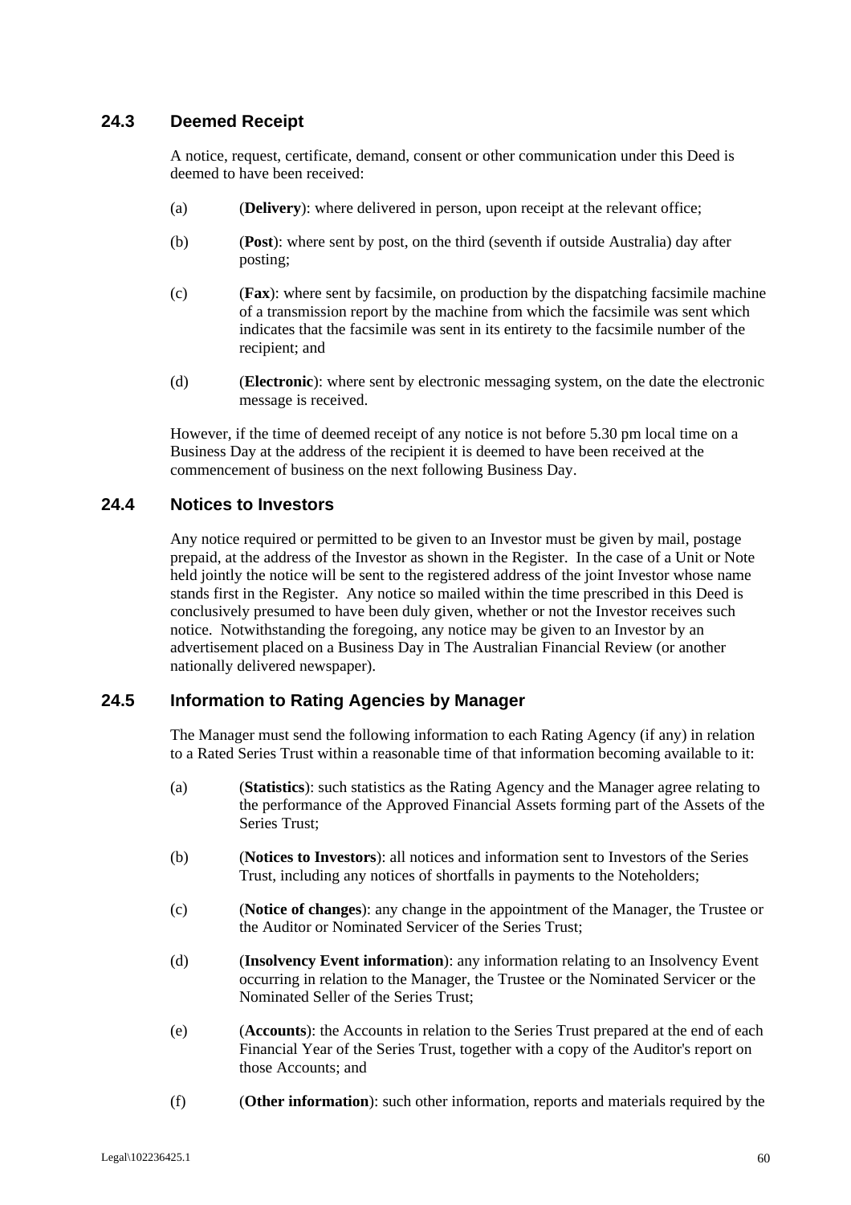## 24.3 Deemed Receipt

A notice, request, certificate, demand, consent or other communication under this Deed is deemed to have been received:

(a) (**Delivery**): where delivered in person, upon receipt at the relevant office;

(b) (**Post**): where sent by post, on the third (seventh if outside Australia) day after posting;

(c) (**Fax**): where sent by facsimile, on production by the dispatching facsimile machine of a transmission report by the machine from which the facsimile was sent which indicates that the facsimile was sent in its entirety to the facsimile number of the recipient; and

(d) (**Electronic**): where sent by electronic messaging system, on the date the electronic message is received.

However, if the time of deemed receipt of any notice is not before 5.30 pm local time on a Business Day at the address of the recipient it is deemed to have been received at the commencement of business on the next following Business Day.

## 24.4 Notices to Investors

Any notice required or permitted to be given to an Investor must be given by mail, postage prepaid, at the address of the Investor as shown in the Register. In the case of a Unit or Note held jointly the notice will be sent to the registered address of the joint Investor whose name stands first in the Register. Any notice so mailed within the time prescribed in this Deed is conclusively presumed to have been duly given, whether or not the Investor receives such notice. Notwithstanding the foregoing, any notice may be given to an Investor by an advertisement placed on a Business Day in The Australian Financial Review (or another nationally delivered newspaper).

## 24.5 Information to Rating Agencies by Manager

The Manager must send the following information to each Rating Agency (if any) in relation to a Rated Series Trust within a reasonable time of that information becoming available to it:

(a) (**Statistics**): such statistics as the Rating Agency and the Manager agree relating to the performance of the Approved Financial Assets forming part of the Assets of the Series Trust;

(b) (**Notices to Investors**): all notices and information sent to Investors of the Series Trust, including any notices of shortfalls in payments to the Noteholders;

(c) (**Notice of changes**): any change in the appointment of the Manager, the Trustee or the Auditor or Nominated Servicer of the Series Trust;

(d) (**Insolvency Event information**): any information relating to an Insolvency Event occurring in relation to the Manager, the Trustee or the Nominated Servicer or the Nominated Seller of the Series Trust;

(e) (**Accounts**): the Accounts in relation to the Series Trust prepared at the end of each Financial Year of the Series Trust, together with a copy of the Auditor's report on those Accounts; and

(f) (**Other information**): such other information, reports and materials required by the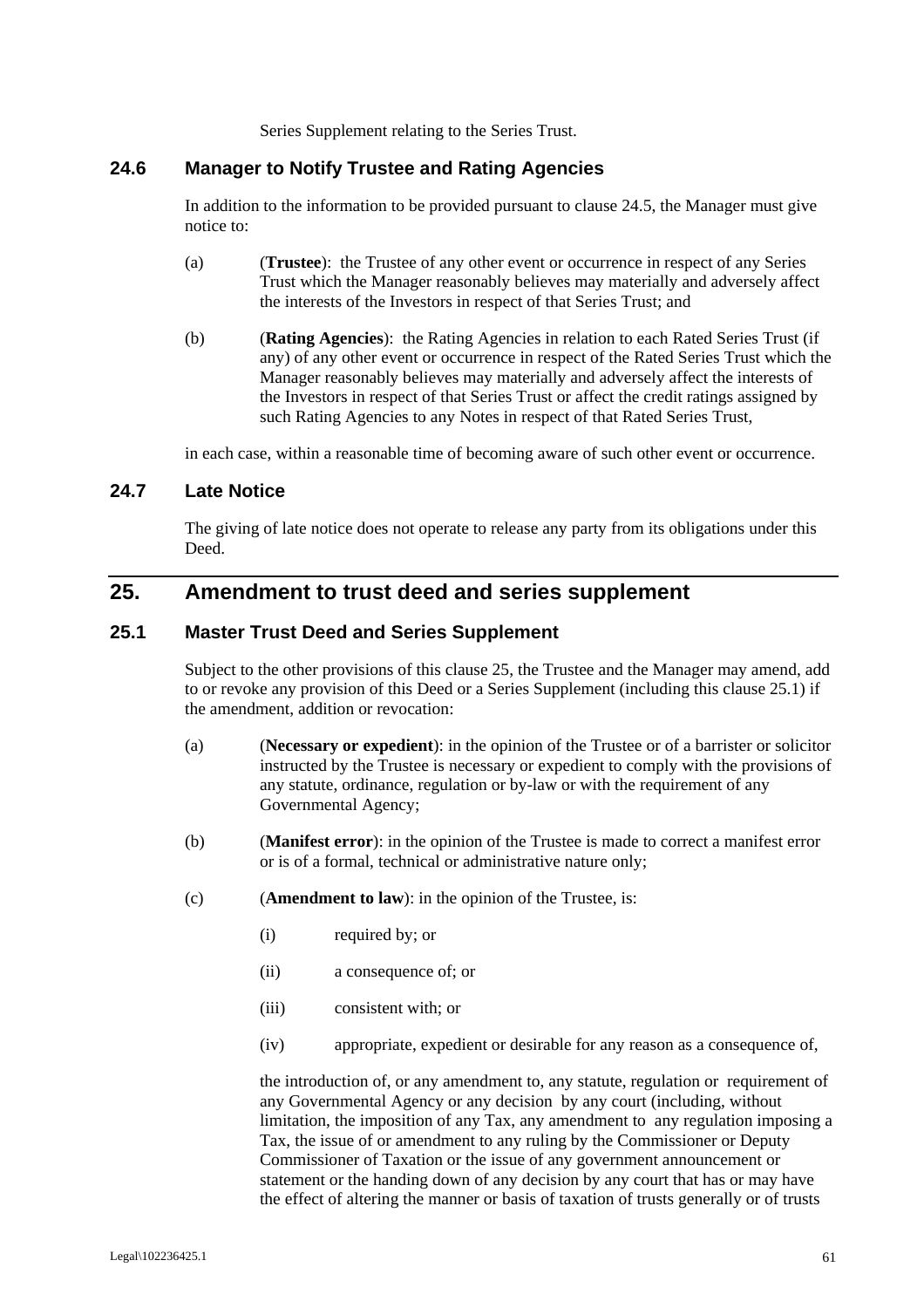Series Supplement relating to the Series Trust.

### 24.6 Manager to Notify Trustee and Rating Agencies

In addition to the information to be provided pursuant to clause 24.5, the Manager must give notice to:

(a) (**Trustee**): the Trustee of any other event or occurrence in respect of any Series Trust which the Manager reasonably believes may materially and adversely affect the interests of the Investors in respect of that Series Trust; and

(b) (**Rating Agencies**): the Rating Agencies in relation to each Rated Series Trust (if any) of any other event or occurrence in respect of the Rated Series Trust which the Manager reasonably believes may materially and adversely affect the interests of the Investors in respect of that Series Trust or affect the credit ratings assigned by such Rating Agencies to any Notes in respect of that Rated Series Trust,

in each case, within a reasonable time of becoming aware of such other event or occurrence.

### 24.7 Late Notice

The giving of late notice does not operate to release any party from its obligations under this Deed.

## 25. Amendment to trust deed and series supplement

### 25.1 Master Trust Deed and Series Supplement

Subject to the other provisions of this clause 25, the Trustee and the Manager may amend, add to or revoke any provision of this Deed or a Series Supplement (including this clause 25.1) if the amendment, addition or revocation:

(a) (**Necessary or expedient**): in the opinion of the Trustee or of a barrister or solicitor instructed by the Trustee is necessary or expedient to comply with the provisions of any statute, ordinance, regulation or by-law or with the requirement of any Governmental Agency;

(b) (**Manifest error**): in the opinion of the Trustee is made to correct a manifest error or is of a formal, technical or administrative nature only;

(c) (**Amendment to law**): in the opinion of the Trustee, is:

(i) required by; or

(ii) a consequence of; or

(iii) consistent with; or

(iv) appropriate, expedient or desirable for any reason as a consequence of,

the introduction of, or any amendment to, any statute, regulation or requirement of any Governmental Agency or any decision by any court (including, without limitation, the imposition of any Tax, any amendment to any regulation imposing a Tax, the issue of or amendment to any ruling by the Commissioner or Deputy Commissioner of Taxation or the issue of any government announcement or statement or the handing down of any decision by any court that has or may have the effect of altering the manner or basis of taxation of trusts generally or of trusts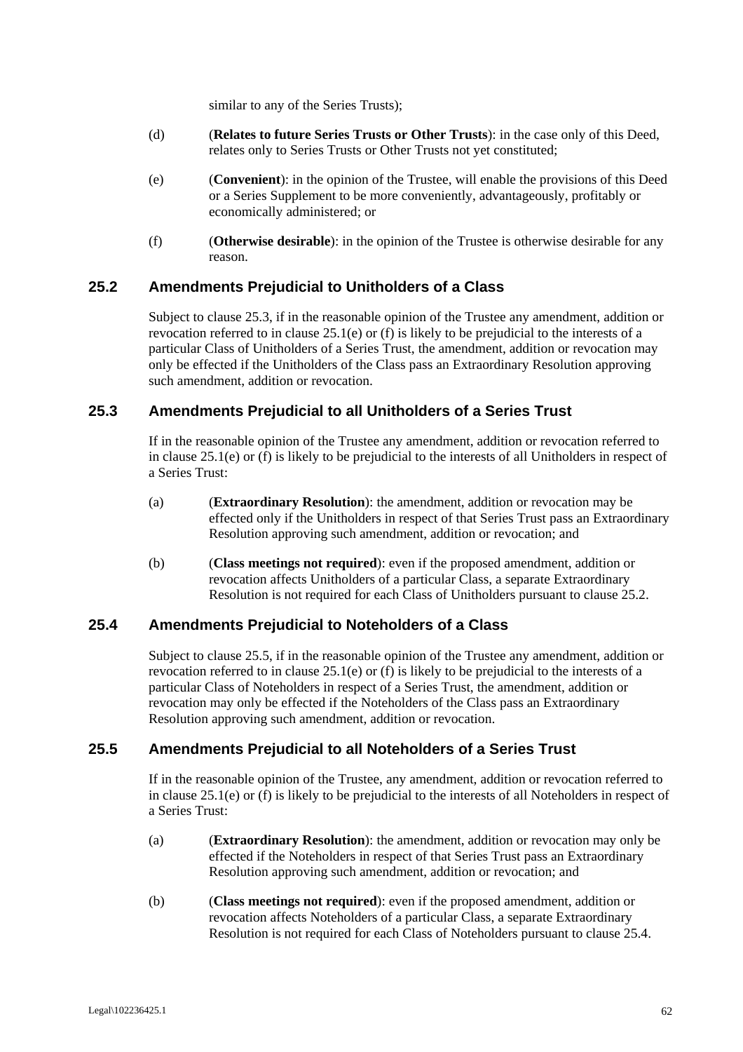similar to any of the Series Trusts);

(d) (**Relates to future Series Trusts or Other Trusts**): in the case only of this Deed, relates only to Series Trusts or Other Trusts not yet constituted;

(e) (**Convenient**): in the opinion of the Trustee, will enable the provisions of this Deed or a Series Supplement to be more conveniently, advantageously, profitably or economically administered; or

(f) (**Otherwise desirable**): in the opinion of the Trustee is otherwise desirable for any reason.

## 25.2 Amendments Prejudicial to Unitholders of a Class

Subject to clause 25.3, if in the reasonable opinion of the Trustee any amendment, addition or revocation referred to in clause 25.1(e) or (f) is likely to be prejudicial to the interests of a particular Class of Unitholders of a Series Trust, the amendment, addition or revocation may only be effected if the Unitholders of the Class pass an Extraordinary Resolution approving such amendment, addition or revocation.

## 25.3 Amendments Prejudicial to all Unitholders of a Series Trust

If in the reasonable opinion of the Trustee any amendment, addition or revocation referred to in clause 25.1(e) or (f) is likely to be prejudicial to the interests of all Unitholders in respect of a Series Trust:

(a) (**Extraordinary Resolution**): the amendment, addition or revocation may be effected only if the Unitholders in respect of that Series Trust pass an Extraordinary Resolution approving such amendment, addition or revocation; and

(b) (**Class meetings not required**): even if the proposed amendment, addition or revocation affects Unitholders of a particular Class, a separate Extraordinary Resolution is not required for each Class of Unitholders pursuant to clause 25.2.

## 25.4 Amendments Prejudicial to Noteholders of a Class

Subject to clause 25.5, if in the reasonable opinion of the Trustee any amendment, addition or revocation referred to in clause 25.1(e) or (f) is likely to be prejudicial to the interests of a particular Class of Noteholders in respect of a Series Trust, the amendment, addition or revocation may only be effected if the Noteholders of the Class pass an Extraordinary Resolution approving such amendment, addition or revocation.

## 25.5 Amendments Prejudicial to all Noteholders of a Series Trust

If in the reasonable opinion of the Trustee, any amendment, addition or revocation referred to in clause 25.1(e) or (f) is likely to be prejudicial to the interests of all Noteholders in respect of a Series Trust:

(a) (**Extraordinary Resolution**): the amendment, addition or revocation may only be effected if the Noteholders in respect of that Series Trust pass an Extraordinary Resolution approving such amendment, addition or revocation; and

(b) (**Class meetings not required**): even if the proposed amendment, addition or revocation affects Noteholders of a particular Class, a separate Extraordinary Resolution is not required for each Class of Noteholders pursuant to clause 25.4.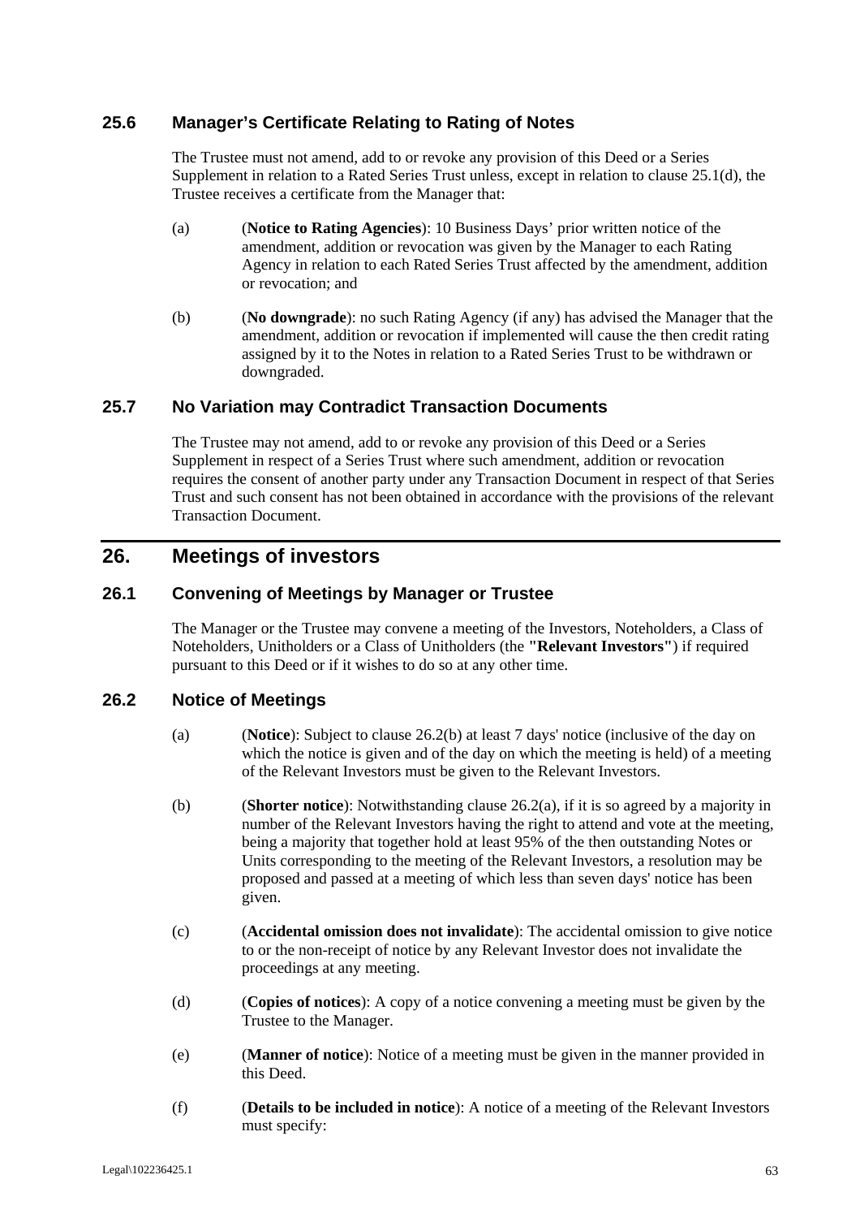### 25.6 Manager's Certificate Relating to Rating of Notes

The Trustee must not amend, add to or revoke any provision of this Deed or a Series Supplement in relation to a Rated Series Trust unless, except in relation to clause 25.1(d), the Trustee receives a certificate from the Manager that:

(a) (**Notice to Rating Agencies**): 10 Business Days' prior written notice of the amendment, addition or revocation was given by the Manager to each Rating Agency in relation to each Rated Series Trust affected by the amendment, addition or revocation; and

(b) (**No downgrade**): no such Rating Agency (if any) has advised the Manager that the amendment, addition or revocation if implemented will cause the then credit rating assigned by it to the Notes in relation to a Rated Series Trust to be withdrawn or downgraded.

### 25.7 No Variation may Contradict Transaction Documents

The Trustee may not amend, add to or revoke any provision of this Deed or a Series Supplement in respect of a Series Trust where such amendment, addition or revocation requires the consent of another party under any Transaction Document in respect of that Series Trust and such consent has not been obtained in accordance with the provisions of the relevant Transaction Document.

## 26. Meetings of investors

### 26.1 Convening of Meetings by Manager or Trustee

The Manager or the Trustee may convene a meeting of the Investors, Noteholders, a Class of Noteholders, Unitholders or a Class of Unitholders (the **"Relevant Investors"**) if required pursuant to this Deed or if it wishes to do so at any other time.

### 26.2 Notice of Meetings

(a) (**Notice**): Subject to clause 26.2(b) at least 7 days' notice (inclusive of the day on which the notice is given and of the day on which the meeting is held) of a meeting of the Relevant Investors must be given to the Relevant Investors.

(b) (**Shorter notice**): Notwithstanding clause 26.2(a), if it is so agreed by a majority in number of the Relevant Investors having the right to attend and vote at the meeting, being a majority that together hold at least 95% of the then outstanding Notes or Units corresponding to the meeting of the Relevant Investors, a resolution may be proposed and passed at a meeting of which less than seven days' notice has been given.

(c) (**Accidental omission does not invalidate**): The accidental omission to give notice to or the non-receipt of notice by any Relevant Investor does not invalidate the proceedings at any meeting.

(d) (**Copies of notices**): A copy of a notice convening a meeting must be given by the Trustee to the Manager.

(e) (**Manner of notice**): Notice of a meeting must be given in the manner provided in this Deed.

(f) (**Details to be included in notice**): A notice of a meeting of the Relevant Investors must specify: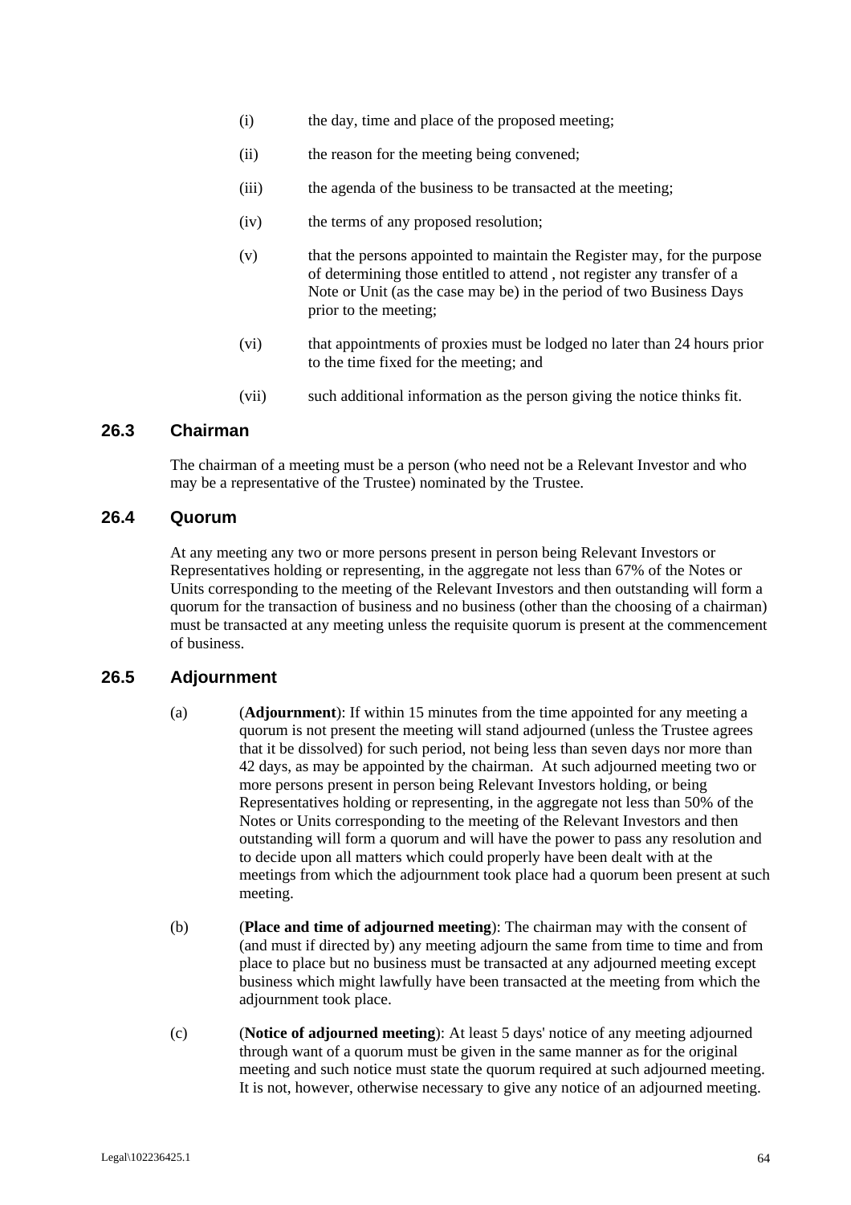(i) the day, time and place of the proposed meeting;

(ii) the reason for the meeting being convened;

(iii) the agenda of the business to be transacted at the meeting;

(iv) the terms of any proposed resolution;

(v) that the persons appointed to maintain the Register may, for the purpose of determining those entitled to attend , not register any transfer of a Note or Unit (as the case may be) in the period of two Business Days prior to the meeting;

(vi) that appointments of proxies must be lodged no later than 24 hours prior to the time fixed for the meeting; and

(vii) such additional information as the person giving the notice thinks fit.

## 26.3 Chairman

The chairman of a meeting must be a person (who need not be a Relevant Investor and who may be a representative of the Trustee) nominated by the Trustee.

## 26.4 Quorum

At any meeting any two or more persons present in person being Relevant Investors or Representatives holding or representing, in the aggregate not less than 67% of the Notes or Units corresponding to the meeting of the Relevant Investors and then outstanding will form a quorum for the transaction of business and no business (other than the choosing of a chairman) must be transacted at any meeting unless the requisite quorum is present at the commencement of business.

## 26.5 Adjournment

(a) (**Adjournment**): If within 15 minutes from the time appointed for any meeting a quorum is not present the meeting will stand adjourned (unless the Trustee agrees that it be dissolved) for such period, not being less than seven days nor more than 42 days, as may be appointed by the chairman. At such adjourned meeting two or more persons present in person being Relevant Investors holding, or being Representatives holding or representing, in the aggregate not less than 50% of the Notes or Units corresponding to the meeting of the Relevant Investors and then outstanding will form a quorum and will have the power to pass any resolution and to decide upon all matters which could properly have been dealt with at the meetings from which the adjournment took place had a quorum been present at such meeting.

(b) (**Place and time of adjourned meeting**): The chairman may with the consent of (and must if directed by) any meeting adjourn the same from time to time and from place to place but no business must be transacted at any adjourned meeting except business which might lawfully have been transacted at the meeting from which the adjournment took place.

(c) (**Notice of adjourned meeting**): At least 5 days' notice of any meeting adjourned through want of a quorum must be given in the same manner as for the original meeting and such notice must state the quorum required at such adjourned meeting. It is not, however, otherwise necessary to give any notice of an adjourned meeting.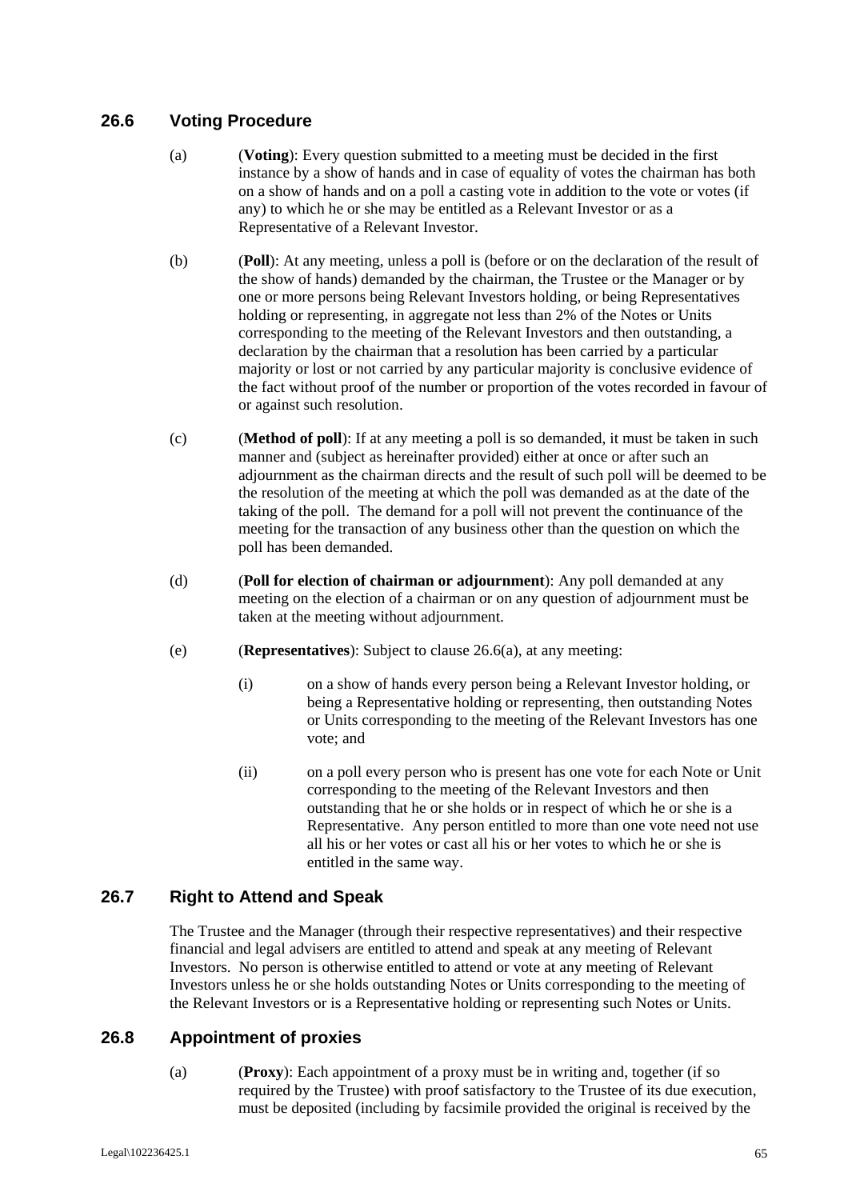## 26.6 Voting Procedure

(a) (**Voting**): Every question submitted to a meeting must be decided in the first instance by a show of hands and in case of equality of votes the chairman has both on a show of hands and on a poll a casting vote in addition to the vote or votes (if any) to which he or she may be entitled as a Relevant Investor or as a Representative of a Relevant Investor.

(b) (**Poll**): At any meeting, unless a poll is (before or on the declaration of the result of the show of hands) demanded by the chairman, the Trustee or the Manager or by one or more persons being Relevant Investors holding, or being Representatives holding or representing, in aggregate not less than 2% of the Notes or Units corresponding to the meeting of the Relevant Investors and then outstanding, a declaration by the chairman that a resolution has been carried by a particular majority or lost or not carried by any particular majority is conclusive evidence of the fact without proof of the number or proportion of the votes recorded in favour of or against such resolution.

(c) (**Method of poll**): If at any meeting a poll is so demanded, it must be taken in such manner and (subject as hereinafter provided) either at once or after such an adjournment as the chairman directs and the result of such poll will be deemed to be the resolution of the meeting at which the poll was demanded as at the date of the taking of the poll. The demand for a poll will not prevent the continuance of the meeting for the transaction of any business other than the question on which the poll has been demanded.

(d) (**Poll for election of chairman or adjournment**): Any poll demanded at any meeting on the election of a chairman or on any question of adjournment must be taken at the meeting without adjournment.

(e) (**Representatives**): Subject to clause 26.6(a), at any meeting:

(i) on a show of hands every person being a Relevant Investor holding, or being a Representative holding or representing, then outstanding Notes or Units corresponding to the meeting of the Relevant Investors has one vote; and

(ii) on a poll every person who is present has one vote for each Note or Unit corresponding to the meeting of the Relevant Investors and then outstanding that he or she holds or in respect of which he or she is a Representative. Any person entitled to more than one vote need not use all his or her votes or cast all his or her votes to which he or she is entitled in the same way.

## 26.7 Right to Attend and Speak

The Trustee and the Manager (through their respective representatives) and their respective financial and legal advisers are entitled to attend and speak at any meeting of Relevant Investors. No person is otherwise entitled to attend or vote at any meeting of Relevant Investors unless he or she holds outstanding Notes or Units corresponding to the meeting of the Relevant Investors or is a Representative holding or representing such Notes or Units.

## 26.8 Appointment of proxies

(a) (**Proxy**): Each appointment of a proxy must be in writing and, together (if so required by the Trustee) with proof satisfactory to the Trustee of its due execution, must be deposited (including by facsimile provided the original is received by the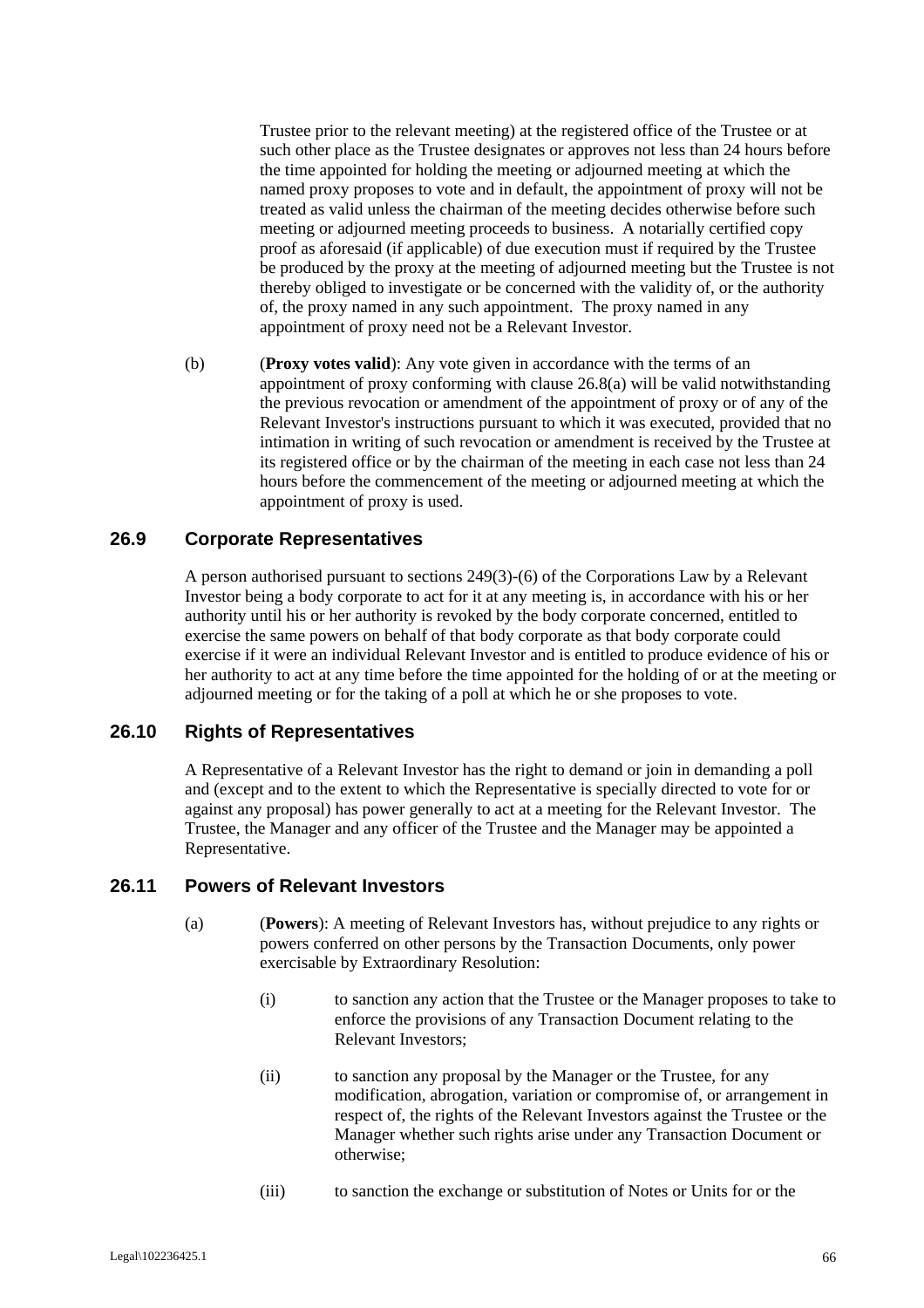Trustee prior to the relevant meeting) at the registered office of the Trustee or at such other place as the Trustee designates or approves not less than 24 hours before the time appointed for holding the meeting or adjourned meeting at which the named proxy proposes to vote and in default, the appointment of proxy will not be treated as valid unless the chairman of the meeting decides otherwise before such meeting or adjourned meeting proceeds to business. A notarially certified copy proof as aforesaid (if applicable) of due execution must if required by the Trustee be produced by the proxy at the meeting of adjourned meeting but the Trustee is not thereby obliged to investigate or be concerned with the validity of, or the authority of, the proxy named in any such appointment. The proxy named in any appointment of proxy need not be a Relevant Investor.

(b) (**Proxy votes valid**): Any vote given in accordance with the terms of an appointment of proxy conforming with clause 26.8(a) will be valid notwithstanding the previous revocation or amendment of the appointment of proxy or of any of the Relevant Investor's instructions pursuant to which it was executed, provided that no intimation in writing of such revocation or amendment is received by the Trustee at its registered office or by the chairman of the meeting in each case not less than 24 hours before the commencement of the meeting or adjourned meeting at which the appointment of proxy is used.

## 26.9 Corporate Representatives

A person authorised pursuant to sections 249(3)-(6) of the Corporations Law by a Relevant Investor being a body corporate to act for it at any meeting is, in accordance with his or her authority until his or her authority is revoked by the body corporate concerned, entitled to exercise the same powers on behalf of that body corporate as that body corporate could exercise if it were an individual Relevant Investor and is entitled to produce evidence of his or her authority to act at any time before the time appointed for the holding of or at the meeting or adjourned meeting or for the taking of a poll at which he or she proposes to vote.

## 26.10 Rights of Representatives

A Representative of a Relevant Investor has the right to demand or join in demanding a poll and (except and to the extent to which the Representative is specially directed to vote for or against any proposal) has power generally to act at a meeting for the Relevant Investor. The Trustee, the Manager and any officer of the Trustee and the Manager may be appointed a Representative.

## 26.11 Powers of Relevant Investors

(a) (**Powers**): A meeting of Relevant Investors has, without prejudice to any rights or powers conferred on other persons by the Transaction Documents, only power exercisable by Extraordinary Resolution:

(i) to sanction any action that the Trustee or the Manager proposes to take to enforce the provisions of any Transaction Document relating to the Relevant Investors;

(ii) to sanction any proposal by the Manager or the Trustee, for any modification, abrogation, variation or compromise of, or arrangement in respect of, the rights of the Relevant Investors against the Trustee or the Manager whether such rights arise under any Transaction Document or otherwise;

(iii) to sanction the exchange or substitution of Notes or Units for or the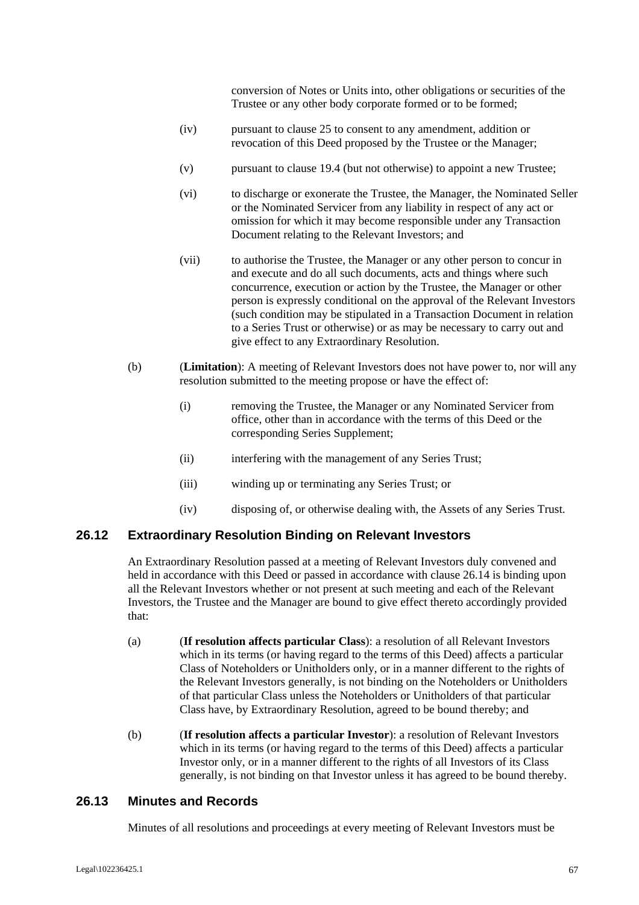conversion of Notes or Units into, other obligations or securities of the Trustee or any other body corporate formed or to be formed;

(iv) pursuant to clause 25 to consent to any amendment, addition or revocation of this Deed proposed by the Trustee or the Manager;

(v) pursuant to clause 19.4 (but not otherwise) to appoint a new Trustee;

(vi) to discharge or exonerate the Trustee, the Manager, the Nominated Seller or the Nominated Servicer from any liability in respect of any act or omission for which it may become responsible under any Transaction Document relating to the Relevant Investors; and

(vii) to authorise the Trustee, the Manager or any other person to concur in and execute and do all such documents, acts and things where such concurrence, execution or action by the Trustee, the Manager or other person is expressly conditional on the approval of the Relevant Investors (such condition may be stipulated in a Transaction Document in relation to a Series Trust or otherwise) or as may be necessary to carry out and give effect to any Extraordinary Resolution.

(b) (**Limitation**): A meeting of Relevant Investors does not have power to, nor will any resolution submitted to the meeting propose or have the effect of:

(i) removing the Trustee, the Manager or any Nominated Servicer from office, other than in accordance with the terms of this Deed or the corresponding Series Supplement;

(ii) interfering with the management of any Series Trust;

(iii) winding up or terminating any Series Trust; or

(iv) disposing of, or otherwise dealing with, the Assets of any Series Trust.

## 26.12 Extraordinary Resolution Binding on Relevant Investors

An Extraordinary Resolution passed at a meeting of Relevant Investors duly convened and held in accordance with this Deed or passed in accordance with clause 26.14 is binding upon all the Relevant Investors whether or not present at such meeting and each of the Relevant Investors, the Trustee and the Manager are bound to give effect thereto accordingly provided that:

(a) (**If resolution affects particular Class**): a resolution of all Relevant Investors which in its terms (or having regard to the terms of this Deed) affects a particular Class of Noteholders or Unitholders only, or in a manner different to the rights of the Relevant Investors generally, is not binding on the Noteholders or Unitholders of that particular Class unless the Noteholders or Unitholders of that particular Class have, by Extraordinary Resolution, agreed to be bound thereby; and

(b) (**If resolution affects a particular Investor**): a resolution of Relevant Investors which in its terms (or having regard to the terms of this Deed) affects a particular Investor only, or in a manner different to the rights of all Investors of its Class generally, is not binding on that Investor unless it has agreed to be bound thereby.

## 26.13 Minutes and Records

Minutes of all resolutions and proceedings at every meeting of Relevant Investors must be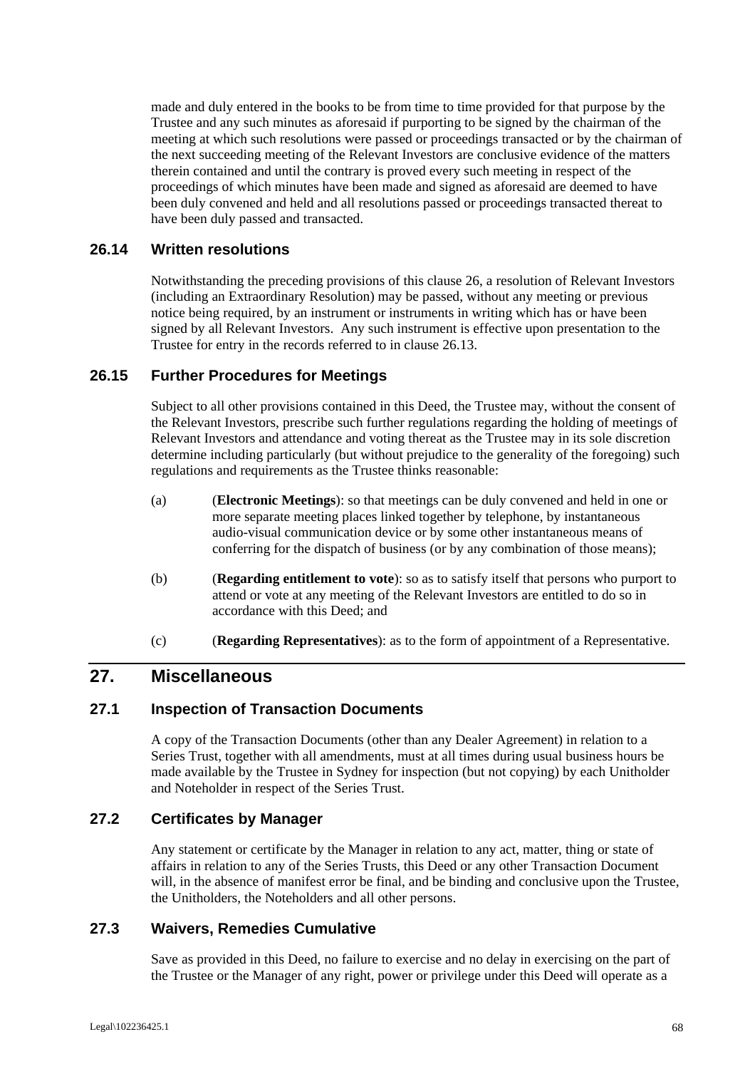made and duly entered in the books to be from time to time provided for that purpose by the Trustee and any such minutes as aforesaid if purporting to be signed by the chairman of the meeting at which such resolutions were passed or proceedings transacted or by the chairman of the next succeeding meeting of the Relevant Investors are conclusive evidence of the matters therein contained and until the contrary is proved every such meeting in respect of the proceedings of which minutes have been made and signed as aforesaid are deemed to have been duly convened and held and all resolutions passed or proceedings transacted thereat to have been duly passed and transacted.

### 26.14 Written resolutions

Notwithstanding the preceding provisions of this clause 26, a resolution of Relevant Investors (including an Extraordinary Resolution) may be passed, without any meeting or previous notice being required, by an instrument or instruments in writing which has or have been signed by all Relevant Investors. Any such instrument is effective upon presentation to the Trustee for entry in the records referred to in clause 26.13.

### 26.15 Further Procedures for Meetings

Subject to all other provisions contained in this Deed, the Trustee may, without the consent of the Relevant Investors, prescribe such further regulations regarding the holding of meetings of Relevant Investors and attendance and voting thereat as the Trustee may in its sole discretion determine including particularly (but without prejudice to the generality of the foregoing) such regulations and requirements as the Trustee thinks reasonable:

(a) (**Electronic Meetings**): so that meetings can be duly convened and held in one or more separate meeting places linked together by telephone, by instantaneous audio-visual communication device or by some other instantaneous means of conferring for the dispatch of business (or by any combination of those means);

(b) (**Regarding entitlement to vote**): so as to satisfy itself that persons who purport to attend or vote at any meeting of the Relevant Investors are entitled to do so in accordance with this Deed; and

(c) (**Regarding Representatives**): as to the form of appointment of a Representative.

## 27. Miscellaneous

### 27.1 Inspection of Transaction Documents

A copy of the Transaction Documents (other than any Dealer Agreement) in relation to a Series Trust, together with all amendments, must at all times during usual business hours be made available by the Trustee in Sydney for inspection (but not copying) by each Unitholder and Noteholder in respect of the Series Trust.

### 27.2 Certificates by Manager

Any statement or certificate by the Manager in relation to any act, matter, thing or state of affairs in relation to any of the Series Trusts, this Deed or any other Transaction Document will, in the absence of manifest error be final, and be binding and conclusive upon the Trustee, the Unitholders, the Noteholders and all other persons.

### 27.3 Waivers, Remedies Cumulative

Save as provided in this Deed, no failure to exercise and no delay in exercising on the part of the Trustee or the Manager of any right, power or privilege under this Deed will operate as a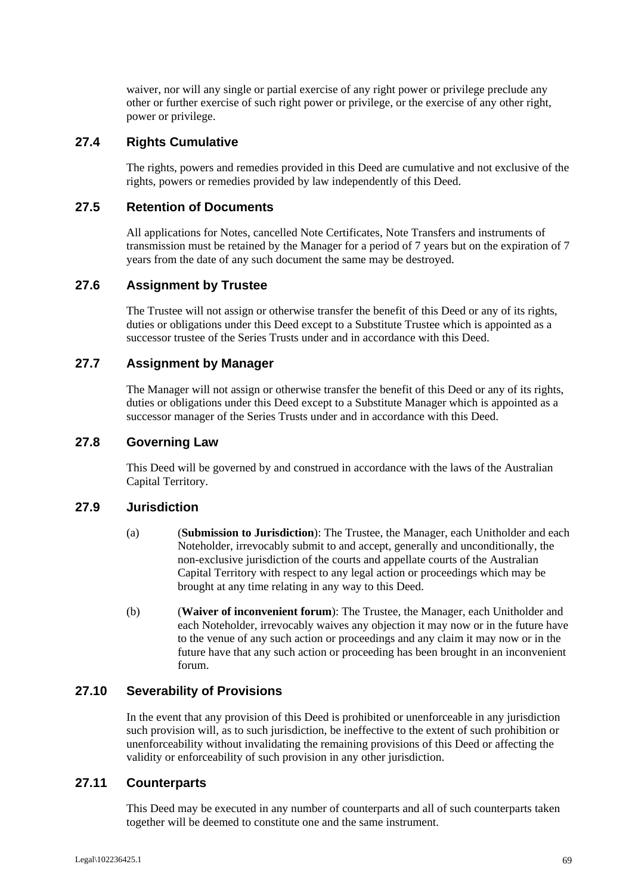waiver, nor will any single or partial exercise of any right power or privilege preclude any other or further exercise of such right power or privilege, or the exercise of any other right, power or privilege.

### 27.4 Rights Cumulative

The rights, powers and remedies provided in this Deed are cumulative and not exclusive of the rights, powers or remedies provided by law independently of this Deed.

### 27.5 Retention of Documents

All applications for Notes, cancelled Note Certificates, Note Transfers and instruments of transmission must be retained by the Manager for a period of 7 years but on the expiration of 7 years from the date of any such document the same may be destroyed.

### 27.6 Assignment by Trustee

The Trustee will not assign or otherwise transfer the benefit of this Deed or any of its rights, duties or obligations under this Deed except to a Substitute Trustee which is appointed as a successor trustee of the Series Trusts under and in accordance with this Deed.

### 27.7 Assignment by Manager

The Manager will not assign or otherwise transfer the benefit of this Deed or any of its rights, duties or obligations under this Deed except to a Substitute Manager which is appointed as a successor manager of the Series Trusts under and in accordance with this Deed.

### 27.8 Governing Law

This Deed will be governed by and construed in accordance with the laws of the Australian Capital Territory.

### 27.9 Jurisdiction

(a) (**Submission to Jurisdiction**): The Trustee, the Manager, each Unitholder and each Noteholder, irrevocably submit to and accept, generally and unconditionally, the non-exclusive jurisdiction of the courts and appellate courts of the Australian Capital Territory with respect to any legal action or proceedings which may be brought at any time relating in any way to this Deed.

(b) (**Waiver of inconvenient forum**): The Trustee, the Manager, each Unitholder and each Noteholder, irrevocably waives any objection it may now or in the future have to the venue of any such action or proceedings and any claim it may now or in the future have that any such action or proceeding has been brought in an inconvenient forum.

### 27.10 Severability of Provisions

In the event that any provision of this Deed is prohibited or unenforceable in any jurisdiction such provision will, as to such jurisdiction, be ineffective to the extent of such prohibition or unenforceability without invalidating the remaining provisions of this Deed or affecting the validity or enforceability of such provision in any other jurisdiction.

### 27.11 Counterparts

This Deed may be executed in any number of counterparts and all of such counterparts taken together will be deemed to constitute one and the same instrument.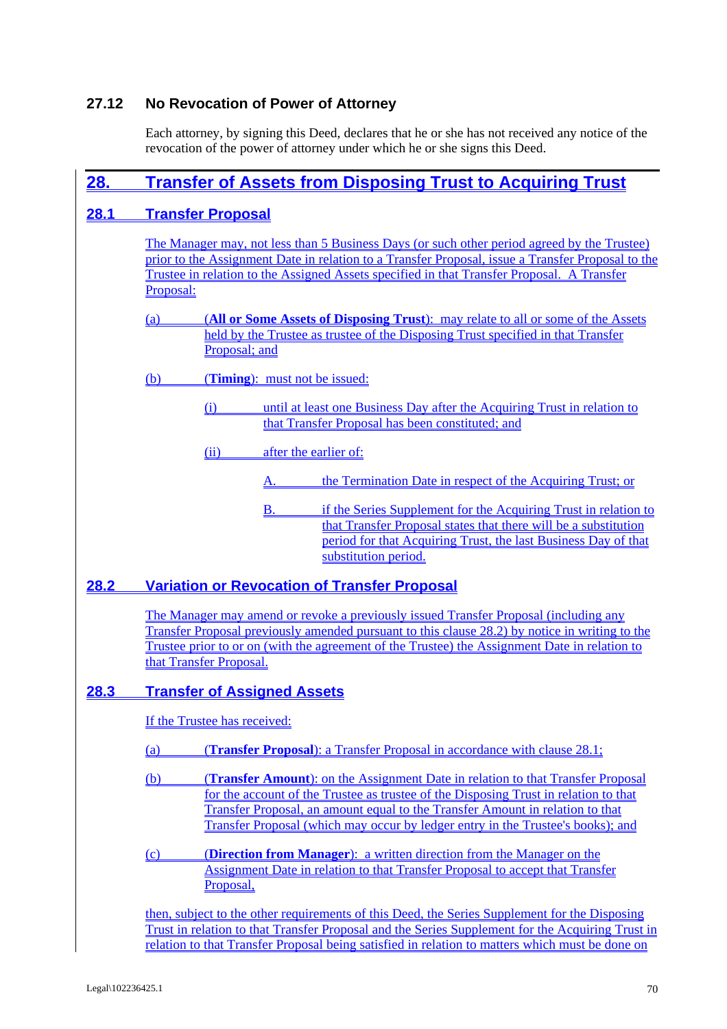### 27.12 No Revocation of Power of Attorney

Each attorney, by signing this Deed, declares that he or she has not received any notice of the revocation of the power of attorney under which he or she signs this Deed.

## 28. Transfer of Assets from Disposing Trust to Acquiring Trust

### 28.1 Transfer Proposal

The Manager may, not less than 5 Business Days (or such other period agreed by the Trustee) prior to the Assignment Date in relation to a Transfer Proposal, issue a Transfer Proposal to the Trustee in relation to the Assigned Assets specified in that Transfer Proposal. A Transfer Proposal:

(a) (**All or Some Assets of Disposing Trust**): may relate to all or some of the Assets held by the Trustee as trustee of the Disposing Trust specified in that Transfer Proposal; and

(b) (**Timing**): must not be issued:

(i) until at least one Business Day after the Acquiring Trust in relation to that Transfer Proposal has been constituted; and

(ii) after the earlier of:

A. the Termination Date in respect of the Acquiring Trust; or

B. if the Series Supplement for the Acquiring Trust in relation to that Transfer Proposal states that there will be a substitution period for that Acquiring Trust, the last Business Day of that substitution period.

### 28.2 Variation or Revocation of Transfer Proposal

The Manager may amend or revoke a previously issued Transfer Proposal (including any Transfer Proposal previously amended pursuant to this clause 28.2) by notice in writing to the Trustee prior to or on (with the agreement of the Trustee) the Assignment Date in relation to that Transfer Proposal.

### 28.3 Transfer of Assigned Assets

If the Trustee has received:

(a) (**Transfer Proposal**): a Transfer Proposal in accordance with clause 28.1;

(b) (**Transfer Amount**): on the Assignment Date in relation to that Transfer Proposal for the account of the Trustee as trustee of the Disposing Trust in relation to that Transfer Proposal, an amount equal to the Transfer Amount in relation to that Transfer Proposal (which may occur by ledger entry in the Trustee's books); and

(c) (**Direction from Manager**): a written direction from the Manager on the Assignment Date in relation to that Transfer Proposal to accept that Transfer Proposal,

then, subject to the other requirements of this Deed, the Series Supplement for the Disposing Trust in relation to that Transfer Proposal and the Series Supplement for the Acquiring Trust in relation to that Transfer Proposal being satisfied in relation to matters which must be done on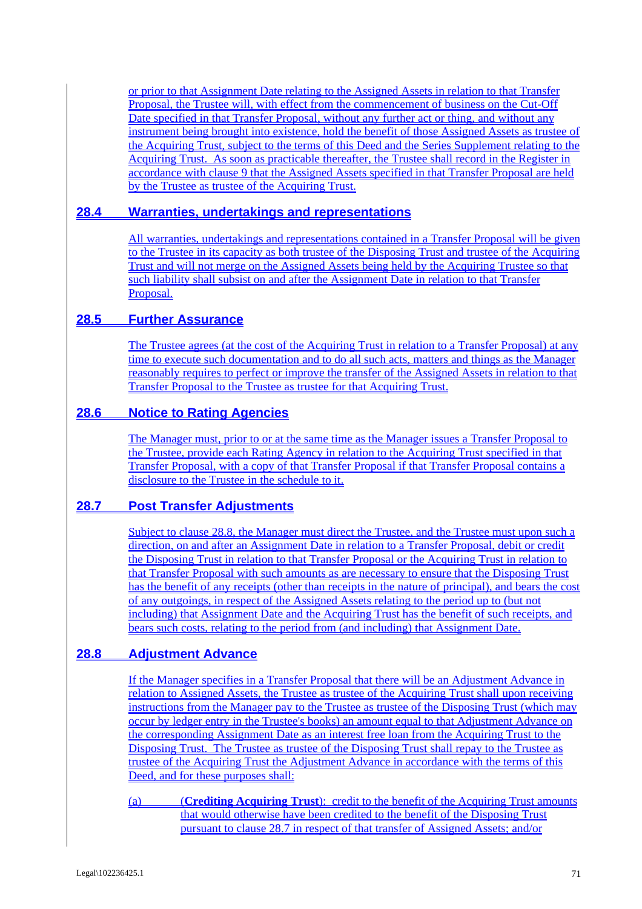or prior to that Assignment Date relating to the Assigned Assets in relation to that Transfer Proposal, the Trustee will, with effect from the commencement of business on the Cut-Off Date specified in that Transfer Proposal, without any further act or thing, and without any instrument being brought into existence, hold the benefit of those Assigned Assets as trustee of the Acquiring Trust, subject to the terms of this Deed and the Series Supplement relating to the Acquiring Trust. As soon as practicable thereafter, the Trustee shall record in the Register in accordance with clause 9 that the Assigned Assets specified in that Transfer Proposal are held by the Trustee as trustee of the Acquiring Trust.

## 28.4 Warranties, undertakings and representations

All warranties, undertakings and representations contained in a Transfer Proposal will be given to the Trustee in its capacity as both trustee of the Disposing Trust and trustee of the Acquiring Trust and will not merge on the Assigned Assets being held by the Acquiring Trustee so that such liability shall subsist on and after the Assignment Date in relation to that Transfer Proposal.

## 28.5 Further Assurance

The Trustee agrees (at the cost of the Acquiring Trust in relation to a Transfer Proposal) at any time to execute such documentation and to do all such acts, matters and things as the Manager reasonably requires to perfect or improve the transfer of the Assigned Assets in relation to that Transfer Proposal to the Trustee as trustee for that Acquiring Trust.

## 28.6 Notice to Rating Agencies

The Manager must, prior to or at the same time as the Manager issues a Transfer Proposal to the Trustee, provide each Rating Agency in relation to the Acquiring Trust specified in that Transfer Proposal, with a copy of that Transfer Proposal if that Transfer Proposal contains a disclosure to the Trustee in the schedule to it.

## 28.7 Post Transfer Adjustments

Subject to clause 28.8, the Manager must direct the Trustee, and the Trustee must upon such a direction, on and after an Assignment Date in relation to a Transfer Proposal, debit or credit the Disposing Trust in relation to that Transfer Proposal or the Acquiring Trust in relation to that Transfer Proposal with such amounts as are necessary to ensure that the Disposing Trust has the benefit of any receipts (other than receipts in the nature of principal), and bears the cost of any outgoings, in respect of the Assigned Assets relating to the period up to (but not including) that Assignment Date and the Acquiring Trust has the benefit of such receipts, and bears such costs, relating to the period from (and including) that Assignment Date.

## 28.8 Adjustment Advance

If the Manager specifies in a Transfer Proposal that there will be an Adjustment Advance in relation to Assigned Assets, the Trustee as trustee of the Acquiring Trust shall upon receiving instructions from the Manager pay to the Trustee as trustee of the Disposing Trust (which may occur by ledger entry in the Trustee's books) an amount equal to that Adjustment Advance on the corresponding Assignment Date as an interest free loan from the Acquiring Trust to the Disposing Trust. The Trustee as trustee of the Disposing Trust shall repay to the Trustee as trustee of the Acquiring Trust the Adjustment Advance in accordance with the terms of this Deed, and for these purposes shall:

(a) (**Crediting Acquiring Trust**): credit to the benefit of the Acquiring Trust amounts that would otherwise have been credited to the benefit of the Disposing Trust pursuant to clause 28.7 in respect of that transfer of Assigned Assets; and/or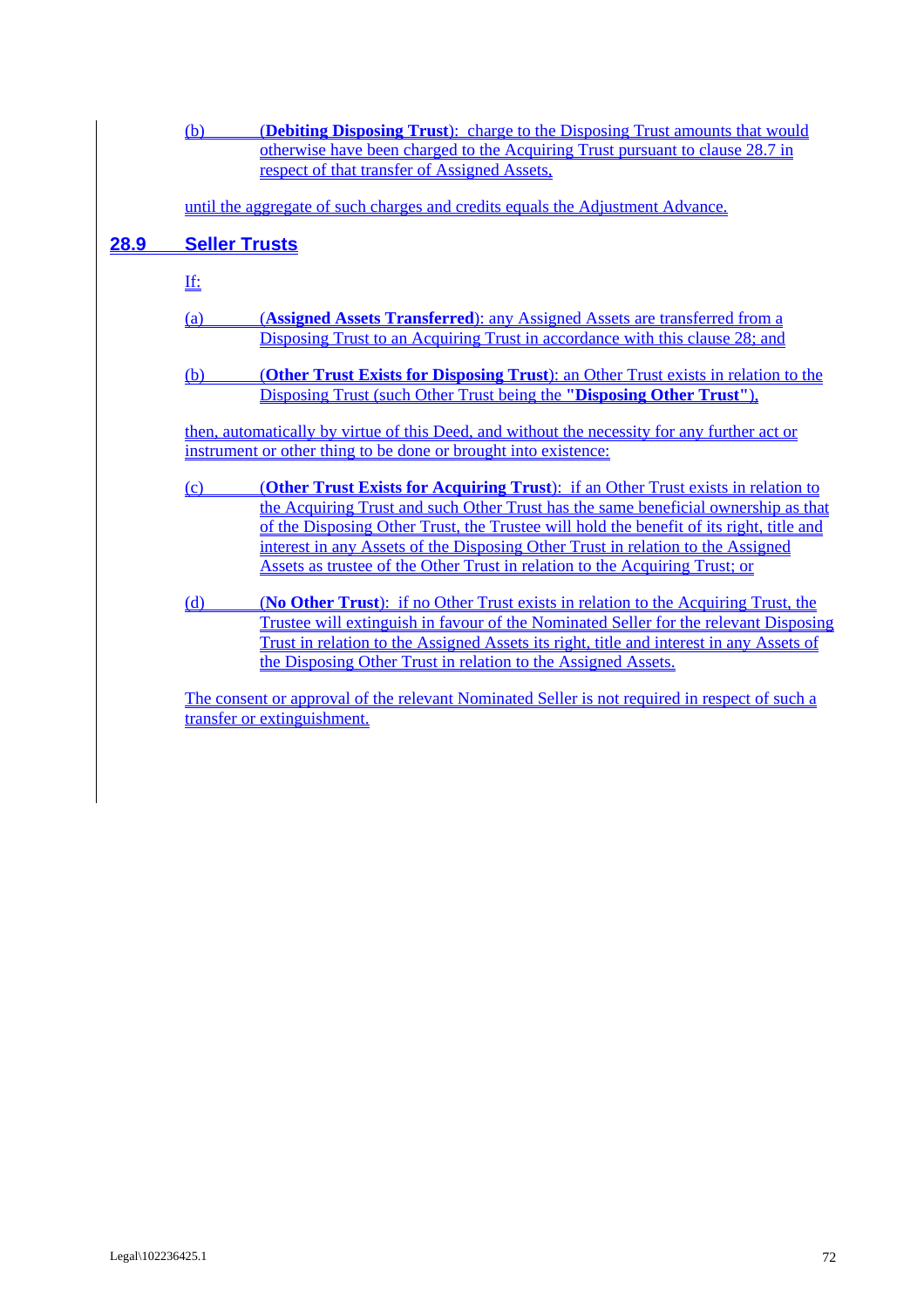(b) (**Debiting Disposing Trust**): charge to the Disposing Trust amounts that would otherwise have been charged to the Acquiring Trust pursuant to clause 28.7 in respect of that transfer of Assigned Assets,

until the aggregate of such charges and credits equals the Adjustment Advance.

## 28.9 Seller Trusts

If:

(a) (**Assigned Assets Transferred**): any Assigned Assets are transferred from a Disposing Trust to an Acquiring Trust in accordance with this clause 28; and

(b) (**Other Trust Exists for Disposing Trust**): an Other Trust exists in relation to the Disposing Trust (such Other Trust being the **"Disposing Other Trust"**),

then, automatically by virtue of this Deed, and without the necessity for any further act or instrument or other thing to be done or brought into existence:

(c) (**Other Trust Exists for Acquiring Trust**): if an Other Trust exists in relation to the Acquiring Trust and such Other Trust has the same beneficial ownership as that of the Disposing Other Trust, the Trustee will hold the benefit of its right, title and interest in any Assets of the Disposing Other Trust in relation to the Assigned Assets as trustee of the Other Trust in relation to the Acquiring Trust; or

(d) (**No Other Trust**): if no Other Trust exists in relation to the Acquiring Trust, the Trustee will extinguish in favour of the Nominated Seller for the relevant Disposing Trust in relation to the Assigned Assets its right, title and interest in any Assets of the Disposing Other Trust in relation to the Assigned Assets.

The consent or approval of the relevant Nominated Seller is not required in respect of such a transfer or extinguishment.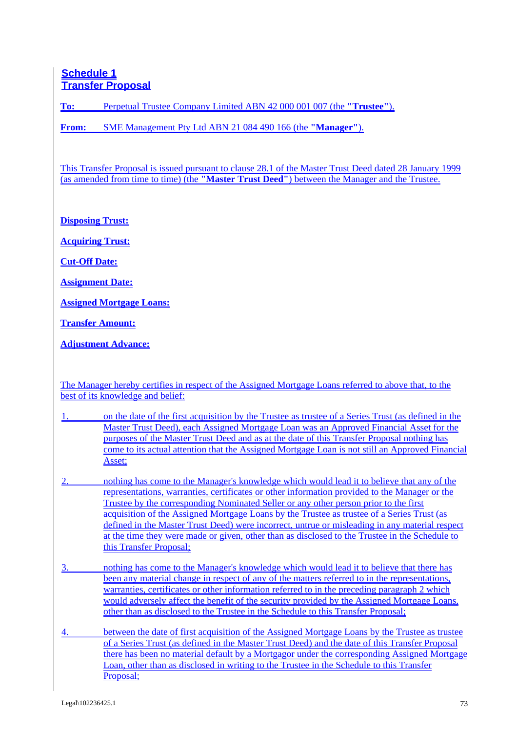# Schedule 1
# Transfer Proposal

**To:** Perpetual Trustee Company Limited ABN 42 000 001 007 (the **"Trustee"**).

**From:** SME Management Pty Ltd ABN 21 084 490 166 (the **"Manager"**).

This Transfer Proposal is issued pursuant to clause 28.1 of the Master Trust Deed dated 28 January 1999 (as amended from time to time) (the **"Master Trust Deed"**) between the Manager and the Trustee.

**Disposing Trust:**

**Acquiring Trust:**

**Cut-Off Date:**

**Assignment Date:**

**Assigned Mortgage Loans:**

**Transfer Amount:**

**Adjustment Advance:**

The Manager hereby certifies in respect of the Assigned Mortgage Loans referred to above that, to the best of its knowledge and belief:

1. on the date of the first acquisition by the Trustee as trustee of a Series Trust (as defined in the Master Trust Deed), each Assigned Mortgage Loan was an Approved Financial Asset for the purposes of the Master Trust Deed and as at the date of this Transfer Proposal nothing has come to its actual attention that the Assigned Mortgage Loan is not still an Approved Financial Asset;

2. nothing has come to the Manager's knowledge which would lead it to believe that any of the representations, warranties, certificates or other information provided to the Manager or the Trustee by the corresponding Nominated Seller or any other person prior to the first acquisition of the Assigned Mortgage Loans by the Trustee as trustee of a Series Trust (as defined in the Master Trust Deed) were incorrect, untrue or misleading in any material respect at the time they were made or given, other than as disclosed to the Trustee in the Schedule to this Transfer Proposal;

3. nothing has come to the Manager's knowledge which would lead it to believe that there has been any material change in respect of any of the matters referred to in the representations, warranties, certificates or other information referred to in the preceding paragraph 2 which would adversely affect the benefit of the security provided by the Assigned Mortgage Loans, other than as disclosed to the Trustee in the Schedule to this Transfer Proposal;

4. between the date of first acquisition of the Assigned Mortgage Loans by the Trustee as trustee of a Series Trust (as defined in the Master Trust Deed) and the date of this Transfer Proposal there has been no material default by a Mortgagor under the corresponding Assigned Mortgage Loan, other than as disclosed in writing to the Trustee in the Schedule to this Transfer Proposal;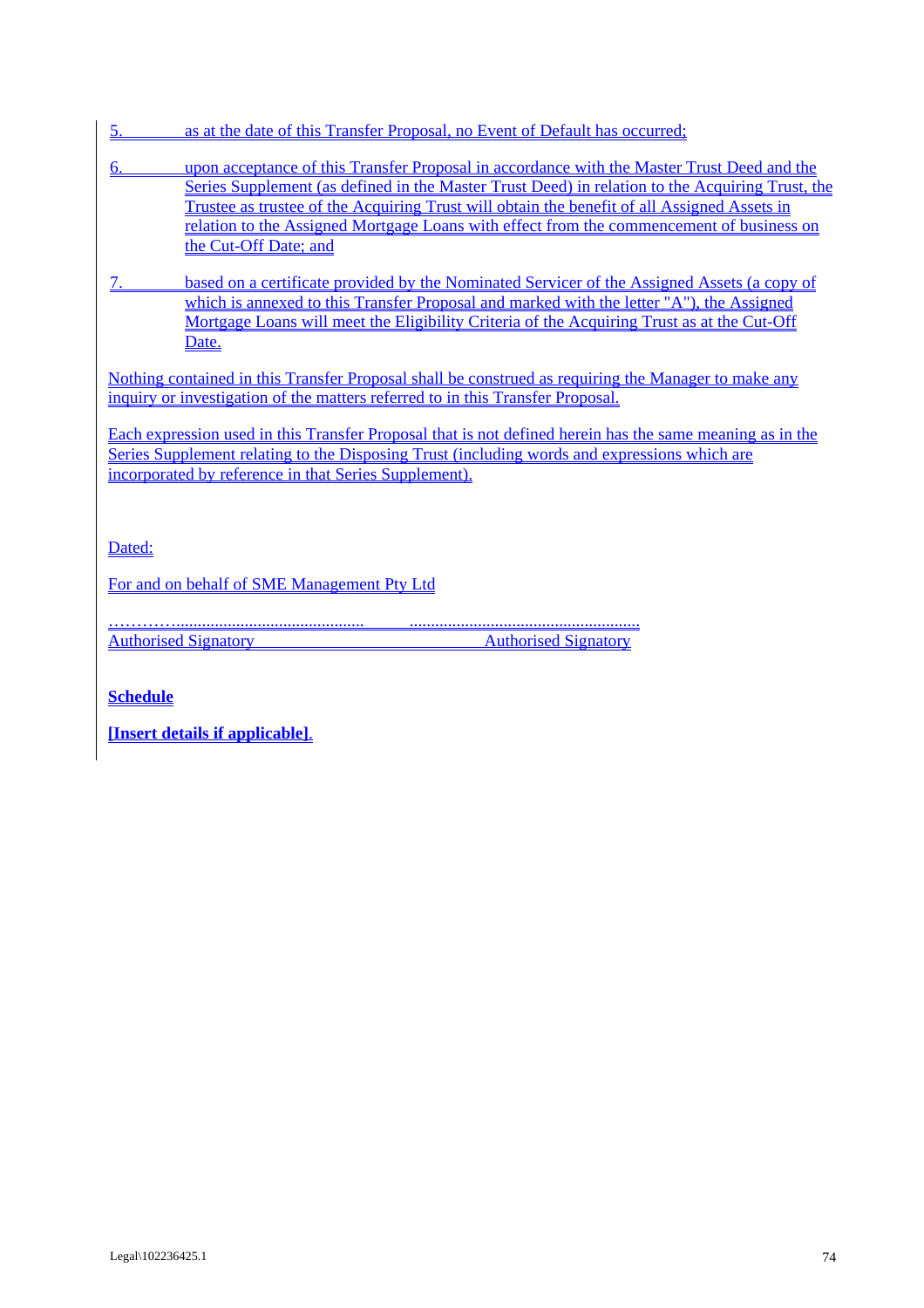5. as at the date of this Transfer Proposal, no Event of Default has occurred;

6. upon acceptance of this Transfer Proposal in accordance with the Master Trust Deed and the Series Supplement (as defined in the Master Trust Deed) in relation to the Acquiring Trust, the Trustee as trustee of the Acquiring Trust will obtain the benefit of all Assigned Assets in relation to the Assigned Mortgage Loans with effect from the commencement of business on the Cut-Off Date; and

7. based on a certificate provided by the Nominated Servicer of the Assigned Assets (a copy of which is annexed to this Transfer Proposal and marked with the letter "A"), the Assigned Mortgage Loans will meet the Eligibility Criteria of the Acquiring Trust as at the Cut-Off Date.

Nothing contained in this Transfer Proposal shall be construed as requiring the Manager to make any inquiry or investigation of the matters referred to in this Transfer Proposal.

Each expression used in this Transfer Proposal that is not defined herein has the same meaning as in the Series Supplement relating to the Disposing Trust (including words and expressions which are incorporated by reference in that Series Supplement).

Dated:

For and on behalf of SME Management Pty Ltd

……………………………………………… ………………………………………………
Authorised Signatory Authorised Signatory

**Schedule**

**[Insert details if applicable]**.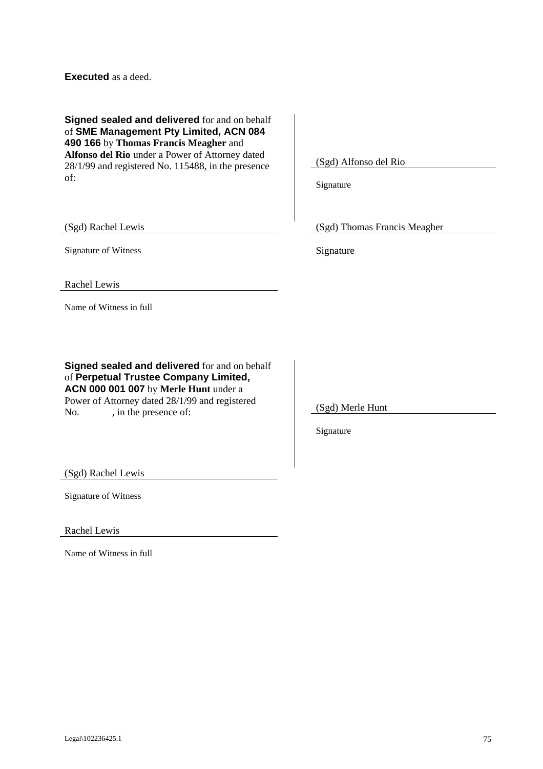**Executed** as a deed.

**Signed sealed and delivered** for and on behalf of **SME Management Pty Limited, ACN 084 490 166** by **Thomas Francis Meagher** and **Alfonso del Rio** under a Power of Attorney dated 28/1/99 and registered No. 115488, in the presence of:

(Sgd) Alfonso del Rio

Signature

(Sgd) Rachel Lewis

Signature of Witness

(Sgd) Thomas Francis Meagher

Signature

Rachel Lewis

Name of Witness in full

**Signed sealed and delivered** for and on behalf of **Perpetual Trustee Company Limited, ACN 000 001 007** by **Merle Hunt** under a Power of Attorney dated 28/1/99 and registered No.            , in the presence of:

(Sgd) Merle Hunt

Signature

(Sgd) Rachel Lewis

Signature of Witness

Rachel Lewis

Name of Witness in full

Legal\102236425.1